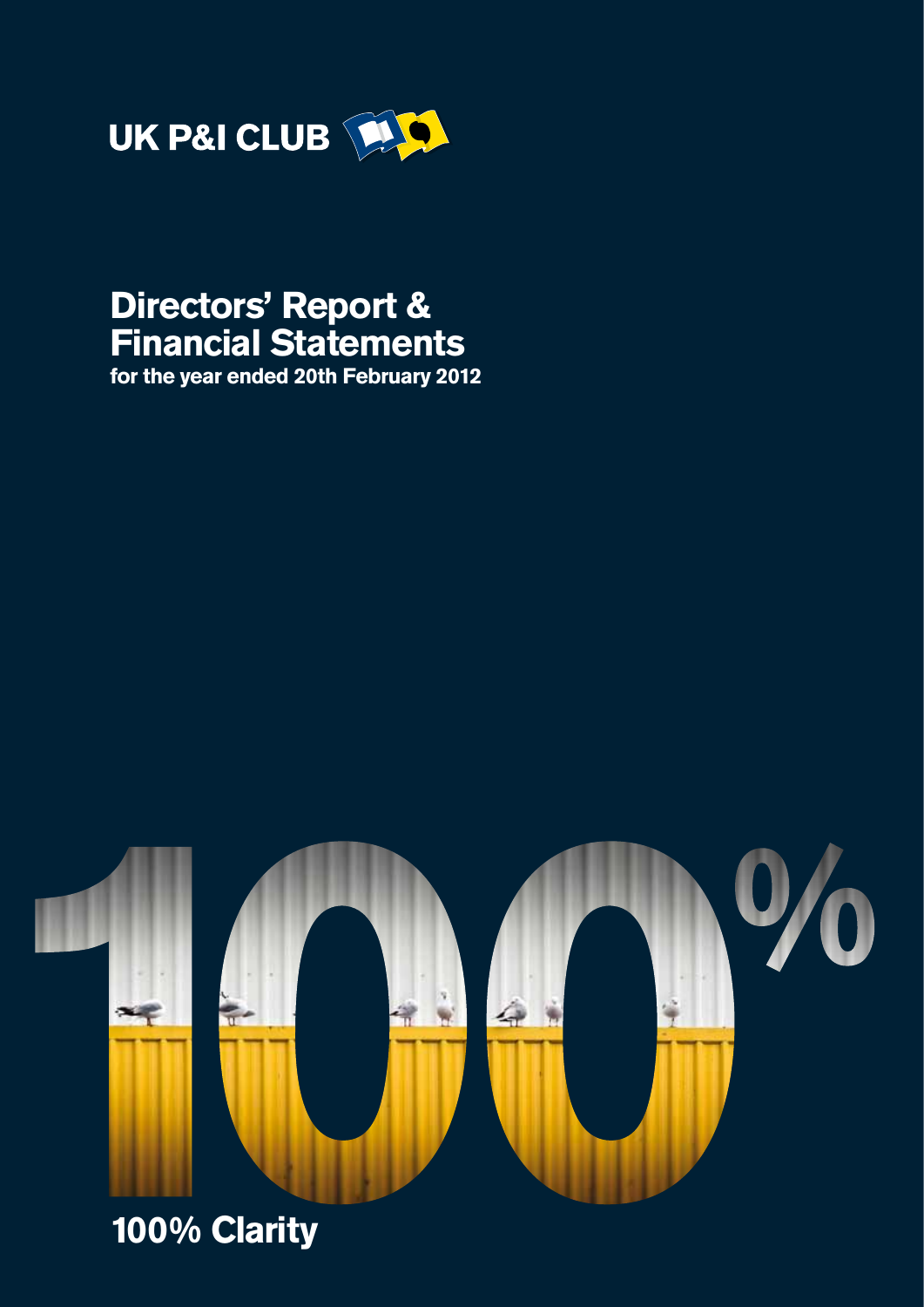UK P&I CLUB

# Directors' Report & Financial Statements

**for the year ended 20th February 2012**

100%

**100% Clarity**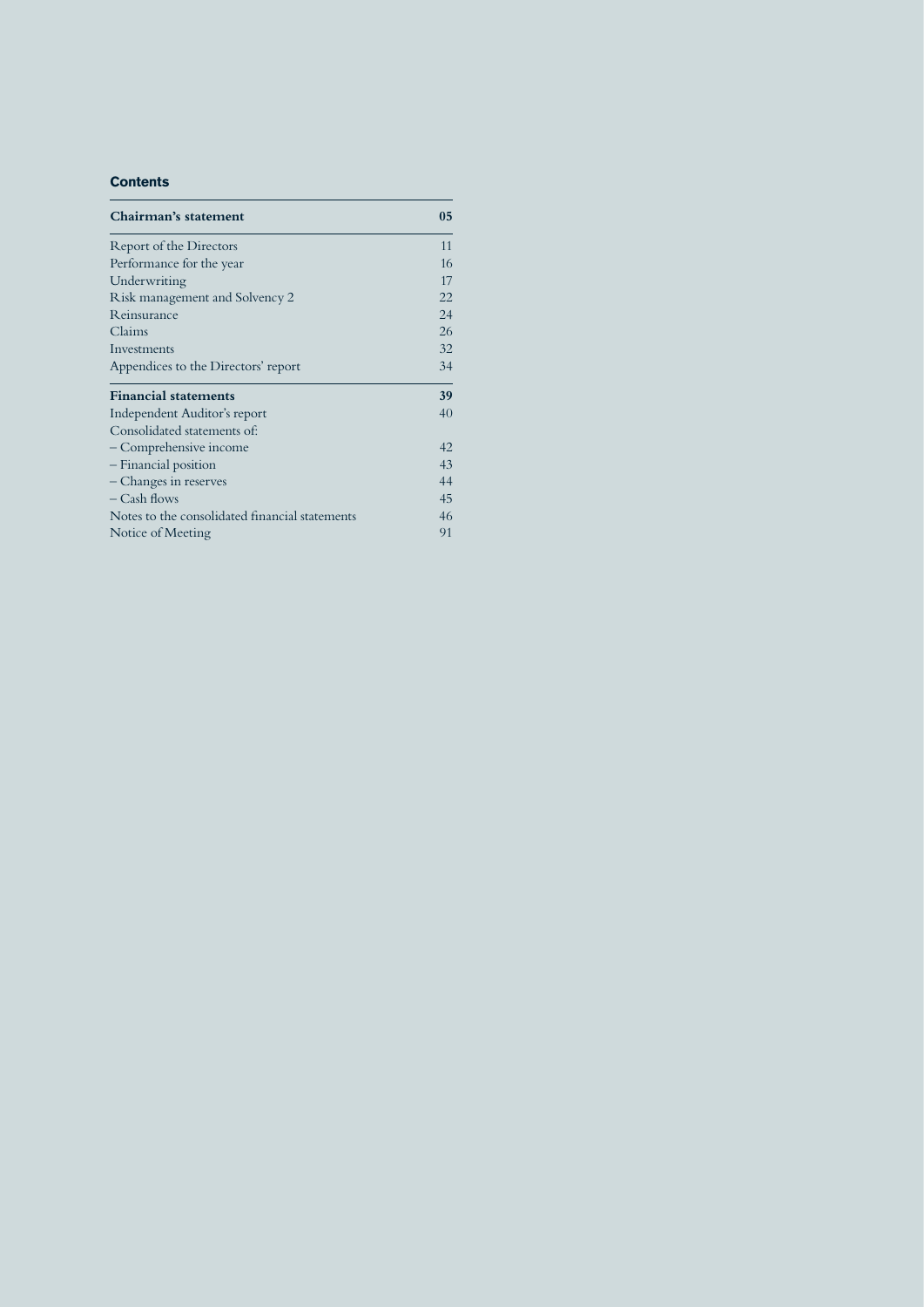## Contents

| **Chairman's statement** | **05** |
|---|---|
| Report of the Directors | 11 |
| Performance for the year | 16 |
| Underwriting | 17 |
| Risk management and Solvency 2 | 22 |
| Reinsurance | 24 |
| Claims | 26 |
| Investments | 32 |
| Appendices to the Directors' report | 34 |
| **Financial statements** | **39** |
| Independent Auditor's report | 40 |
| Consolidated statements of: | |
| – Comprehensive income | 42 |
| – Financial position | 43 |
| – Changes in reserves | 44 |
| – Cash flows | 45 |
| Notes to the consolidated financial statements | 46 |
| Notice of Meeting | 91 |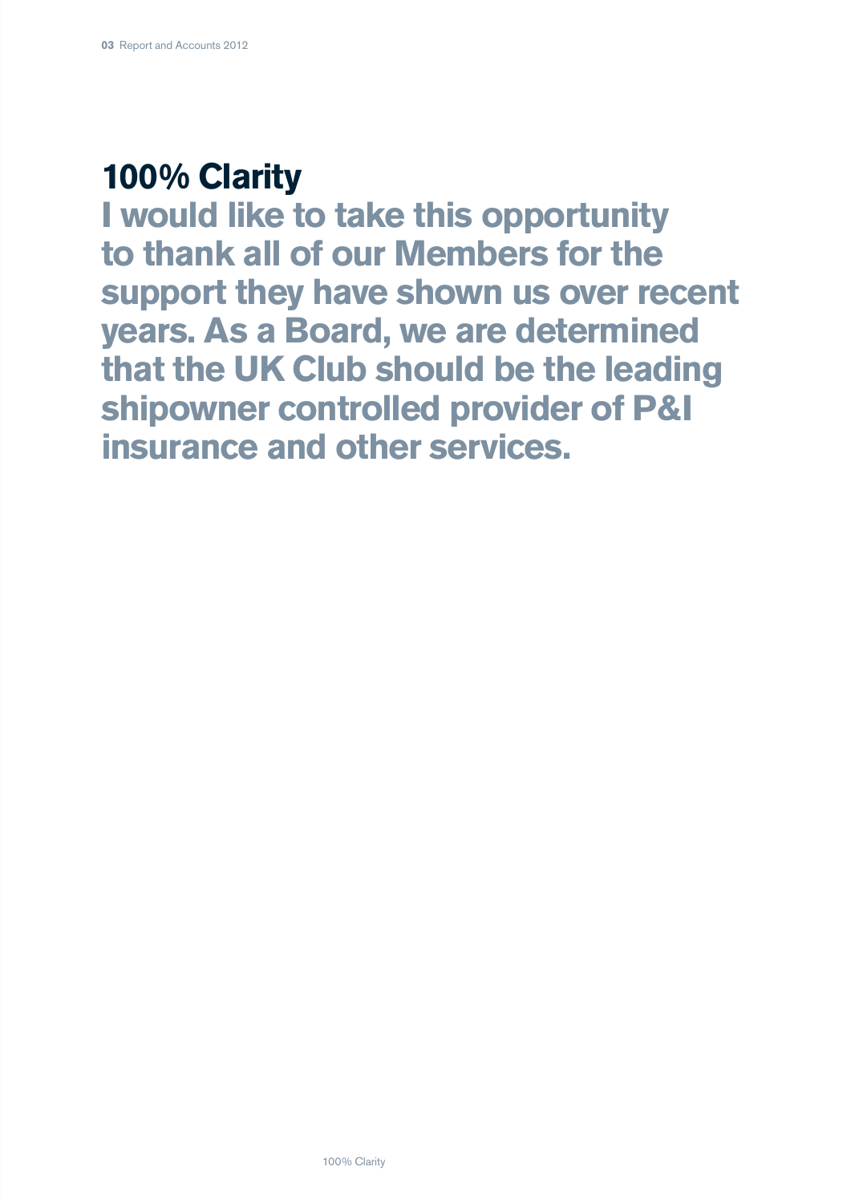# 100% Clarity

**I would like to take this opportunity to thank all of our Members for the support they have shown us over recent years. As a Board, we are determined that the UK Club should be the leading shipowner controlled provider of P&I insurance and other services.**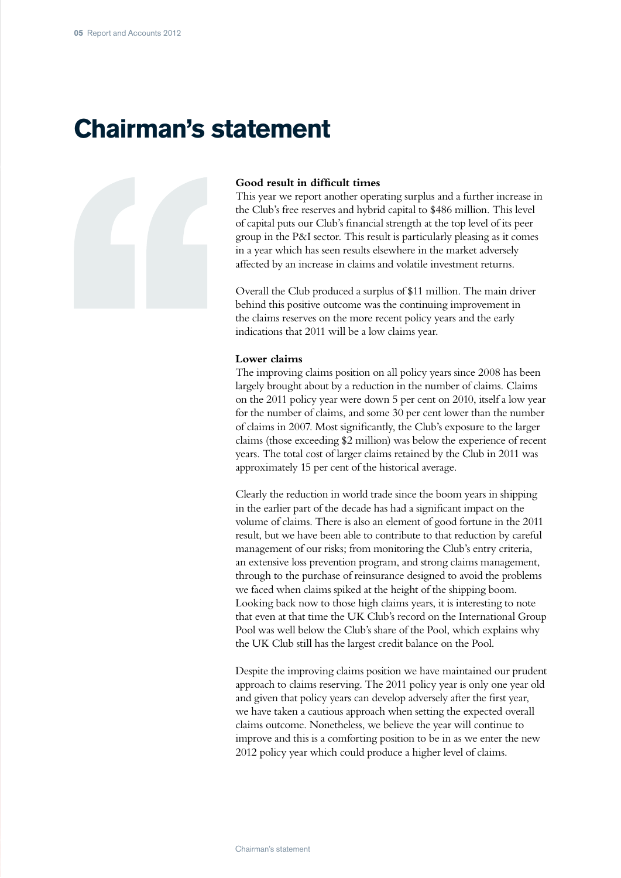# Chairman's statement

**Good result in difficult times**

This year we report another operating surplus and a further increase in the Club's free reserves and hybrid capital to $486 million. This level of capital puts our Club's financial strength at the top level of its peer group in the P&I sector. This result is particularly pleasing as it comes in a year which has seen results elsewhere in the market adversely affected by an increase in claims and volatile investment returns.

Overall the Club produced a surplus of $11 million. The main driver behind this positive outcome was the continuing improvement in the claims reserves on the more recent policy years and the early indications that 2011 will be a low claims year.

**Lower claims**

The improving claims position on all policy years since 2008 has been largely brought about by a reduction in the number of claims. Claims on the 2011 policy year were down 5 per cent on 2010, itself a low year for the number of claims, and some 30 per cent lower than the number of claims in 2007. Most significantly, the Club's exposure to the larger claims (those exceeding $2 million) was below the experience of recent years. The total cost of larger claims retained by the Club in 2011 was approximately 15 per cent of the historical average.

Clearly the reduction in world trade since the boom years in shipping in the earlier part of the decade has had a significant impact on the volume of claims. There is also an element of good fortune in the 2011 result, but we have been able to contribute to that reduction by careful management of our risks; from monitoring the Club's entry criteria, an extensive loss prevention program, and strong claims management, through to the purchase of reinsurance designed to avoid the problems we faced when claims spiked at the height of the shipping boom. Looking back now to those high claims years, it is interesting to note that even at that time the UK Club's record on the International Group Pool was well below the Club's share of the Pool, which explains why the UK Club still has the largest credit balance on the Pool.

Despite the improving claims position we have maintained our prudent approach to claims reserving. The 2011 policy year is only one year old and given that policy years can develop adversely after the first year, we have taken a cautious approach when setting the expected overall claims outcome. Nonetheless, we believe the year will continue to improve and this is a comforting position to be in as we enter the new 2012 policy year which could produce a higher level of claims.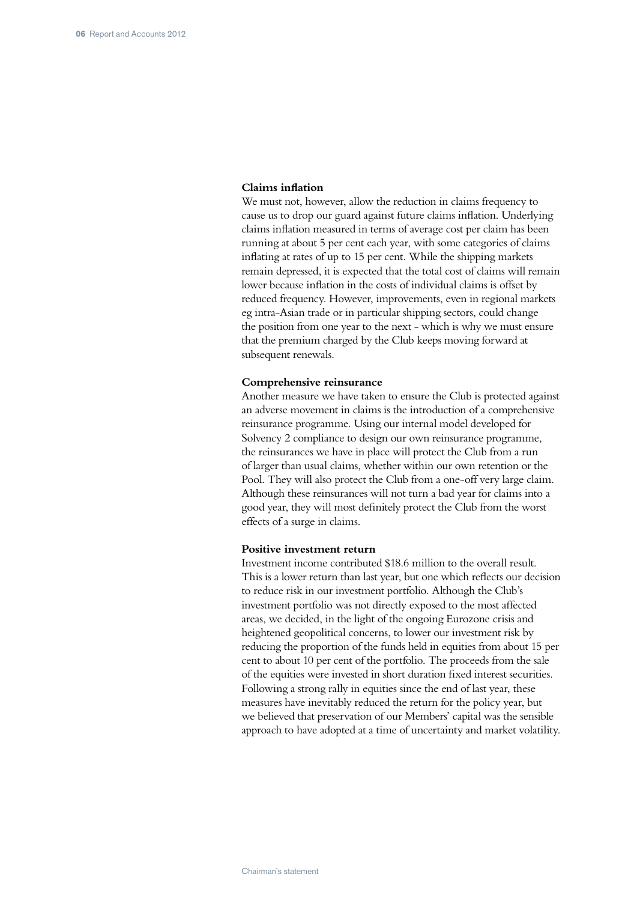### Claims inflation

We must not, however, allow the reduction in claims frequency to cause us to drop our guard against future claims inflation. Underlying claims inflation measured in terms of average cost per claim has been running at about 5 per cent each year, with some categories of claims inflating at rates of up to 15 per cent. While the shipping markets remain depressed, it is expected that the total cost of claims will remain lower because inflation in the costs of individual claims is offset by reduced frequency. However, improvements, even in regional markets eg intra-Asian trade or in particular shipping sectors, could change the position from one year to the next - which is why we must ensure that the premium charged by the Club keeps moving forward at subsequent renewals.

### Comprehensive reinsurance

Another measure we have taken to ensure the Club is protected against an adverse movement in claims is the introduction of a comprehensive reinsurance programme. Using our internal model developed for Solvency 2 compliance to design our own reinsurance programme, the reinsurances we have in place will protect the Club from a run of larger than usual claims, whether within our own retention or the Pool. They will also protect the Club from a one-off very large claim. Although these reinsurances will not turn a bad year for claims into a good year, they will most definitely protect the Club from the worst effects of a surge in claims.

### Positive investment return

Investment income contributed $18.6 million to the overall result. This is a lower return than last year, but one which reflects our decision to reduce risk in our investment portfolio. Although the Club's investment portfolio was not directly exposed to the most affected areas, we decided, in the light of the ongoing Eurozone crisis and heightened geopolitical concerns, to lower our investment risk by reducing the proportion of the funds held in equities from about 15 per cent to about 10 per cent of the portfolio. The proceeds from the sale of the equities were invested in short duration fixed interest securities. Following a strong rally in equities since the end of last year, these measures have inevitably reduced the return for the policy year, but we believed that preservation of our Members' capital was the sensible approach to have adopted at a time of uncertainty and market volatility.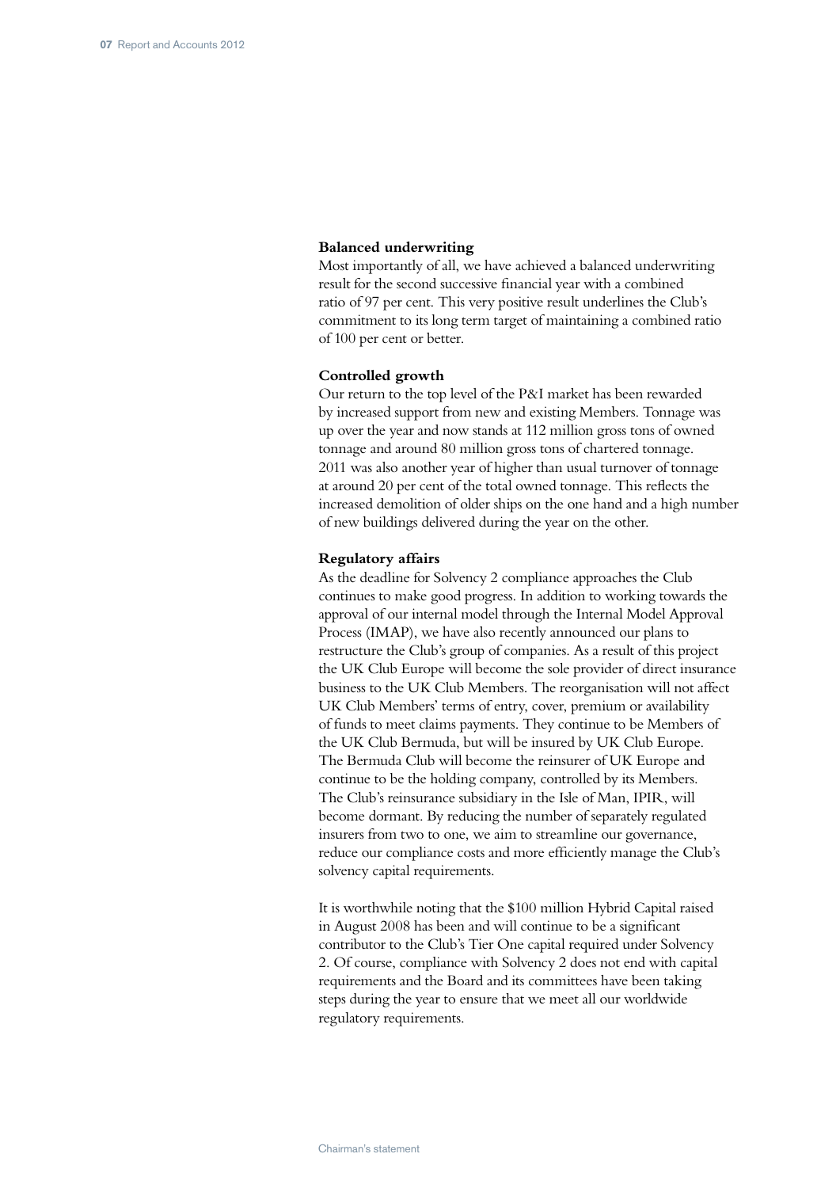### Balanced underwriting

Most importantly of all, we have achieved a balanced underwriting result for the second successive financial year with a combined ratio of 97 per cent. This very positive result underlines the Club's commitment to its long term target of maintaining a combined ratio of 100 per cent or better.

### Controlled growth

Our return to the top level of the P&I market has been rewarded by increased support from new and existing Members. Tonnage was up over the year and now stands at 112 million gross tons of owned tonnage and around 80 million gross tons of chartered tonnage. 2011 was also another year of higher than usual turnover of tonnage at around 20 per cent of the total owned tonnage. This reflects the increased demolition of older ships on the one hand and a high number of new buildings delivered during the year on the other.

### Regulatory affairs

As the deadline for Solvency 2 compliance approaches the Club continues to make good progress. In addition to working towards the approval of our internal model through the Internal Model Approval Process (IMAP), we have also recently announced our plans to restructure the Club's group of companies. As a result of this project the UK Club Europe will become the sole provider of direct insurance business to the UK Club Members. The reorganisation will not affect UK Club Members' terms of entry, cover, premium or availability of funds to meet claims payments. They continue to be Members of the UK Club Bermuda, but will be insured by UK Club Europe. The Bermuda Club will become the reinsurer of UK Europe and continue to be the holding company, controlled by its Members. The Club's reinsurance subsidiary in the Isle of Man, IPIR, will become dormant. By reducing the number of separately regulated insurers from two to one, we aim to streamline our governance, reduce our compliance costs and more efficiently manage the Club's solvency capital requirements.

It is worthwhile noting that the $100 million Hybrid Capital raised in August 2008 has been and will continue to be a significant contributor to the Club's Tier One capital required under Solvency 2. Of course, compliance with Solvency 2 does not end with capital requirements and the Board and its committees have been taking steps during the year to ensure that we meet all our worldwide regulatory requirements.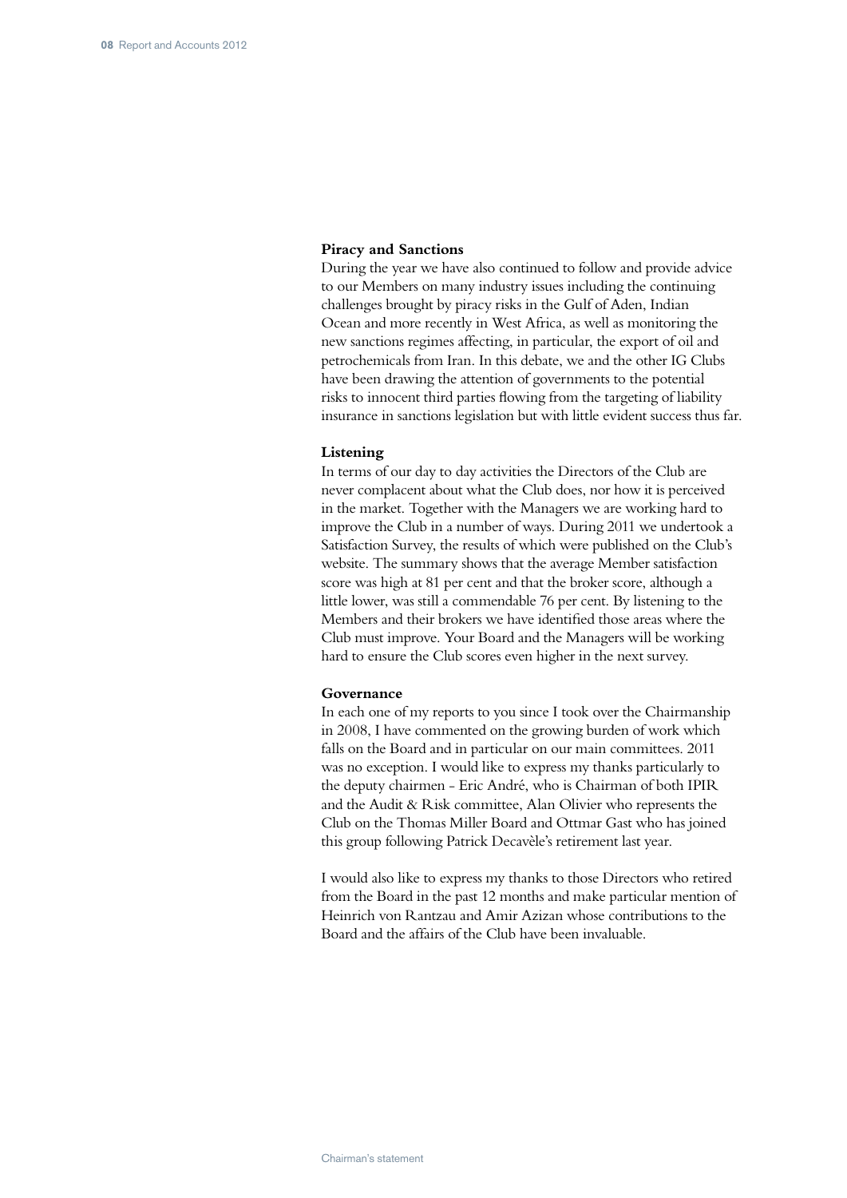**Piracy and Sanctions**

During the year we have also continued to follow and provide advice to our Members on many industry issues including the continuing challenges brought by piracy risks in the Gulf of Aden, Indian Ocean and more recently in West Africa, as well as monitoring the new sanctions regimes affecting, in particular, the export of oil and petrochemicals from Iran. In this debate, we and the other IG Clubs have been drawing the attention of governments to the potential risks to innocent third parties flowing from the targeting of liability insurance in sanctions legislation but with little evident success thus far.

**Listening**

In terms of our day to day activities the Directors of the Club are never complacent about what the Club does, nor how it is perceived in the market. Together with the Managers we are working hard to improve the Club in a number of ways. During 2011 we undertook a Satisfaction Survey, the results of which were published on the Club's website. The summary shows that the average Member satisfaction score was high at 81 per cent and that the broker score, although a little lower, was still a commendable 76 per cent. By listening to the Members and their brokers we have identified those areas where the Club must improve. Your Board and the Managers will be working hard to ensure the Club scores even higher in the next survey.

**Governance**

In each one of my reports to you since I took over the Chairmanship in 2008, I have commented on the growing burden of work which falls on the Board and in particular on our main committees. 2011 was no exception. I would like to express my thanks particularly to the deputy chairmen - Eric André, who is Chairman of both IPIR and the Audit & Risk committee, Alan Olivier who represents the Club on the Thomas Miller Board and Ottmar Gast who has joined this group following Patrick Decavèle's retirement last year.

I would also like to express my thanks to those Directors who retired from the Board in the past 12 months and make particular mention of Heinrich von Rantzau and Amir Azizan whose contributions to the Board and the affairs of the Club have been invaluable.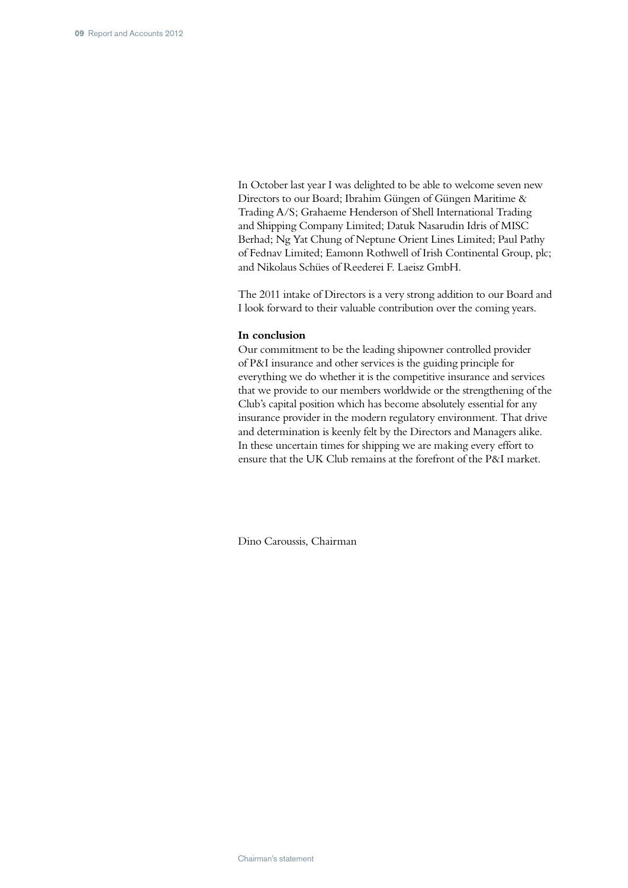In October last year I was delighted to be able to welcome seven new Directors to our Board; Ibrahim Güngen of Güngen Maritime & Trading A/S; Grahaeme Henderson of Shell International Trading and Shipping Company Limited; Datuk Nasarudin Idris of MISC Berhad; Ng Yat Chung of Neptune Orient Lines Limited; Paul Pathy of Fednav Limited; Eamonn Rothwell of Irish Continental Group, plc; and Nikolaus Schües of Reederei F. Laeisz GmbH.

The 2011 intake of Directors is a very strong addition to our Board and I look forward to their valuable contribution over the coming years.

**In conclusion**

Our commitment to be the leading shipowner controlled provider of P&I insurance and other services is the guiding principle for everything we do whether it is the competitive insurance and services that we provide to our members worldwide or the strengthening of the Club's capital position which has become absolutely essential for any insurance provider in the modern regulatory environment. That drive and determination is keenly felt by the Directors and Managers alike. In these uncertain times for shipping we are making every effort to ensure that the UK Club remains at the forefront of the P&I market.

Dino Caroussis, Chairman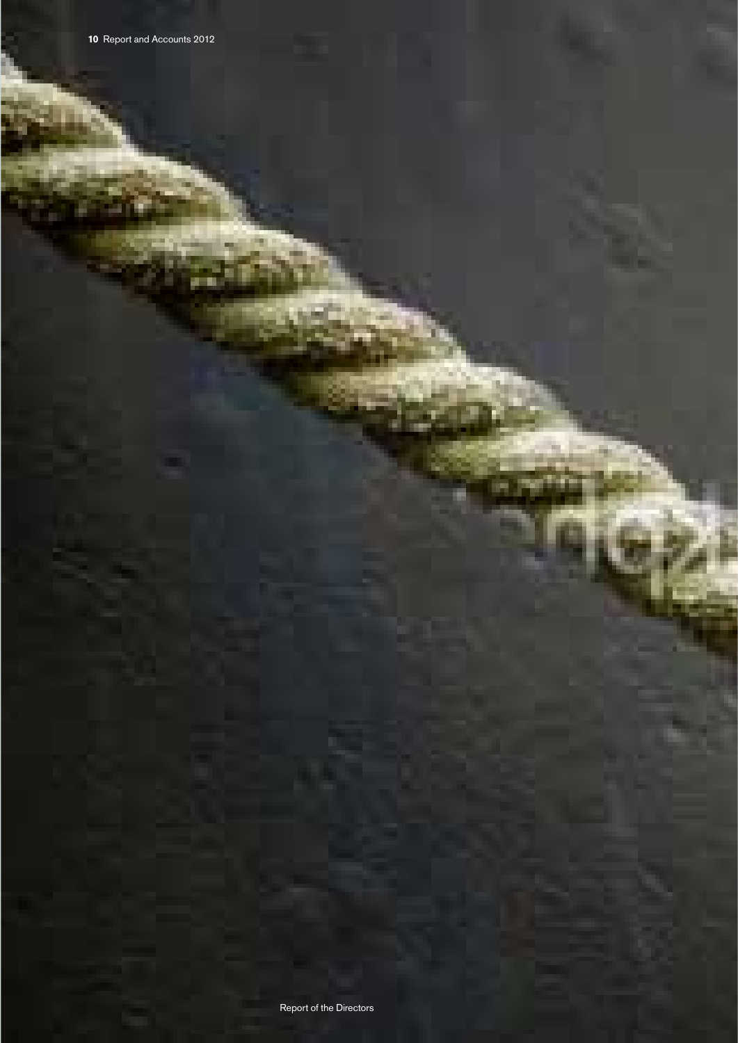Report of the Directors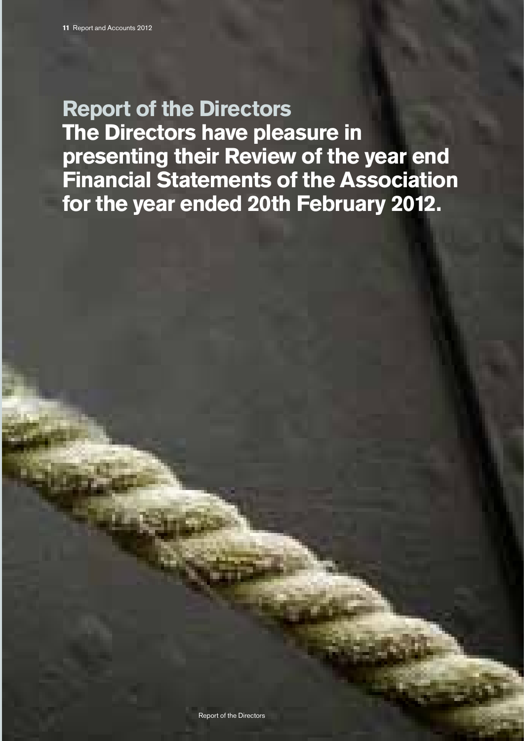# Report of the Directors

**The Directors have pleasure in presenting their Review of the year end Financial Statements of the Association for the year ended 20th February 2012.**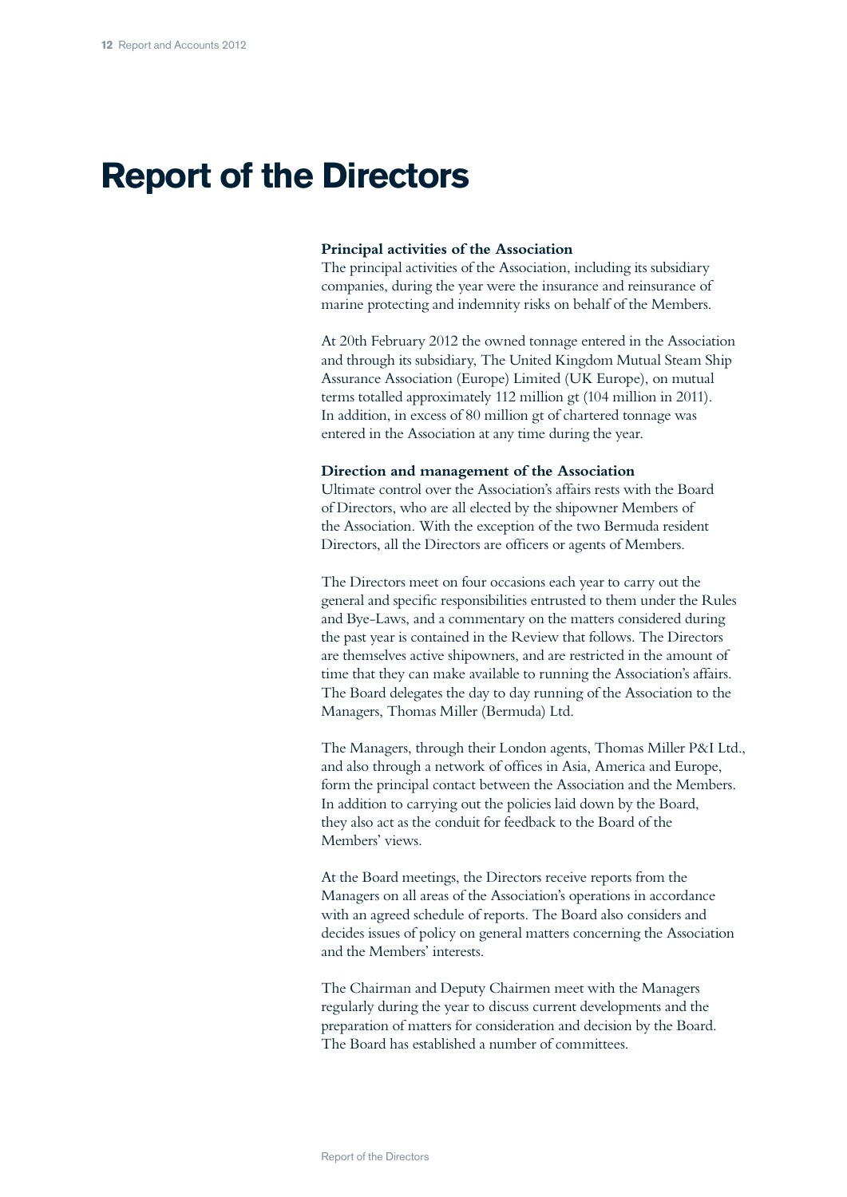# Report of the Directors

**Principal activities of the Association**

The principal activities of the Association, including its subsidiary companies, during the year were the insurance and reinsurance of marine protecting and indemnity risks on behalf of the Members.

At 20th February 2012 the owned tonnage entered in the Association and through its subsidiary, The United Kingdom Mutual Steam Ship Assurance Association (Europe) Limited (UK Europe), on mutual terms totalled approximately 112 million gt (104 million in 2011). In addition, in excess of 80 million gt of chartered tonnage was entered in the Association at any time during the year.

**Direction and management of the Association**

Ultimate control over the Association's affairs rests with the Board of Directors, who are all elected by the shipowner Members of the Association. With the exception of the two Bermuda resident Directors, all the Directors are officers or agents of Members.

The Directors meet on four occasions each year to carry out the general and specific responsibilities entrusted to them under the Rules and Bye-Laws, and a commentary on the matters considered during the past year is contained in the Review that follows. The Directors are themselves active shipowners, and are restricted in the amount of time that they can make available to running the Association's affairs. The Board delegates the day to day running of the Association to the Managers, Thomas Miller (Bermuda) Ltd.

The Managers, through their London agents, Thomas Miller P&I Ltd., and also through a network of offices in Asia, America and Europe, form the principal contact between the Association and the Members. In addition to carrying out the policies laid down by the Board, they also act as the conduit for feedback to the Board of the Members' views.

At the Board meetings, the Directors receive reports from the Managers on all areas of the Association's operations in accordance with an agreed schedule of reports. The Board also considers and decides issues of policy on general matters concerning the Association and the Members' interests.

The Chairman and Deputy Chairmen meet with the Managers regularly during the year to discuss current developments and the preparation of matters for consideration and decision by the Board. The Board has established a number of committees.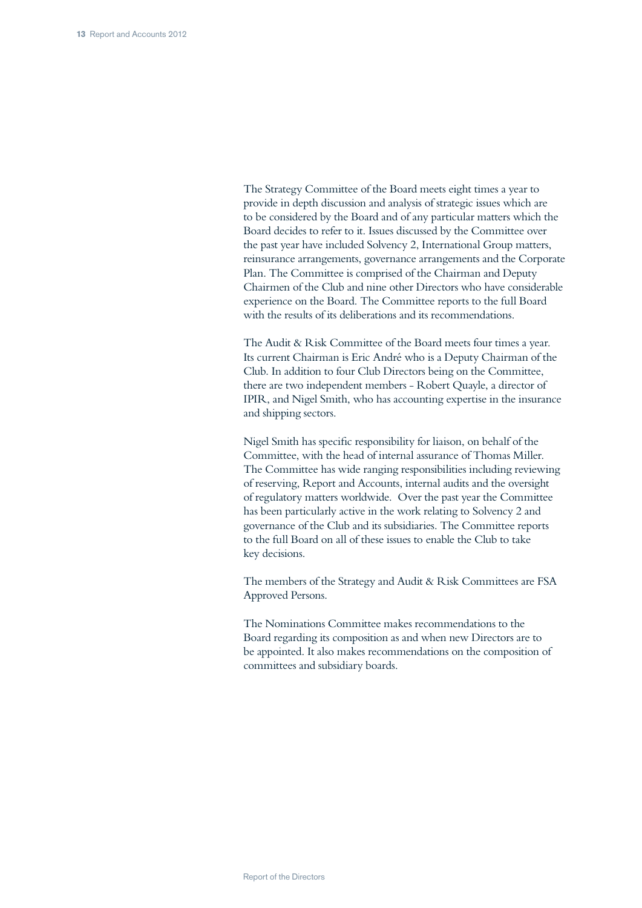The Strategy Committee of the Board meets eight times a year to provide in depth discussion and analysis of strategic issues which are to be considered by the Board and of any particular matters which the Board decides to refer to it. Issues discussed by the Committee over the past year have included Solvency 2, International Group matters, reinsurance arrangements, governance arrangements and the Corporate Plan. The Committee is comprised of the Chairman and Deputy Chairmen of the Club and nine other Directors who have considerable experience on the Board. The Committee reports to the full Board with the results of its deliberations and its recommendations.

The Audit & Risk Committee of the Board meets four times a year. Its current Chairman is Eric André who is a Deputy Chairman of the Club. In addition to four Club Directors being on the Committee, there are two independent members - Robert Quayle, a director of IPIR, and Nigel Smith, who has accounting expertise in the insurance and shipping sectors.

Nigel Smith has specific responsibility for liaison, on behalf of the Committee, with the head of internal assurance of Thomas Miller. The Committee has wide ranging responsibilities including reviewing of reserving, Report and Accounts, internal audits and the oversight of regulatory matters worldwide. Over the past year the Committee has been particularly active in the work relating to Solvency 2 and governance of the Club and its subsidiaries. The Committee reports to the full Board on all of these issues to enable the Club to take key decisions.

The members of the Strategy and Audit & Risk Committees are FSA Approved Persons.

The Nominations Committee makes recommendations to the Board regarding its composition as and when new Directors are to be appointed. It also makes recommendations on the composition of committees and subsidiary boards.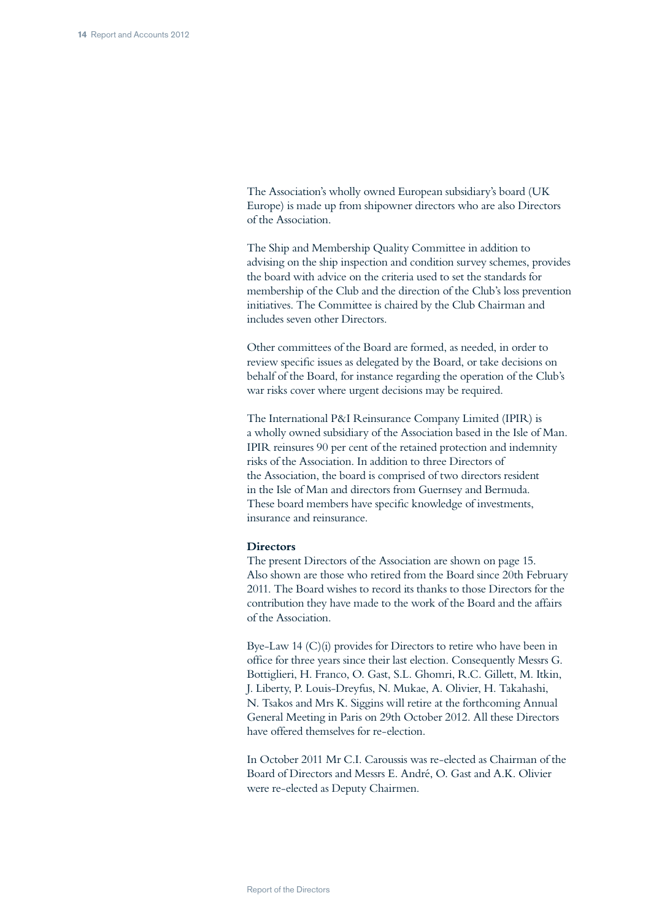The Association's wholly owned European subsidiary's board (UK Europe) is made up from shipowner directors who are also Directors of the Association.

The Ship and Membership Quality Committee in addition to advising on the ship inspection and condition survey schemes, provides the board with advice on the criteria used to set the standards for membership of the Club and the direction of the Club's loss prevention initiatives. The Committee is chaired by the Club Chairman and includes seven other Directors.

Other committees of the Board are formed, as needed, in order to review specific issues as delegated by the Board, or take decisions on behalf of the Board, for instance regarding the operation of the Club's war risks cover where urgent decisions may be required.

The International P&I Reinsurance Company Limited (IPIR) is a wholly owned subsidiary of the Association based in the Isle of Man. IPIR reinsures 90 per cent of the retained protection and indemnity risks of the Association. In addition to three Directors of the Association, the board is comprised of two directors resident in the Isle of Man and directors from Guernsey and Bermuda. These board members have specific knowledge of investments, insurance and reinsurance.

**Directors**

The present Directors of the Association are shown on page 15. Also shown are those who retired from the Board since 20th February 2011. The Board wishes to record its thanks to those Directors for the contribution they have made to the work of the Board and the affairs of the Association.

Bye-Law 14 (C)(i) provides for Directors to retire who have been in office for three years since their last election. Consequently Messrs G. Bottiglieri, H. Franco, O. Gast, S.L. Ghomri, R.C. Gillett, M. Itkin, J. Liberty, P. Louis-Dreyfus, N. Mukae, A. Olivier, H. Takahashi, N. Tsakos and Mrs K. Siggins will retire at the forthcoming Annual General Meeting in Paris on 29th October 2012. All these Directors have offered themselves for re-election.

In October 2011 Mr C.I. Caroussis was re-elected as Chairman of the Board of Directors and Messrs E. André, O. Gast and A.K. Olivier were re-elected as Deputy Chairmen.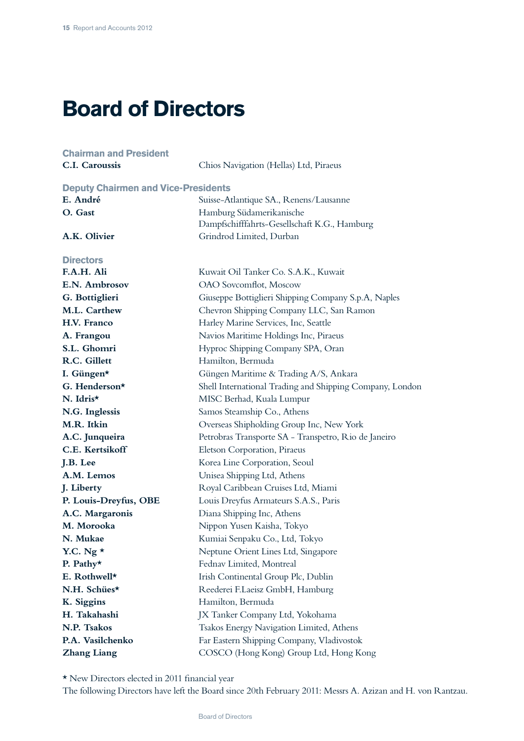# Board of Directors

### Chairman and President

| | |
|---|---|
| **C.I. Caroussis** | Chios Navigation (Hellas) Ltd, Piraeus |

### Deputy Chairmen and Vice-Presidents

| | |
|---|---|
| **E. André** | Suisse-Atlantique SA., Renens/Lausanne |
| **O. Gast** | Hamburg Südamerikanische Dampfschifffahrts-Gesellschaft K.G., Hamburg |
| **A.K. Olivier** | Grindrod Limited, Durban |

### Directors

| | |
|---|---|
| **F.A.H. Ali** | Kuwait Oil Tanker Co. S.A.K., Kuwait |
| **E.N. Ambrosov** | OAO Sovcomflot, Moscow |
| **G. Bottiglieri** | Giuseppe Bottiglieri Shipping Company S.p.A, Naples |
| **M.L. Carthew** | Chevron Shipping Company LLC, San Ramon |
| **H.V. Franco** | Harley Marine Services, Inc, Seattle |
| **A. Frangou** | Navios Maritime Holdings Inc, Piraeus |
| **S.L. Ghomri** | Hyproc Shipping Company SPA, Oran |
| **R.C. Gillett** | Hamilton, Bermuda |
| **I. Güngen*** | Güngen Maritime & Trading A/S, Ankara |
| **G. Henderson*** | Shell International Trading and Shipping Company, London |
| **N. Idris*** | MISC Berhad, Kuala Lumpur |
| **N.G. Inglessis** | Samos Steamship Co., Athens |
| **M.R. Itkin** | Overseas Shipholding Group Inc, New York |
| **A.C. Junqueira** | Petrobras Transporte SA - Transpetro, Rio de Janeiro |
| **C.E. Kertsikoff** | Eletson Corporation, Piraeus |
| **J.B. Lee** | Korea Line Corporation, Seoul |
| **A.M. Lemos** | Unisea Shipping Ltd, Athens |
| **J. Liberty** | Royal Caribbean Cruises Ltd, Miami |
| **P. Louis-Dreyfus, OBE** | Louis Dreyfus Armateurs S.A.S., Paris |
| **A.C. Margaronis** | Diana Shipping Inc, Athens |
| **M. Morooka** | Nippon Yusen Kaisha, Tokyo |
| **N. Mukae** | Kumiai Senpaku Co., Ltd, Tokyo |
| **Y.C. Ng*** | Neptune Orient Lines Ltd, Singapore |
| **P. Pathy*** | Fednav Limited, Montreal |
| **E. Rothwell*** | Irish Continental Group Plc, Dublin |
| **N.H. Schües*** | Reederei F.Laeisz GmbH, Hamburg |
| **K. Siggins** | Hamilton, Bermuda |
| **H. Takahashi** | JX Tanker Company Ltd, Yokohama |
| **N.P. Tsakos** | Tsakos Energy Navigation Limited, Athens |
| **P.A. Vasilchenko** | Far Eastern Shipping Company, Vladivostok |
| **Zhang Liang** | COSCO (Hong Kong) Group Ltd, Hong Kong |

* New Directors elected in 2011 financial year

The following Directors have left the Board since 20th February 2011: Messrs A. Azizan and H. von Rantzau.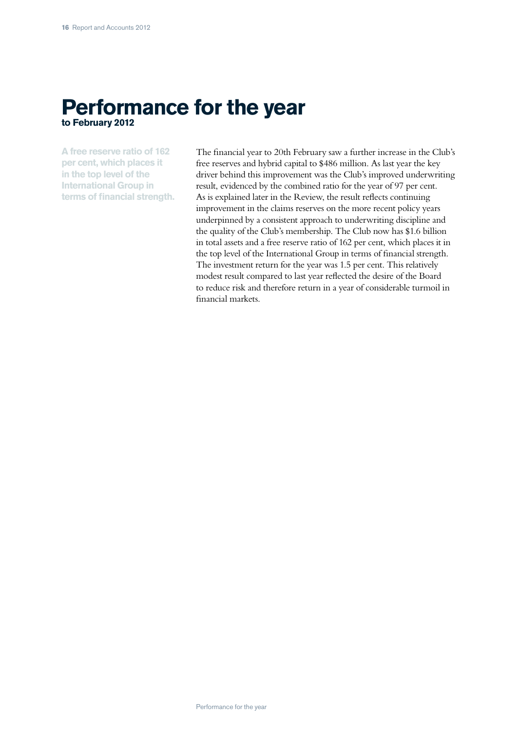# Performance for the year
## to February 2012

**A free reserve ratio of 162 per cent, which places it in the top level of the International Group in terms of financial strength.**

The financial year to 20th February saw a further increase in the Club's free reserves and hybrid capital to $486 million. As last year the key driver behind this improvement was the Club's improved underwriting result, evidenced by the combined ratio for the year of 97 per cent. As is explained later in the Review, the result reflects continuing improvement in the claims reserves on the more recent policy years underpinned by a consistent approach to underwriting discipline and the quality of the Club's membership. The Club now has $1.6 billion in total assets and a free reserve ratio of 162 per cent, which places it in the top level of the International Group in terms of financial strength. The investment return for the year was 1.5 per cent. This relatively modest result compared to last year reflected the desire of the Board to reduce risk and therefore return in a year of considerable turmoil in financial markets.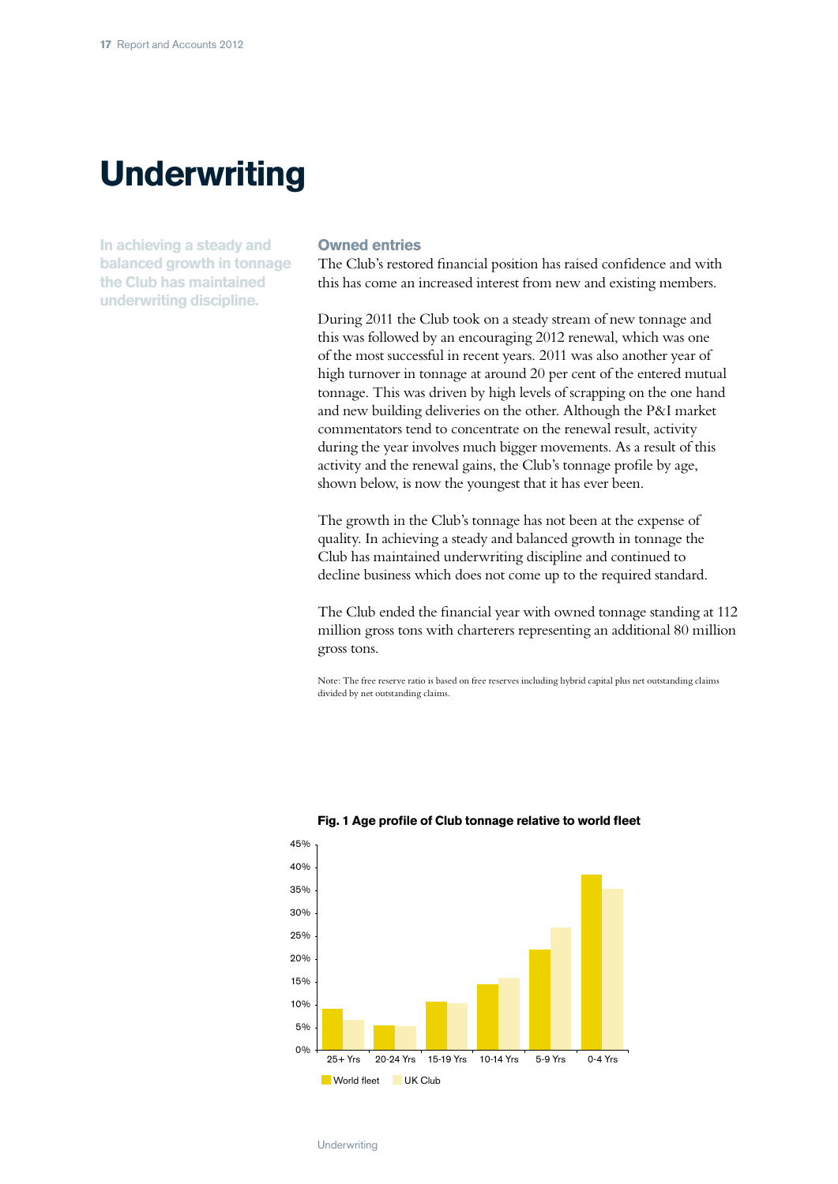# Underwriting

In achieving a steady and balanced growth in tonnage the Club has maintained underwriting discipline.

## Owned entries

The Club's restored financial position has raised confidence and with this has come an increased interest from new and existing members.

During 2011 the Club took on a steady stream of new tonnage and this was followed by an encouraging 2012 renewal, which was one of the most successful in recent years. 2011 was also another year of high turnover in tonnage at around 20 per cent of the entered mutual tonnage. This was driven by high levels of scrapping on the one hand and new building deliveries on the other. Although the P&I market commentators tend to concentrate on the renewal result, activity during the year involves much bigger movements. As a result of this activity and the renewal gains, the Club's tonnage profile by age, shown below, is now the youngest that it has ever been.

The growth in the Club's tonnage has not been at the expense of quality. In achieving a steady and balanced growth in tonnage the Club has maintained underwriting discipline and continued to decline business which does not come up to the required standard.

The Club ended the financial year with owned tonnage standing at 112 million gross tons with charterers representing an additional 80 million gross tons.

Note: The free reserve ratio is based on free reserves including hybrid capital plus net outstanding claims divided by net outstanding claims.

**Fig. 1 Age profile of Club tonnage relative to world fleet**

| Age | World fleet | UK Club |
|---|---|---|
| 25+ Yrs | ~9% | ~6.5% |
| 20-24 Yrs | ~5.5% | ~5% |
| 15-19 Yrs | ~10.5% | ~10% |
| 10-14 Yrs | ~14% | ~15.5% |
| 5-9 Yrs | ~22% | ~27% |
| 0-4 Yrs | ~38.5% | ~35% |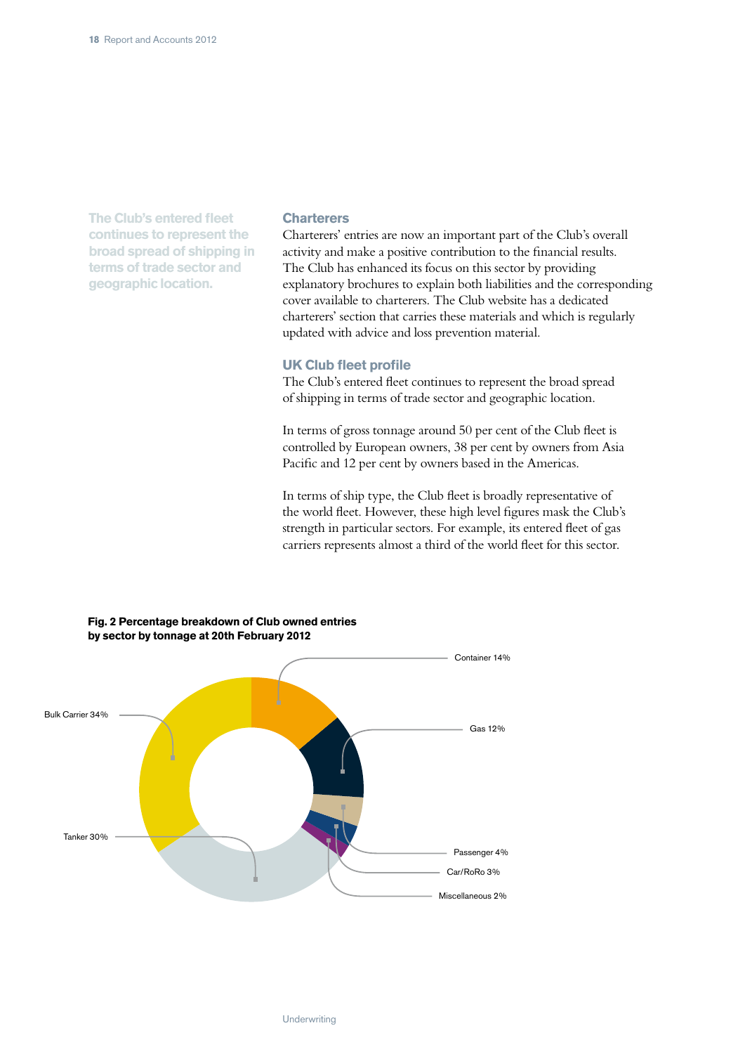The Club's entered fleet continues to represent the broad spread of shipping in terms of trade sector and geographic location.

## Charterers

Charterers' entries are now an important part of the Club's overall activity and make a positive contribution to the financial results. The Club has enhanced its focus on this sector by providing explanatory brochures to explain both liabilities and the corresponding cover available to charterers. The Club website has a dedicated charterers' section that carries these materials and which is regularly updated with advice and loss prevention material.

## UK Club fleet profile

The Club's entered fleet continues to represent the broad spread of shipping in terms of trade sector and geographic location.

In terms of gross tonnage around 50 per cent of the Club fleet is controlled by European owners, 38 per cent by owners from Asia Pacific and 12 per cent by owners based in the Americas.

In terms of ship type, the Club fleet is broadly representative of the world fleet. However, these high level figures mask the Club's strength in particular sectors. For example, its entered fleet of gas carriers represents almost a third of the world fleet for this sector.

**Fig. 2 Percentage breakdown of Club owned entries by sector by tonnage at 20th February 2012**

Container 14%

Gas 12%

Passenger 4%

Car/RoRo 3%

Miscellaneous 2%

Tanker 30%

Bulk Carrier 34%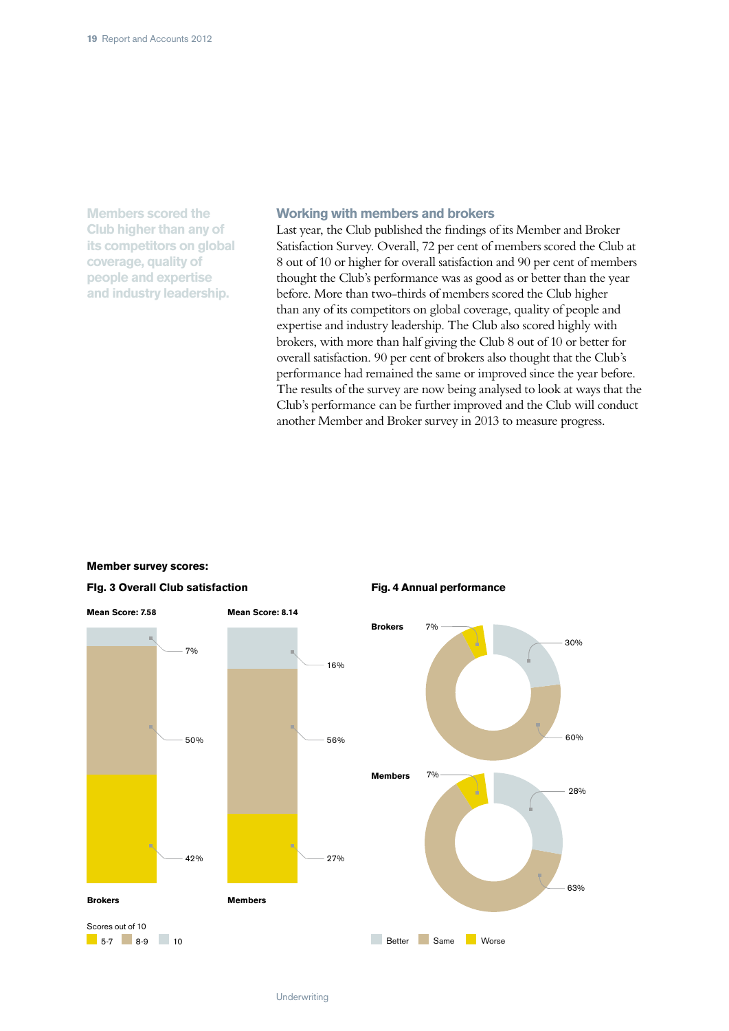Members scored the Club higher than any of its competitors on global coverage, quality of people and expertise and industry leadership.

## Working with members and brokers

Last year, the Club published the findings of its Member and Broker Satisfaction Survey. Overall, 72 per cent of members scored the Club at 8 out of 10 or higher for overall satisfaction and 90 per cent of members thought the Club's performance was as good as or better than the year before. More than two-thirds of members scored the Club higher than any of its competitors on global coverage, quality of people and expertise and industry leadership. The Club also scored highly with brokers, with more than half giving the Club 8 out of 10 or better for overall satisfaction. 90 per cent of brokers also thought that the Club's performance had remained the same or improved since the year before. The results of the survey are now being analysed to look at ways that the Club's performance can be further improved and the Club will conduct another Member and Broker survey in 2013 to measure progress.

**Member survey scores:**

**Fig. 3 Overall Club satisfaction**

| Scores out of 10 | Brokers (Mean Score: 7.58) | Members (Mean Score: 8.14) |
|---|---|---|
| 10 | 7% | 16% |
| 8-9 | 50% | 56% |
| 5-7 | 42% | 27% |

**Fig. 4 Annual performance**

| | Better | Same | Worse |
|---|---|---|---|
| Brokers | 30% | 60% | 7% |
| Members | 28% | 63% | 7% |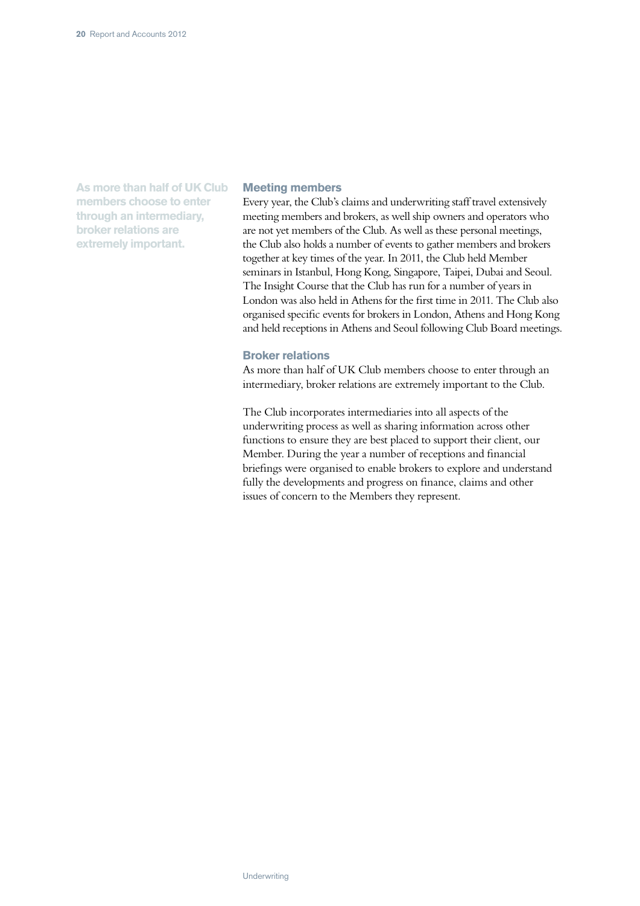**As more than half of UK Club members choose to enter through an intermediary, broker relations are extremely important.**

## Meeting members

Every year, the Club's claims and underwriting staff travel extensively meeting members and brokers, as well ship owners and operators who are not yet members of the Club. As well as these personal meetings, the Club also holds a number of events to gather members and brokers together at key times of the year. In 2011, the Club held Member seminars in Istanbul, Hong Kong, Singapore, Taipei, Dubai and Seoul. The Insight Course that the Club has run for a number of years in London was also held in Athens for the first time in 2011. The Club also organised specific events for brokers in London, Athens and Hong Kong and held receptions in Athens and Seoul following Club Board meetings.

## Broker relations

As more than half of UK Club members choose to enter through an intermediary, broker relations are extremely important to the Club.

The Club incorporates intermediaries into all aspects of the underwriting process as well as sharing information across other functions to ensure they are best placed to support their client, our Member. During the year a number of receptions and financial briefings were organised to enable brokers to explore and understand fully the developments and progress on finance, claims and other issues of concern to the Members they represent.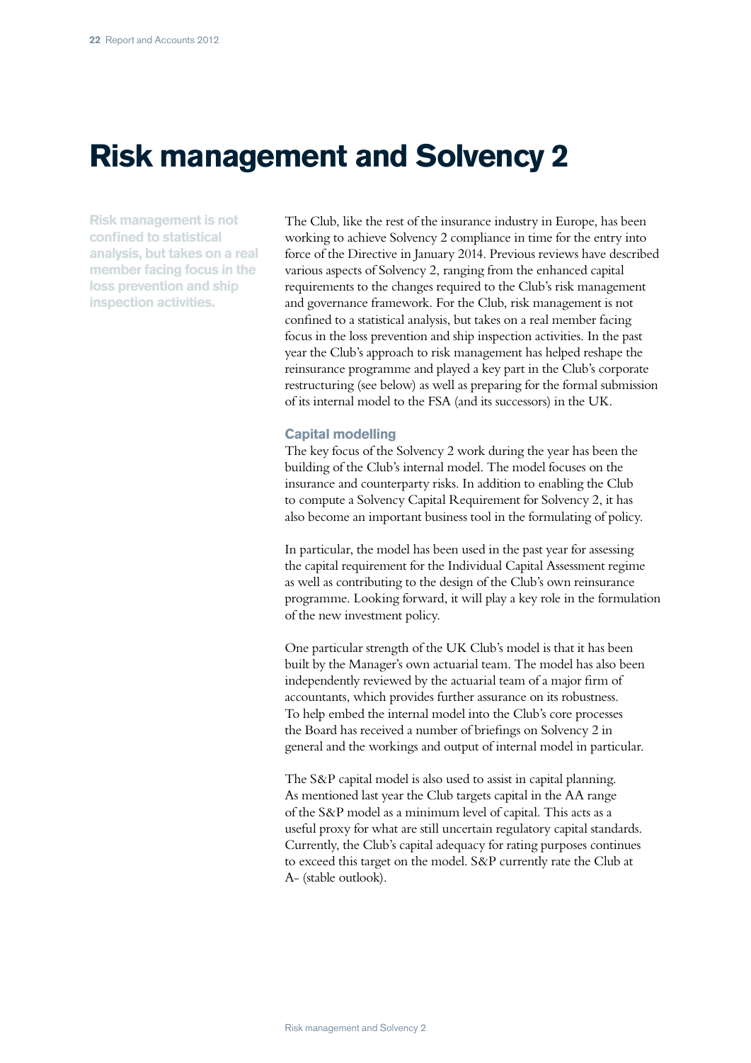# Risk management and Solvency 2

**Risk management is not confined to statistical analysis, but takes on a real member facing focus in the loss prevention and ship inspection activities.**

The Club, like the rest of the insurance industry in Europe, has been working to achieve Solvency 2 compliance in time for the entry into force of the Directive in January 2014. Previous reviews have described various aspects of Solvency 2, ranging from the enhanced capital requirements to the changes required to the Club's risk management and governance framework. For the Club, risk management is not confined to a statistical analysis, but takes on a real member facing focus in the loss prevention and ship inspection activities. In the past year the Club's approach to risk management has helped reshape the reinsurance programme and played a key part in the Club's corporate restructuring (see below) as well as preparing for the formal submission of its internal model to the FSA (and its successors) in the UK.

### Capital modelling

The key focus of the Solvency 2 work during the year has been the building of the Club's internal model. The model focuses on the insurance and counterparty risks. In addition to enabling the Club to compute a Solvency Capital Requirement for Solvency 2, it has also become an important business tool in the formulating of policy.

In particular, the model has been used in the past year for assessing the capital requirement for the Individual Capital Assessment regime as well as contributing to the design of the Club's own reinsurance programme. Looking forward, it will play a key role in the formulation of the new investment policy.

One particular strength of the UK Club's model is that it has been built by the Manager's own actuarial team. The model has also been independently reviewed by the actuarial team of a major firm of accountants, which provides further assurance on its robustness. To help embed the internal model into the Club's core processes the Board has received a number of briefings on Solvency 2 in general and the workings and output of internal model in particular.

The S&P capital model is also used to assist in capital planning. As mentioned last year the Club targets capital in the AA range of the S&P model as a minimum level of capital. This acts as a useful proxy for what are still uncertain regulatory capital standards. Currently, the Club's capital adequacy for rating purposes continues to exceed this target on the model. S&P currently rate the Club at A- (stable outlook).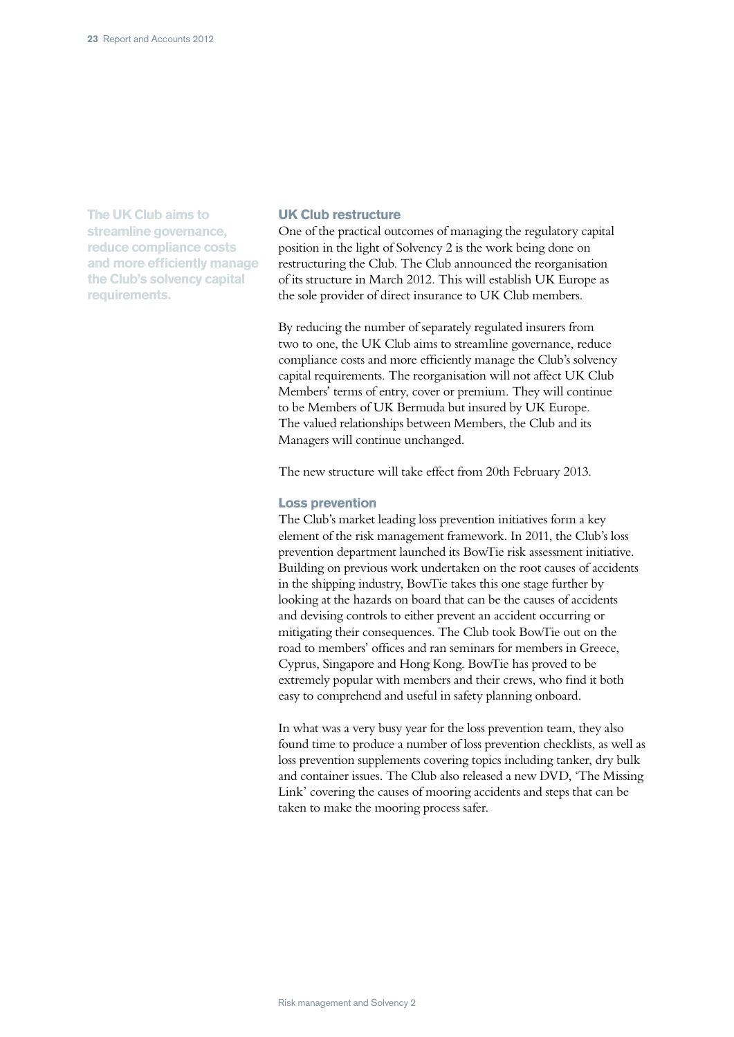**The UK Club aims to streamline governance, reduce compliance costs and more efficiently manage the Club's solvency capital requirements.**

### UK Club restructure

One of the practical outcomes of managing the regulatory capital position in the light of Solvency 2 is the work being done on restructuring the Club. The Club announced the reorganisation of its structure in March 2012. This will establish UK Europe as the sole provider of direct insurance to UK Club members.

By reducing the number of separately regulated insurers from two to one, the UK Club aims to streamline governance, reduce compliance costs and more efficiently manage the Club's solvency capital requirements. The reorganisation will not affect UK Club Members' terms of entry, cover or premium. They will continue to be Members of UK Bermuda but insured by UK Europe. The valued relationships between Members, the Club and its Managers will continue unchanged.

The new structure will take effect from 20th February 2013.

### Loss prevention

The Club's market leading loss prevention initiatives form a key element of the risk management framework. In 2011, the Club's loss prevention department launched its BowTie risk assessment initiative. Building on previous work undertaken on the root causes of accidents in the shipping industry, BowTie takes this one stage further by looking at the hazards on board that can be the causes of accidents and devising controls to either prevent an accident occurring or mitigating their consequences. The Club took BowTie out on the road to members' offices and ran seminars for members in Greece, Cyprus, Singapore and Hong Kong. BowTie has proved to be extremely popular with members and their crews, who find it both easy to comprehend and useful in safety planning onboard.

In what was a very busy year for the loss prevention team, they also found time to produce a number of loss prevention checklists, as well as loss prevention supplements covering topics including tanker, dry bulk and container issues. The Club also released a new DVD, 'The Missing Link' covering the causes of mooring accidents and steps that can be taken to make the mooring process safer.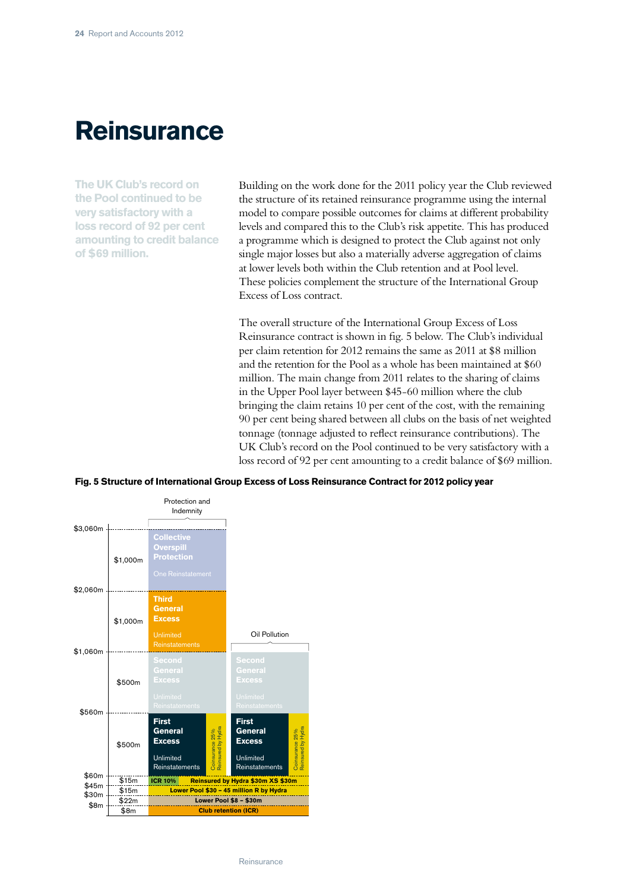# Reinsurance

**The UK Club's record on the Pool continued to be very satisfactory with a loss record of 92 per cent amounting to credit balance of $69 million.**

Building on the work done for the 2011 policy year the Club reviewed the structure of its retained reinsurance programme using the internal model to compare possible outcomes for claims at different probability levels and compared this to the Club's risk appetite. This has produced a programme which is designed to protect the Club against not only single major losses but also a materially adverse aggregation of claims at lower levels both within the Club retention and at Pool level. These policies complement the structure of the International Group Excess of Loss contract.

The overall structure of the International Group Excess of Loss Reinsurance contract is shown in fig. 5 below. The Club's individual per claim retention for 2012 remains the same as 2011 at $8 million and the retention for the Pool as a whole has been maintained at $60 million. The main change from 2011 relates to the sharing of claims in the Upper Pool layer between $45-60 million where the club bringing the claim retains 10 per cent of the cost, with the remaining 90 per cent being shared between all clubs on the basis of net weighted tonnage (tonnage adjusted to reflect reinsurance contributions). The UK Club's record on the Pool continued to be very satisfactory with a loss record of 92 per cent amounting to a credit balance of $69 million.

**Fig. 5 Structure of International Group Excess of Loss Reinsurance Contract for 2012 policy year**

| Attachment | Layer | Protection and Indemnity | Oil Pollution |
|---|---|---|---|
| $2,060m – $3,060m | $1,000m | Collective Overspill Protection – One Reinstatement | |
| $1,060m – $2,060m | $1,000m | Third General Excess – Unlimited Reinstatements | |
| $560m – $1,060m | $500m | Second General Excess – Unlimited Reinstatements | Second General Excess – Unlimited Reinstatements |
| $60m – $560m | $500m | First General Excess – Unlimited Reinstatements (Coinsurance 25% Reinsured by Hydra) | First General Excess – Unlimited Reinstatements (Coinsurance 25% Reinsured by Hydra) |
| $45m – $60m | $15m | ICR 10% / Reinsured by Hydra $30m XS $30m | |
| $30m – $45m | $15m | Lower Pool $30 – 45 million R by Hydra | |
| $8m – $30m | $22m | Lower Pool $8 – $30m | |
| $0 – $8m | $8m | Club retention (ICR) | |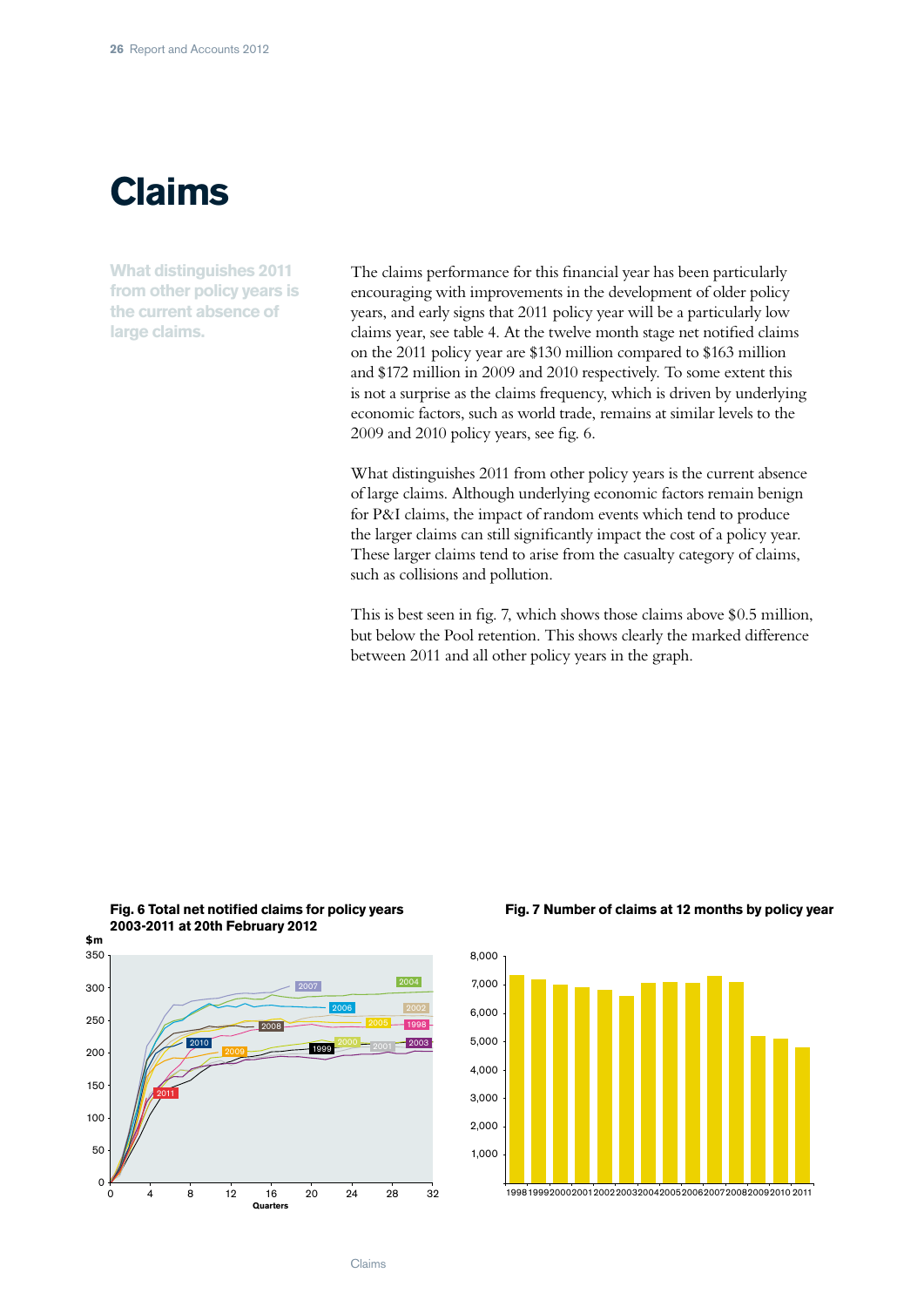# Claims

**What distinguishes 2011 from other policy years is the current absence of large claims.**

The claims performance for this financial year has been particularly encouraging with improvements in the development of older policy years, and early signs that 2011 policy year will be a particularly low claims year, see table 4. At the twelve month stage net notified claims on the 2011 policy year are $130 million compared to $163 million and $172 million in 2009 and 2010 respectively. To some extent this is not a surprise as the claims frequency, which is driven by underlying economic factors, such as world trade, remains at similar levels to the 2009 and 2010 policy years, see fig. 6.

What distinguishes 2011 from other policy years is the current absence of large claims. Although underlying economic factors remain benign for P&I claims, the impact of random events which tend to produce the larger claims can still significantly impact the cost of a policy year. These larger claims tend to arise from the casualty category of claims, such as collisions and pollution.

This is best seen in fig. 7, which shows those claims above $0.5 million, but below the Pool retention. This shows clearly the marked difference between 2011 and all other policy years in the graph.

**Fig. 6 Total net notified claims for policy years 2003-2011 at 20th February 2012**

**Fig. 7 Number of claims at 12 months by policy year**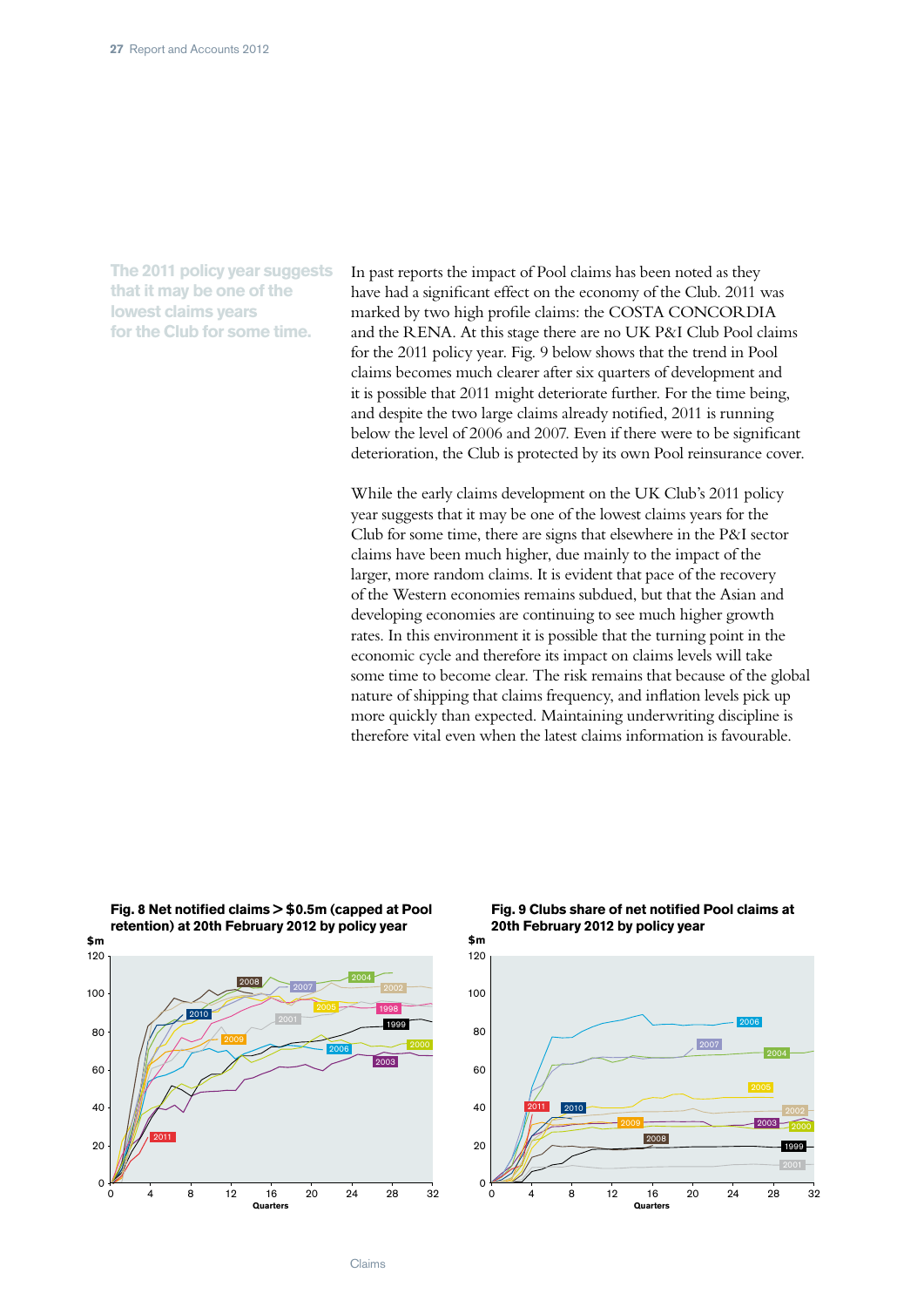The 2011 policy year suggests that it may be one of the lowest claims years for the Club for some time.

In past reports the impact of Pool claims has been noted as they have had a significant effect on the economy of the Club. 2011 was marked by two high profile claims: the COSTA CONCORDIA and the RENA. At this stage there are no UK P&I Club Pool claims for the 2011 policy year. Fig. 9 below shows that the trend in Pool claims becomes much clearer after six quarters of development and it is possible that 2011 might deteriorate further. For the time being, and despite the two large claims already notified, 2011 is running below the level of 2006 and 2007. Even if there were to be significant deterioration, the Club is protected by its own Pool reinsurance cover.

While the early claims development on the UK Club's 2011 policy year suggests that it may be one of the lowest claims years for the Club for some time, there are signs that elsewhere in the P&I sector claims have been much higher, due mainly to the impact of the larger, more random claims. It is evident that pace of the recovery of the Western economies remains subdued, but that the Asian and developing economies are continuing to see much higher growth rates. In this environment it is possible that the turning point in the economic cycle and therefore its impact on claims levels will take some time to become clear. The risk remains that because of the global nature of shipping that claims frequency, and inflation levels pick up more quickly than expected. Maintaining underwriting discipline is therefore vital even when the latest claims information is favourable.

**Fig. 8 Net notified claims > $0.5m (capped at Pool retention) at 20th February 2012 by policy year**

**Fig. 9 Clubs share of net notified Pool claims at 20th February 2012 by policy year**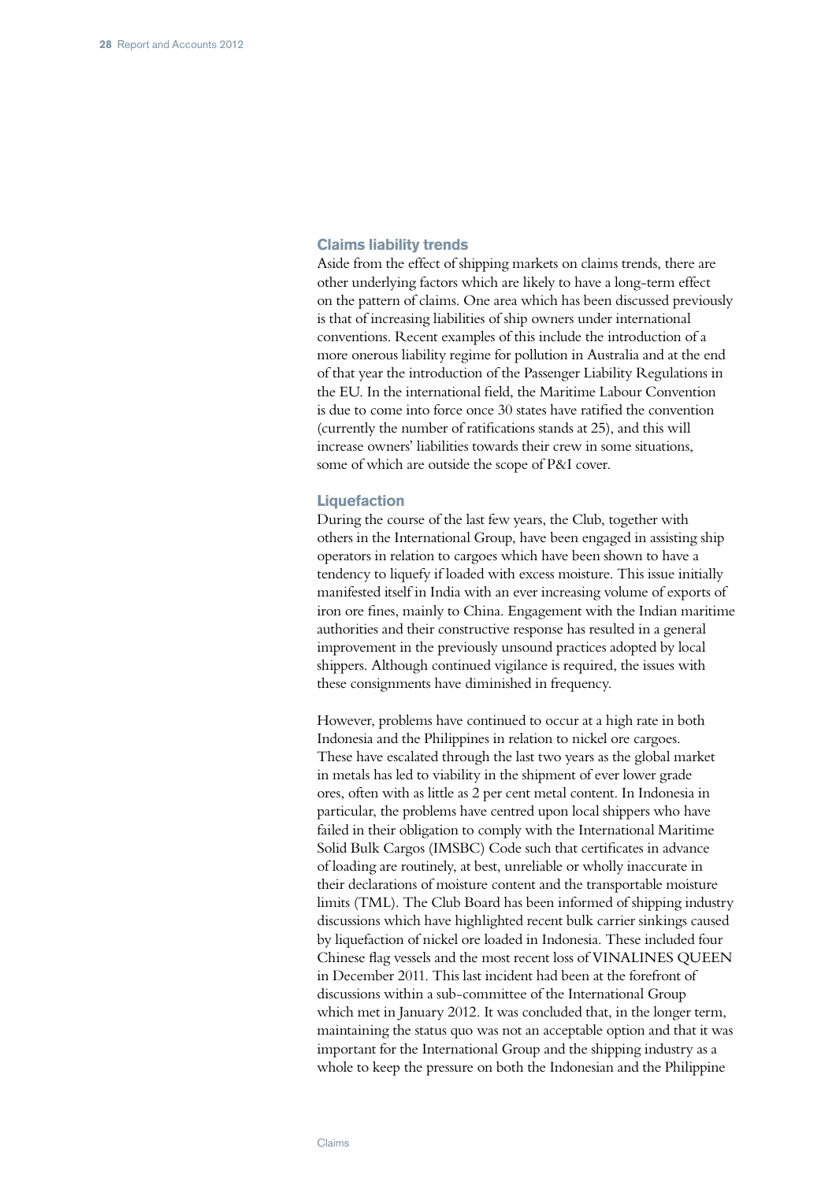## Claims liability trends

Aside from the effect of shipping markets on claims trends, there are other underlying factors which are likely to have a long-term effect on the pattern of claims. One area which has been discussed previously is that of increasing liabilities of ship owners under international conventions. Recent examples of this include the introduction of a more onerous liability regime for pollution in Australia and at the end of that year the introduction of the Passenger Liability Regulations in the EU. In the international field, the Maritime Labour Convention is due to come into force once 30 states have ratified the convention (currently the number of ratifications stands at 25), and this will increase owners' liabilities towards their crew in some situations, some of which are outside the scope of P&I cover.

## Liquefaction

During the course of the last few years, the Club, together with others in the International Group, have been engaged in assisting ship operators in relation to cargoes which have been shown to have a tendency to liquefy if loaded with excess moisture. This issue initially manifested itself in India with an ever increasing volume of exports of iron ore fines, mainly to China. Engagement with the Indian maritime authorities and their constructive response has resulted in a general improvement in the previously unsound practices adopted by local shippers. Although continued vigilance is required, the issues with these consignments have diminished in frequency.

However, problems have continued to occur at a high rate in both Indonesia and the Philippines in relation to nickel ore cargoes. These have escalated through the last two years as the global market in metals has led to viability in the shipment of ever lower grade ores, often with as little as 2 per cent metal content. In Indonesia in particular, the problems have centred upon local shippers who have failed in their obligation to comply with the International Maritime Solid Bulk Cargos (IMSBC) Code such that certificates in advance of loading are routinely, at best, unreliable or wholly inaccurate in their declarations of moisture content and the transportable moisture limits (TML). The Club Board has been informed of shipping industry discussions which have highlighted recent bulk carrier sinkings caused by liquefaction of nickel ore loaded in Indonesia. These included four Chinese flag vessels and the most recent loss of VINALINES QUEEN in December 2011. This last incident had been at the forefront of discussions within a sub-committee of the International Group which met in January 2012. It was concluded that, in the longer term, maintaining the status quo was not an acceptable option and that it was important for the International Group and the shipping industry as a whole to keep the pressure on both the Indonesian and the Philippine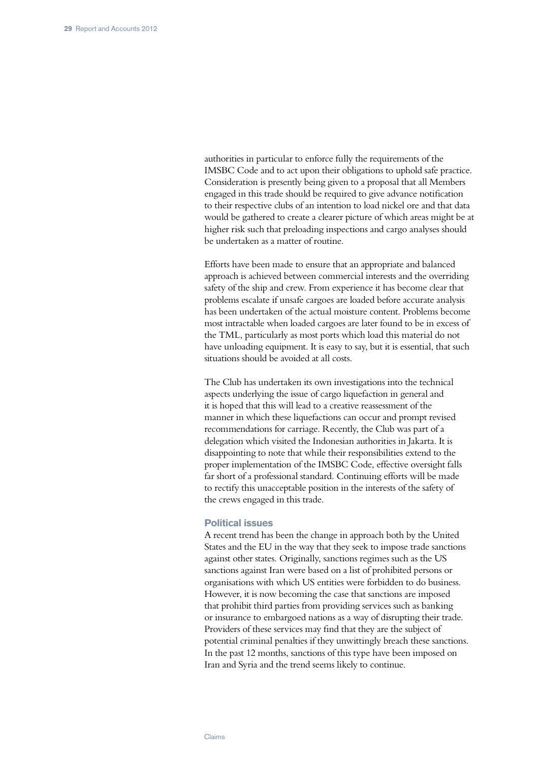authorities in particular to enforce fully the requirements of the IMSBC Code and to act upon their obligations to uphold safe practice. Consideration is presently being given to a proposal that all Members engaged in this trade should be required to give advance notification to their respective clubs of an intention to load nickel ore and that data would be gathered to create a clearer picture of which areas might be at higher risk such that preloading inspections and cargo analyses should be undertaken as a matter of routine.

Efforts have been made to ensure that an appropriate and balanced approach is achieved between commercial interests and the overriding safety of the ship and crew. From experience it has become clear that problems escalate if unsafe cargoes are loaded before accurate analysis has been undertaken of the actual moisture content. Problems become most intractable when loaded cargoes are later found to be in excess of the TML, particularly as most ports which load this material do not have unloading equipment. It is easy to say, but it is essential, that such situations should be avoided at all costs.

The Club has undertaken its own investigations into the technical aspects underlying the issue of cargo liquefaction in general and it is hoped that this will lead to a creative reassessment of the manner in which these liquefactions can occur and prompt revised recommendations for carriage. Recently, the Club was part of a delegation which visited the Indonesian authorities in Jakarta. It is disappointing to note that while their responsibilities extend to the proper implementation of the IMSBC Code, effective oversight falls far short of a professional standard. Continuing efforts will be made to rectify this unacceptable position in the interests of the safety of the crews engaged in this trade.

### Political issues

A recent trend has been the change in approach both by the United States and the EU in the way that they seek to impose trade sanctions against other states. Originally, sanctions regimes such as the US sanctions against Iran were based on a list of prohibited persons or organisations with which US entities were forbidden to do business. However, it is now becoming the case that sanctions are imposed that prohibit third parties from providing services such as banking or insurance to embargoed nations as a way of disrupting their trade. Providers of these services may find that they are the subject of potential criminal penalties if they unwittingly breach these sanctions. In the past 12 months, sanctions of this type have been imposed on Iran and Syria and the trend seems likely to continue.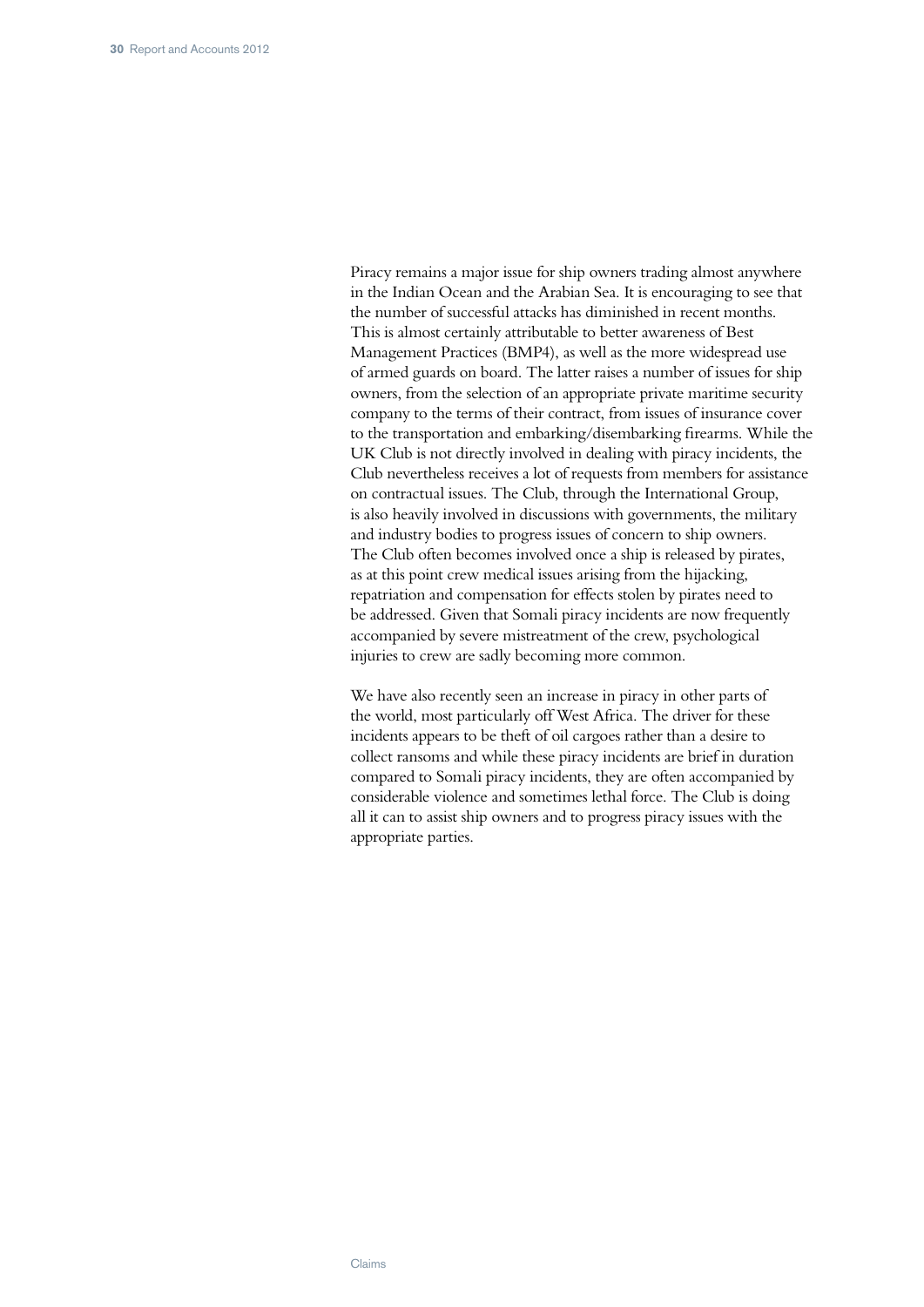Piracy remains a major issue for ship owners trading almost anywhere in the Indian Ocean and the Arabian Sea. It is encouraging to see that the number of successful attacks has diminished in recent months. This is almost certainly attributable to better awareness of Best Management Practices (BMP4), as well as the more widespread use of armed guards on board. The latter raises a number of issues for ship owners, from the selection of an appropriate private maritime security company to the terms of their contract, from issues of insurance cover to the transportation and embarking/disembarking firearms. While the UK Club is not directly involved in dealing with piracy incidents, the Club nevertheless receives a lot of requests from members for assistance on contractual issues. The Club, through the International Group, is also heavily involved in discussions with governments, the military and industry bodies to progress issues of concern to ship owners. The Club often becomes involved once a ship is released by pirates, as at this point crew medical issues arising from the hijacking, repatriation and compensation for effects stolen by pirates need to be addressed. Given that Somali piracy incidents are now frequently accompanied by severe mistreatment of the crew, psychological injuries to crew are sadly becoming more common.

We have also recently seen an increase in piracy in other parts of the world, most particularly off West Africa. The driver for these incidents appears to be theft of oil cargoes rather than a desire to collect ransoms and while these piracy incidents are brief in duration compared to Somali piracy incidents, they are often accompanied by considerable violence and sometimes lethal force. The Club is doing all it can to assist ship owners and to progress piracy issues with the appropriate parties.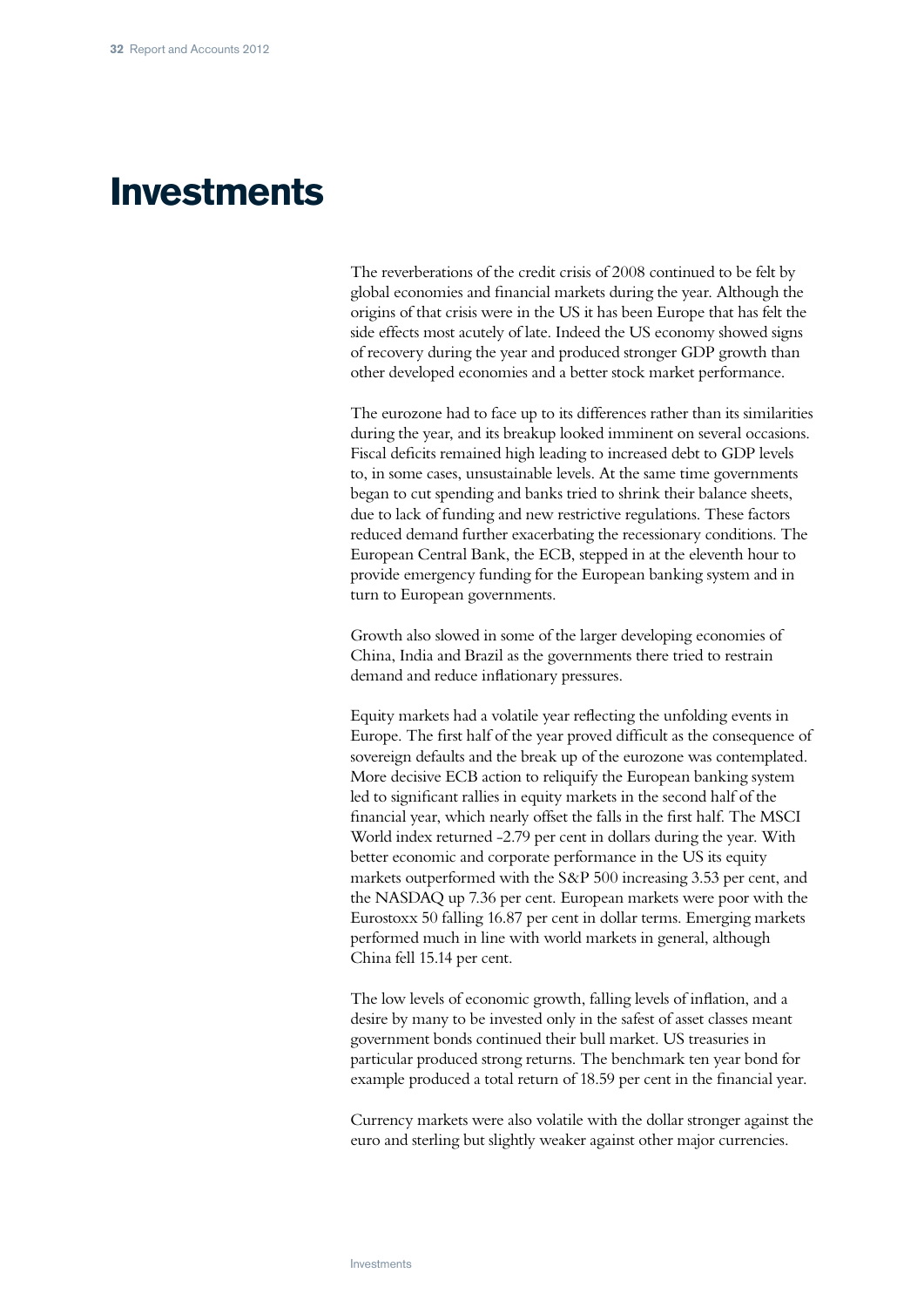# Investments

The reverberations of the credit crisis of 2008 continued to be felt by global economies and financial markets during the year. Although the origins of that crisis were in the US it has been Europe that has felt the side effects most acutely of late. Indeed the US economy showed signs of recovery during the year and produced stronger GDP growth than other developed economies and a better stock market performance.

The eurozone had to face up to its differences rather than its similarities during the year, and its breakup looked imminent on several occasions. Fiscal deficits remained high leading to increased debt to GDP levels to, in some cases, unsustainable levels. At the same time governments began to cut spending and banks tried to shrink their balance sheets, due to lack of funding and new restrictive regulations. These factors reduced demand further exacerbating the recessionary conditions. The European Central Bank, the ECB, stepped in at the eleventh hour to provide emergency funding for the European banking system and in turn to European governments.

Growth also slowed in some of the larger developing economies of China, India and Brazil as the governments there tried to restrain demand and reduce inflationary pressures.

Equity markets had a volatile year reflecting the unfolding events in Europe. The first half of the year proved difficult as the consequence of sovereign defaults and the break up of the eurozone was contemplated. More decisive ECB action to reliquify the European banking system led to significant rallies in equity markets in the second half of the financial year, which nearly offset the falls in the first half. The MSCI World index returned -2.79 per cent in dollars during the year. With better economic and corporate performance in the US its equity markets outperformed with the S&P 500 increasing 3.53 per cent, and the NASDAQ up 7.36 per cent. European markets were poor with the Eurostoxx 50 falling 16.87 per cent in dollar terms. Emerging markets performed much in line with world markets in general, although China fell 15.14 per cent.

The low levels of economic growth, falling levels of inflation, and a desire by many to be invested only in the safest of asset classes meant government bonds continued their bull market. US treasuries in particular produced strong returns. The benchmark ten year bond for example produced a total return of 18.59 per cent in the financial year.

Currency markets were also volatile with the dollar stronger against the euro and sterling but slightly weaker against other major currencies.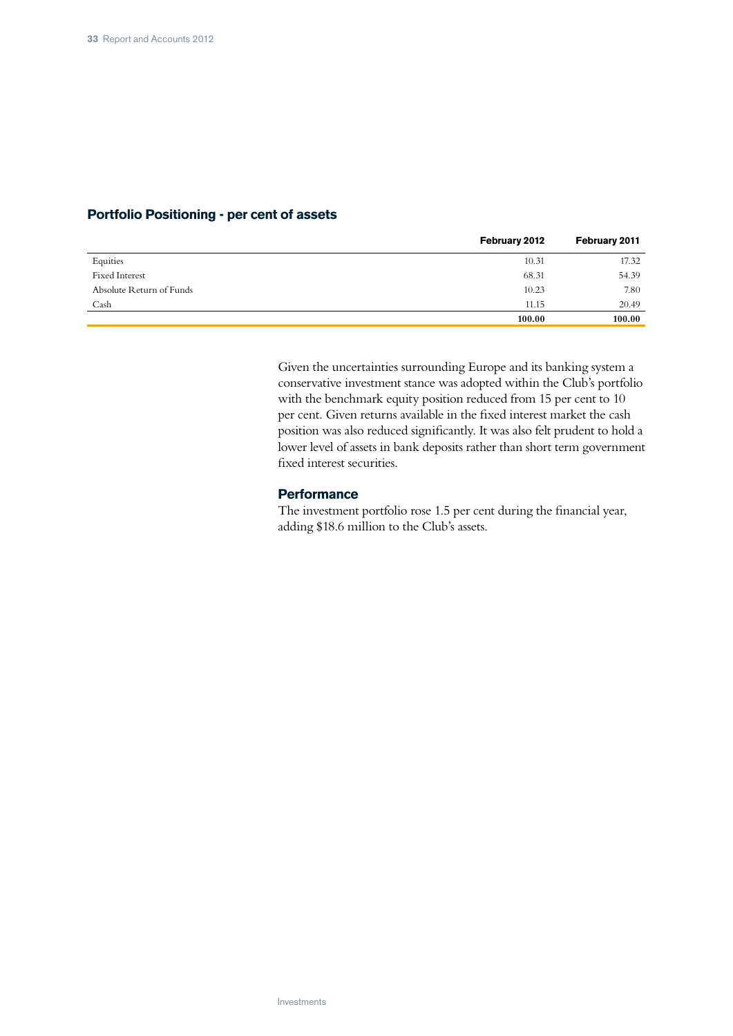## Portfolio Positioning - per cent of assets

| | February 2012 | February 2011 |
|---|---|---|
| Equities | 10.31 | 17.32 |
| Fixed Interest | 68.31 | 54.39 |
| Absolute Return of Funds | 10.23 | 7.80 |
| Cash | 11.15 | 20.49 |
| | **100.00** | **100.00** |

Given the uncertainties surrounding Europe and its banking system a conservative investment stance was adopted within the Club's portfolio with the benchmark equity position reduced from 15 per cent to 10 per cent. Given returns available in the fixed interest market the cash position was also reduced significantly. It was also felt prudent to hold a lower level of assets in bank deposits rather than short term government fixed interest securities.

### Performance

The investment portfolio rose 1.5 per cent during the financial year, adding $18.6 million to the Club's assets.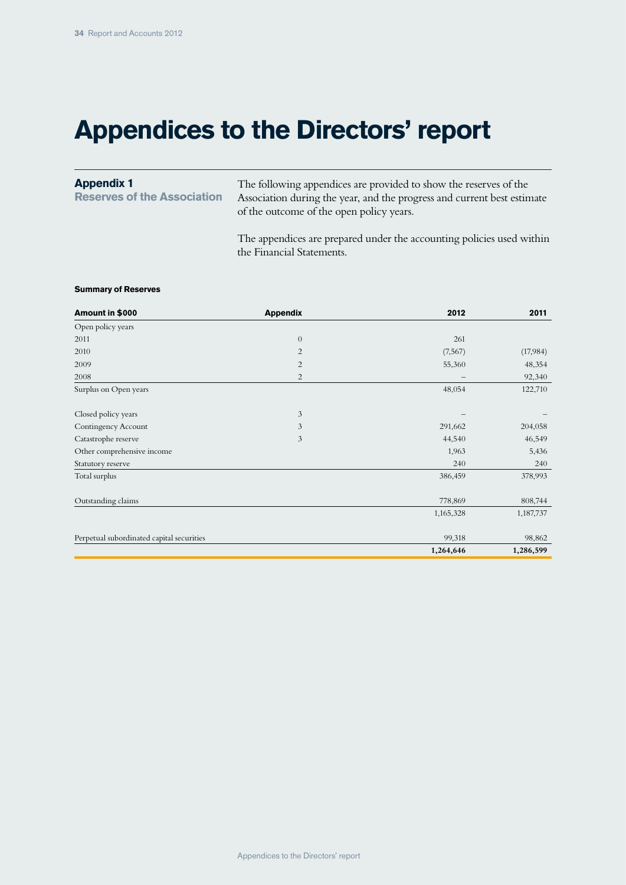# Appendices to the Directors' report

## Appendix 1
### Reserves of the Association

The following appendices are provided to show the reserves of the Association during the year, and the progress and current best estimate of the outcome of the open policy years.

The appendices are prepared under the accounting policies used within the Financial Statements.

**Summary of Reserves**

| Amount in $000 | Appendix | 2012 | 2011 |
|---|---|---|---|
| Open policy years | | | |
| 2011 | 0 | 261 | |
| 2010 | 2 | (7,567) | (17,984) |
| 2009 | 2 | 55,360 | 48,354 |
| 2008 | 2 | – | 92,340 |
| Surplus on Open years | | 48,054 | 122,710 |
| Closed policy years | 3 | – | – |
| Contingency Account | 3 | 291,662 | 204,058 |
| Catastrophe reserve | 3 | 44,540 | 46,549 |
| Other comprehensive income | | 1,963 | 5,436 |
| Statutory reserve | | 240 | 240 |
| Total surplus | | 386,459 | 378,993 |
| Outstanding claims | | 778,869 | 808,744 |
| | | 1,165,328 | 1,187,737 |
| Perpetual subordinated capital securities | | 99,318 | 98,862 |
| | | **1,264,646** | **1,286,599** |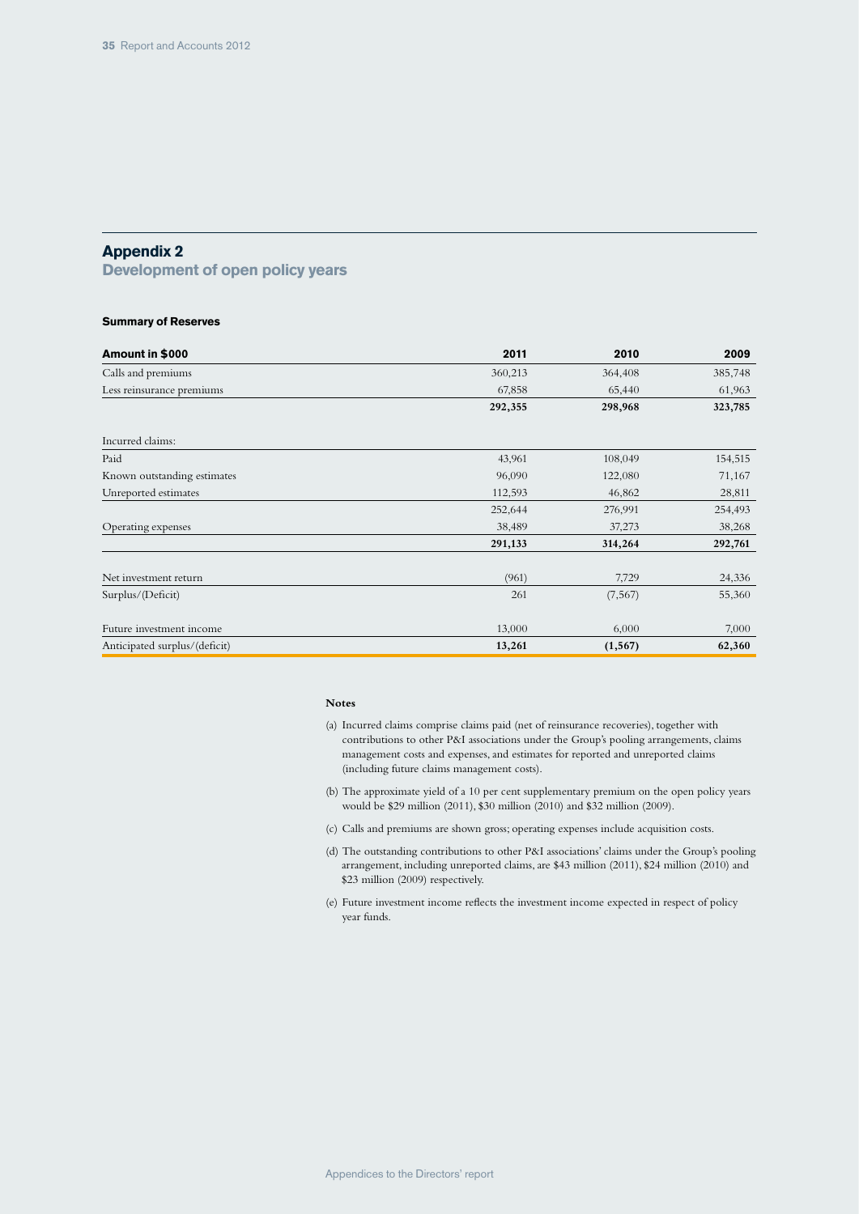# Appendix 2

## Development of open policy years

### Summary of Reserves

| Amount in $000 | 2011 | 2010 | 2009 |
|---|---|---|---|
| Calls and premiums | 360,213 | 364,408 | 385,748 |
| Less reinsurance premiums | 67,858 | 65,440 | 61,963 |
| | **292,355** | **298,968** | **323,785** |
| Incurred claims: | | | |
| Paid | 43,961 | 108,049 | 154,515 |
| Known outstanding estimates | 96,090 | 122,080 | 71,167 |
| Unreported estimates | 112,593 | 46,862 | 28,811 |
| | 252,644 | 276,991 | 254,493 |
| Operating expenses | 38,489 | 37,273 | 38,268 |
| | **291,133** | **314,264** | **292,761** |
| Net investment return | (961) | 7,729 | 24,336 |
| Surplus/(Deficit) | 261 | (7,567) | 55,360 |
| Future investment income | 13,000 | 6,000 | 7,000 |
| Anticipated surplus/(deficit) | **13,261** | **(1,567)** | **62,360** |

**Notes**

(a) Incurred claims comprise claims paid (net of reinsurance recoveries), together with contributions to other P&I associations under the Group's pooling arrangements, claims management costs and expenses, and estimates for reported and unreported claims (including future claims management costs).

(b) The approximate yield of a 10 per cent supplementary premium on the open policy years would be $29 million (2011), $30 million (2010) and $32 million (2009).

(c) Calls and premiums are shown gross; operating expenses include acquisition costs.

(d) The outstanding contributions to other P&I associations' claims under the Group's pooling arrangement, including unreported claims, are $43 million (2011), $24 million (2010) and $23 million (2009) respectively.

(e) Future investment income reflects the investment income expected in respect of policy year funds.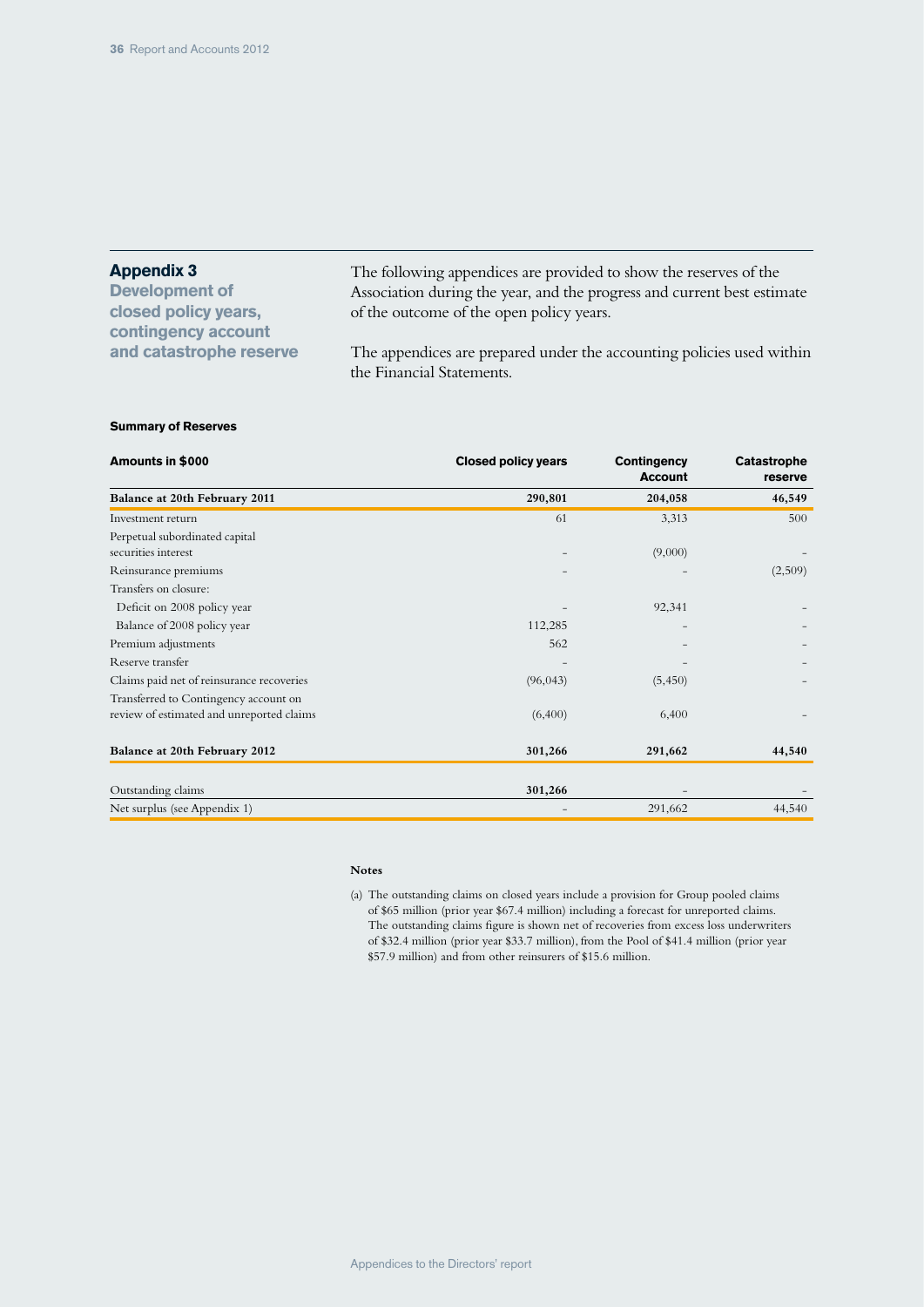## Appendix 3

### Development of closed policy years, contingency account and catastrophe reserve

The following appendices are provided to show the reserves of the Association during the year, and the progress and current best estimate of the outcome of the open policy years.

The appendices are prepared under the accounting policies used within the Financial Statements.

**Summary of Reserves**

| Amounts in $000 | Closed policy years | Contingency Account | Catastrophe reserve |
|---|---|---|---|
| **Balance at 20th February 2011** | **290,801** | **204,058** | **46,549** |
| Investment return | 61 | 3,313 | 500 |
| Perpetual subordinated capital securities interest | – | (9,000) | – |
| Reinsurance premiums | – | – | (2,509) |
| Transfers on closure: | | | |
| Deficit on 2008 policy year | – | 92,341 | – |
| Balance of 2008 policy year | 112,285 | – | – |
| Premium adjustments | 562 | – | – |
| Reserve transfer | – | – | – |
| Claims paid net of reinsurance recoveries | (96,043) | (5,450) | – |
| Transferred to Contingency account on review of estimated and unreported claims | (6,400) | 6,400 | – |
| **Balance at 20th February 2012** | **301,266** | **291,662** | **44,540** |
| Outstanding claims | **301,266** | – | – |
| Net surplus (see Appendix 1) | – | 291,662 | 44,540 |

**Notes**

(a) The outstanding claims on closed years include a provision for Group pooled claims of $65 million (prior year $67.4 million) including a forecast for unreported claims. The outstanding claims figure is shown net of recoveries from excess loss underwriters of $32.4 million (prior year $33.7 million), from the Pool of $41.4 million (prior year $57.9 million) and from other reinsurers of $15.6 million.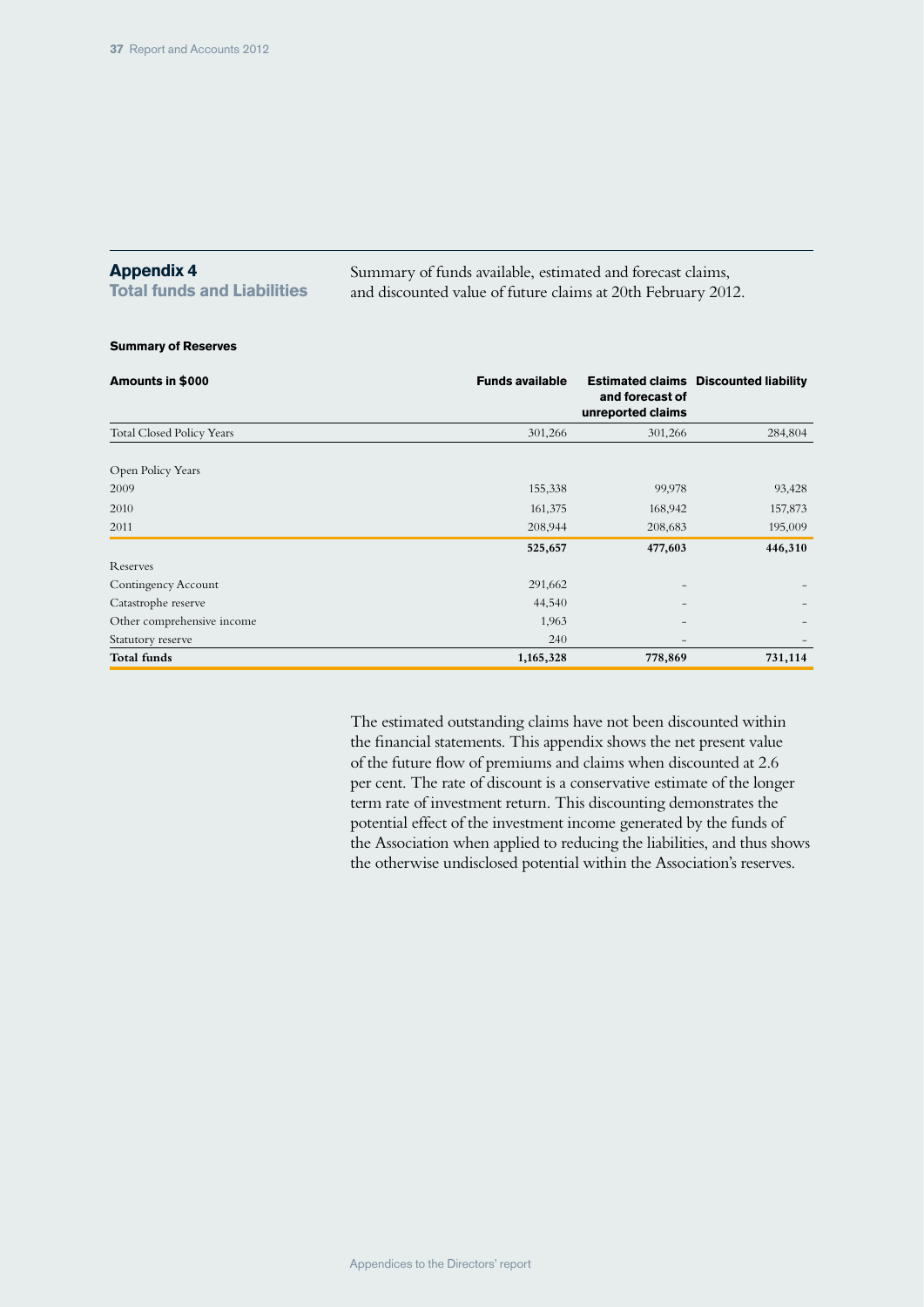## Appendix 4
### Total funds and Liabilities

Summary of funds available, estimated and forecast claims, and discounted value of future claims at 20th February 2012.

#### Summary of Reserves

| Amounts in $000 | Funds available | Estimated claims and forecast of unreported claims | Discounted liability |
|---|---|---|---|
| Total Closed Policy Years | 301,266 | 301,266 | 284,804 |
| Open Policy Years | | | |
| 2009 | 155,338 | 99,978 | 93,428 |
| 2010 | 161,375 | 168,942 | 157,873 |
| 2011 | 208,944 | 208,683 | 195,009 |
| | **525,657** | **477,603** | **446,310** |
| Reserves | | | |
| Contingency Account | 291,662 | – | – |
| Catastrophe reserve | 44,540 | – | – |
| Other comprehensive income | 1,963 | – | – |
| Statutory reserve | 240 | – | – |
| **Total funds** | **1,165,328** | **778,869** | **731,114** |

The estimated outstanding claims have not been discounted within the financial statements. This appendix shows the net present value of the future flow of premiums and claims when discounted at 2.6 per cent. The rate of discount is a conservative estimate of the longer term rate of investment return. This discounting demonstrates the potential effect of the investment income generated by the funds of the Association when applied to reducing the liabilities, and thus shows the otherwise undisclosed potential within the Association's reserves.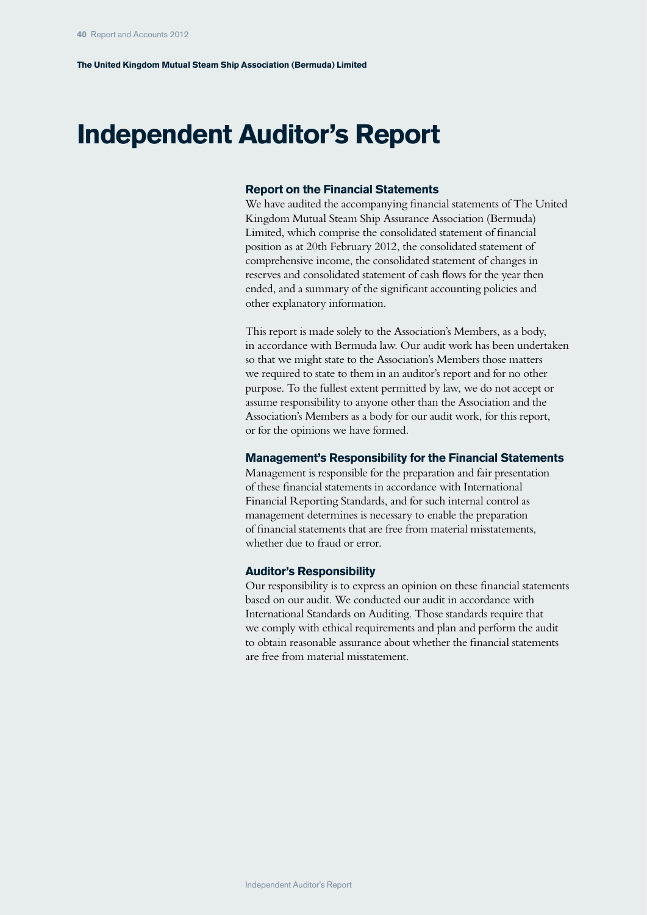# Independent Auditor's Report

## Report on the Financial Statements

We have audited the accompanying financial statements of The United Kingdom Mutual Steam Ship Assurance Association (Bermuda) Limited, which comprise the consolidated statement of financial position as at 20th February 2012, the consolidated statement of comprehensive income, the consolidated statement of changes in reserves and consolidated statement of cash flows for the year then ended, and a summary of the significant accounting policies and other explanatory information.

This report is made solely to the Association's Members, as a body, in accordance with Bermuda law. Our audit work has been undertaken so that we might state to the Association's Members those matters we required to state to them in an auditor's report and for no other purpose. To the fullest extent permitted by law, we do not accept or assume responsibility to anyone other than the Association and the Association's Members as a body for our audit work, for this report, or for the opinions we have formed.

## Management's Responsibility for the Financial Statements

Management is responsible for the preparation and fair presentation of these financial statements in accordance with International Financial Reporting Standards, and for such internal control as management determines is necessary to enable the preparation of financial statements that are free from material misstatements, whether due to fraud or error.

## Auditor's Responsibility

Our responsibility is to express an opinion on these financial statements based on our audit. We conducted our audit in accordance with International Standards on Auditing. Those standards require that we comply with ethical requirements and plan and perform the audit to obtain reasonable assurance about whether the financial statements are free from material misstatement.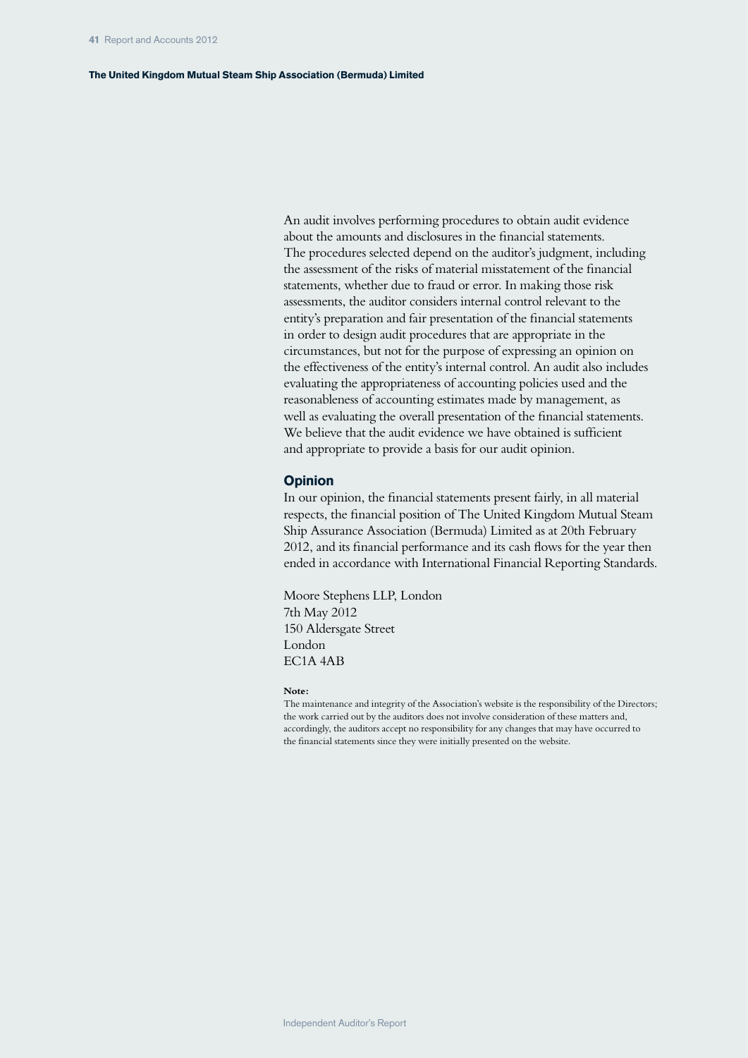An audit involves performing procedures to obtain audit evidence about the amounts and disclosures in the financial statements. The procedures selected depend on the auditor's judgment, including the assessment of the risks of material misstatement of the financial statements, whether due to fraud or error. In making those risk assessments, the auditor considers internal control relevant to the entity's preparation and fair presentation of the financial statements in order to design audit procedures that are appropriate in the circumstances, but not for the purpose of expressing an opinion on the effectiveness of the entity's internal control. An audit also includes evaluating the appropriateness of accounting policies used and the reasonableness of accounting estimates made by management, as well as evaluating the overall presentation of the financial statements. We believe that the audit evidence we have obtained is sufficient and appropriate to provide a basis for our audit opinion.

## Opinion

In our opinion, the financial statements present fairly, in all material respects, the financial position of The United Kingdom Mutual Steam Ship Assurance Association (Bermuda) Limited as at 20th February 2012, and its financial performance and its cash flows for the year then ended in accordance with International Financial Reporting Standards.

Moore Stephens LLP, London
7th May 2012
150 Aldersgate Street
London
EC1A 4AB

**Note:**
The maintenance and integrity of the Association's website is the responsibility of the Directors; the work carried out by the auditors does not involve consideration of these matters and, accordingly, the auditors accept no responsibility for any changes that may have occurred to the financial statements since they were initially presented on the website.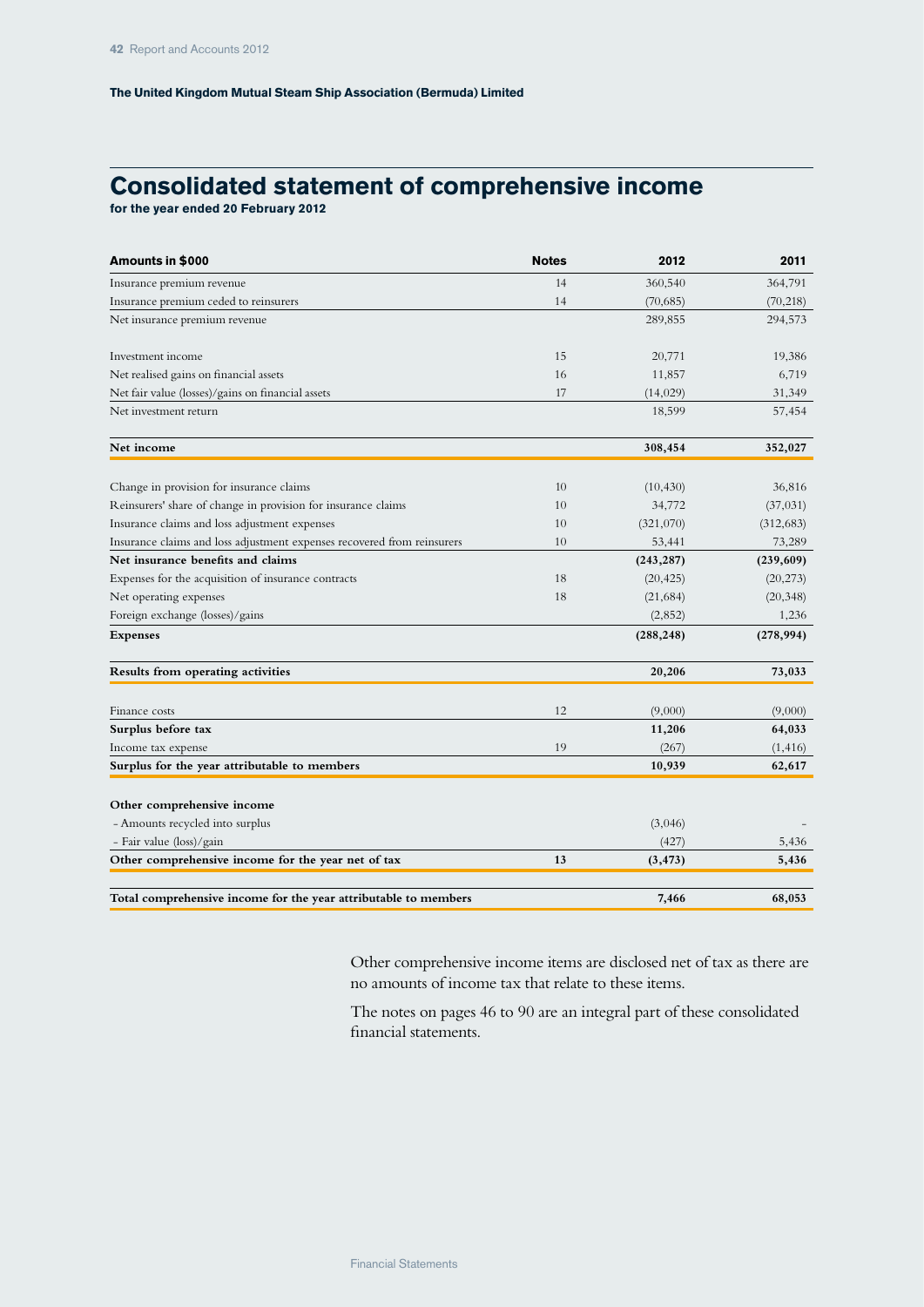The United Kingdom Mutual Steam Ship Association (Bermuda) Limited

# Consolidated statement of comprehensive income

**for the year ended 20 February 2012**

| Amounts in $000 | Notes | 2012 | 2011 |
|---|---|---|---|
| Insurance premium revenue | 14 | 360,540 | 364,791 |
| Insurance premium ceded to reinsurers | 14 | (70,685) | (70,218) |
| Net insurance premium revenue | | 289,855 | 294,573 |
| | | | |
| Investment income | 15 | 20,771 | 19,386 |
| Net realised gains on financial assets | 16 | 11,857 | 6,719 |
| Net fair value (losses)/gains on financial assets | 17 | (14,029) | 31,349 |
| Net investment return | | 18,599 | 57,454 |
| | | | |
| **Net income** | | **308,454** | **352,027** |
| | | | |
| Change in provision for insurance claims | 10 | (10,430) | 36,816 |
| Reinsurers' share of change in provision for insurance claims | 10 | 34,772 | (37,031) |
| Insurance claims and loss adjustment expenses | 10 | (321,070) | (312,683) |
| Insurance claims and loss adjustment expenses recovered from reinsurers | 10 | 53,441 | 73,289 |
| **Net insurance benefits and claims** | | **(243,287)** | **(239,609)** |
| Expenses for the acquisition of insurance contracts | 18 | (20,425) | (20,273) |
| Net operating expenses | 18 | (21,684) | (20,348) |
| Foreign exchange (losses)/gains | | (2,852) | 1,236 |
| **Expenses** | | **(288,248)** | **(278,994)** |
| | | | |
| **Results from operating activities** | | **20,206** | **73,033** |
| | | | |
| Finance costs | 12 | (9,000) | (9,000) |
| **Surplus before tax** | | **11,206** | **64,033** |
| Income tax expense | 19 | (267) | (1,416) |
| **Surplus for the year attributable to members** | | **10,939** | **62,617** |
| | | | |
| **Other comprehensive income** | | | |
| - Amounts recycled into surplus | | (3,046) | - |
| - Fair value (loss)/gain | | (427) | 5,436 |
| **Other comprehensive income for the year net of tax** | **13** | **(3,473)** | **5,436** |
| | | | |
| **Total comprehensive income for the year attributable to members** | | **7,466** | **68,053** |

Other comprehensive income items are disclosed net of tax as there are no amounts of income tax that relate to these items.

The notes on pages 46 to 90 are an integral part of these consolidated financial statements.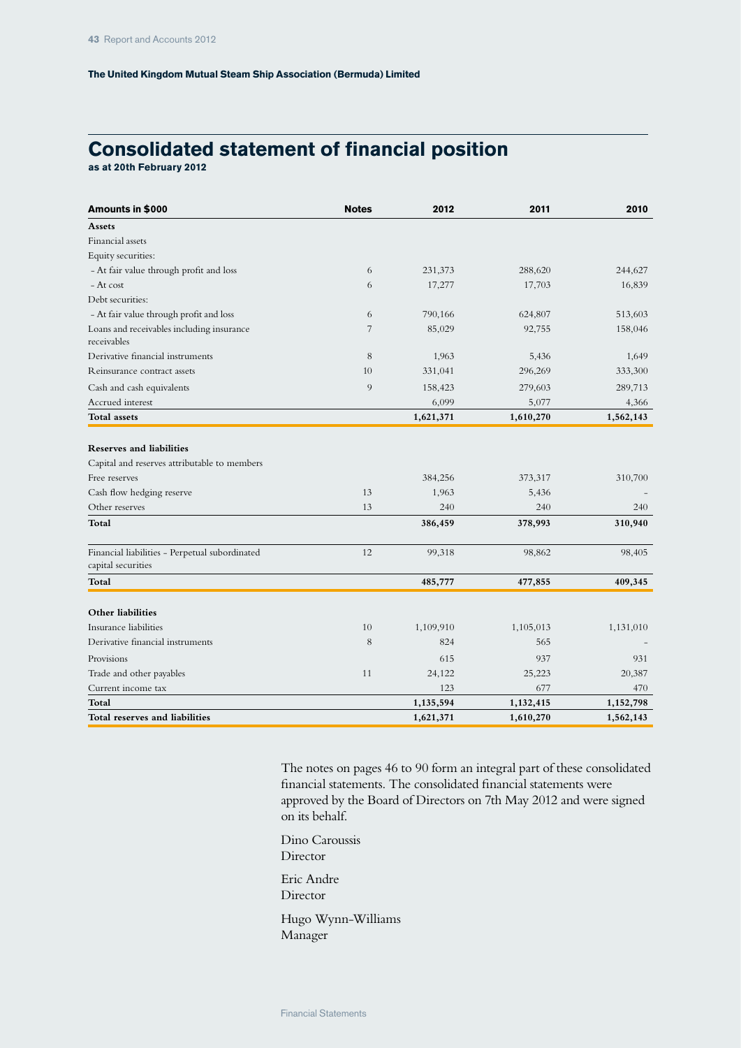The United Kingdom Mutual Steam Ship Association (Bermuda) Limited

# Consolidated statement of financial position

**as at 20th February 2012**

| Amounts in $000 | Notes | 2012 | 2011 | 2010 |
|---|---|---|---|---|
| **Assets** | | | | |
| Financial assets | | | | |
| Equity securities: | | | | |
| - At fair value through profit and loss | 6 | 231,373 | 288,620 | 244,627 |
| - At cost | 6 | 17,277 | 17,703 | 16,839 |
| Debt securities: | | | | |
| - At fair value through profit and loss | 6 | 790,166 | 624,807 | 513,603 |
| Loans and receivables including insurance receivables | 7 | 85,029 | 92,755 | 158,046 |
| Derivative financial instruments | 8 | 1,963 | 5,436 | 1,649 |
| Reinsurance contract assets | 10 | 331,041 | 296,269 | 333,300 |
| Cash and cash equivalents | 9 | 158,423 | 279,603 | 289,713 |
| Accrued interest | | 6,099 | 5,077 | 4,366 |
| **Total assets** | | **1,621,371** | **1,610,270** | **1,562,143** |
| | | | | |
| **Reserves and liabilities** | | | | |
| Capital and reserves attributable to members | | | | |
| Free reserves | | 384,256 | 373,317 | 310,700 |
| Cash flow hedging reserve | 13 | 1,963 | 5,436 | - |
| Other reserves | 13 | 240 | 240 | 240 |
| **Total** | | **386,459** | **378,993** | **310,940** |
| | | | | |
| Financial liabilities - Perpetual subordinated capital securities | 12 | 99,318 | 98,862 | 98,405 |
| **Total** | | **485,777** | **477,855** | **409,345** |
| | | | | |
| **Other liabilities** | | | | |
| Insurance liabilities | 10 | 1,109,910 | 1,105,013 | 1,131,010 |
| Derivative financial instruments | 8 | 824 | 565 | - |
| Provisions | | 615 | 937 | 931 |
| Trade and other payables | 11 | 24,122 | 25,223 | 20,387 |
| Current income tax | | 123 | 677 | 470 |
| **Total** | | **1,135,594** | **1,132,415** | **1,152,798** |
| **Total reserves and liabilities** | | **1,621,371** | **1,610,270** | **1,562,143** |

The notes on pages 46 to 90 form an integral part of these consolidated financial statements. The consolidated financial statements were approved by the Board of Directors on 7th May 2012 and were signed on its behalf.

Dino Caroussis
Director

Eric Andre
Director

Hugo Wynn-Williams
Manager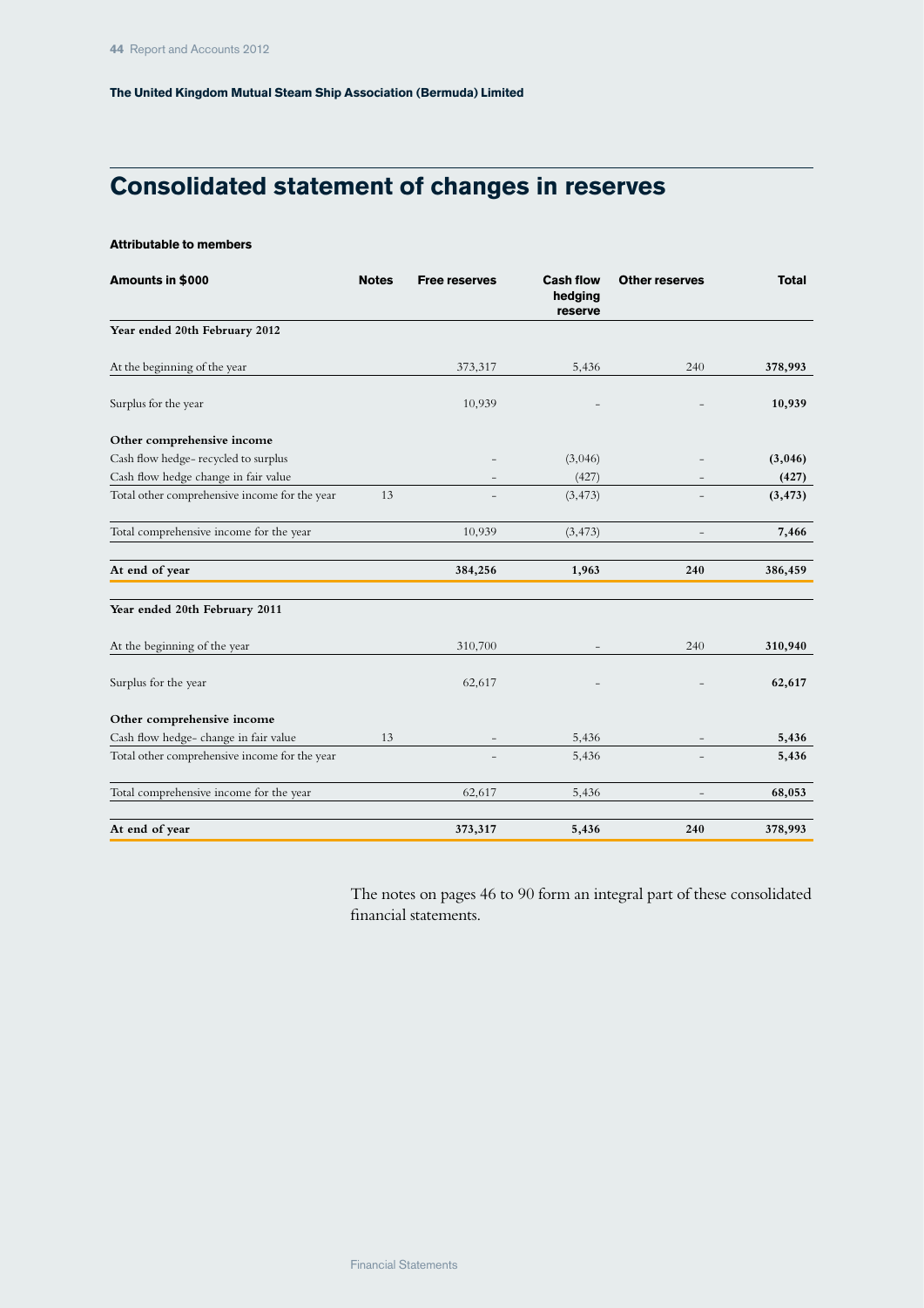The United Kingdom Mutual Steam Ship Association (Bermuda) Limited

# Consolidated statement of changes in reserves

**Attributable to members**

| Amounts in $000 | Notes | Free reserves | Cash flow hedging reserve | Other reserves | Total |
|---|---|---|---|---|---|
| **Year ended 20th February 2012** | | | | | |
| At the beginning of the year | | 373,317 | 5,436 | 240 | **378,993** |
| Surplus for the year | | 10,939 | – | – | **10,939** |
| **Other comprehensive income** | | | | | |
| Cash flow hedge- recycled to surplus | | – | (3,046) | – | **(3,046)** |
| Cash flow hedge change in fair value | | – | (427) | – | **(427)** |
| Total other comprehensive income for the year | 13 | – | (3,473) | – | **(3,473)** |
| Total comprehensive income for the year | | 10,939 | (3,473) | – | **7,466** |
| **At end of year** | | **384,256** | **1,963** | **240** | **386,459** |
| **Year ended 20th February 2011** | | | | | |
| At the beginning of the year | | 310,700 | – | 240 | **310,940** |
| Surplus for the year | | 62,617 | – | – | **62,617** |
| **Other comprehensive income** | | | | | |
| Cash flow hedge- change in fair value | 13 | – | 5,436 | – | **5,436** |
| Total other comprehensive income for the year | | – | 5,436 | – | **5,436** |
| Total comprehensive income for the year | | 62,617 | 5,436 | – | **68,053** |
| **At end of year** | | **373,317** | **5,436** | **240** | **378,993** |

The notes on pages 46 to 90 form an integral part of these consolidated financial statements.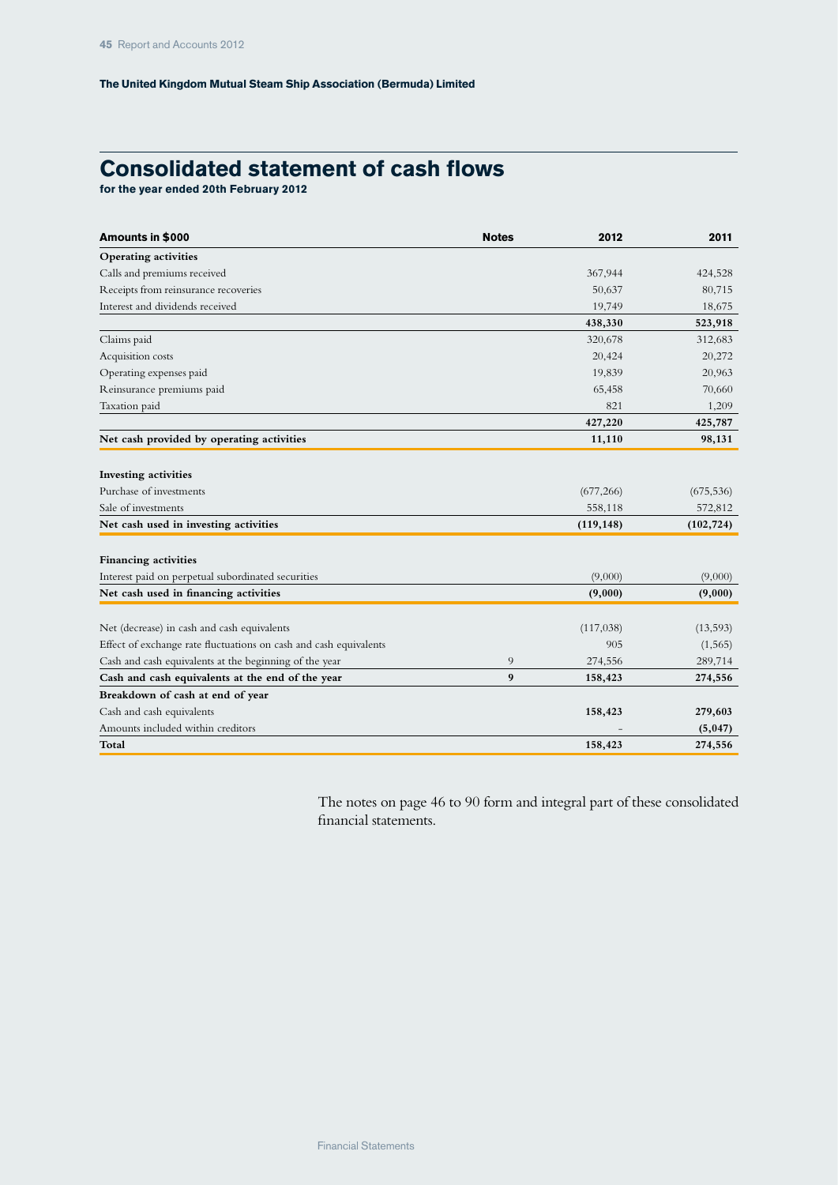**The United Kingdom Mutual Steam Ship Association (Bermuda) Limited**

# Consolidated statement of cash flows

**for the year ended 20th February 2012**

| Amounts in $000 | Notes | 2012 | 2011 |
|---|---|---|---|
| **Operating activities** | | | |
| Calls and premiums received | | 367,944 | 424,528 |
| Receipts from reinsurance recoveries | | 50,637 | 80,715 |
| Interest and dividends received | | 19,749 | 18,675 |
| | | **438,330** | **523,918** |
| Claims paid | | 320,678 | 312,683 |
| Acquisition costs | | 20,424 | 20,272 |
| Operating expenses paid | | 19,839 | 20,963 |
| Reinsurance premiums paid | | 65,458 | 70,660 |
| Taxation paid | | 821 | 1,209 |
| | | **427,220** | **425,787** |
| **Net cash provided by operating activities** | | **11,110** | **98,131** |
| | | | |
| **Investing activities** | | | |
| Purchase of investments | | (677,266) | (675,536) |
| Sale of investments | | 558,118 | 572,812 |
| **Net cash used in investing activities** | | **(119,148)** | **(102,724)** |
| | | | |
| **Financing activities** | | | |
| Interest paid on perpetual subordinated securities | | (9,000) | (9,000) |
| **Net cash used in financing activities** | | **(9,000)** | **(9,000)** |
| | | | |
| Net (decrease) in cash and cash equivalents | | (117,038) | (13,593) |
| Effect of exchange rate fluctuations on cash and cash equivalents | | 905 | (1,565) |
| Cash and cash equivalents at the beginning of the year | 9 | 274,556 | 289,714 |
| **Cash and cash equivalents at the end of the year** | **9** | **158,423** | **274,556** |
| **Breakdown of cash at end of year** | | | |
| Cash and cash equivalents | | **158,423** | **279,603** |
| Amounts included within creditors | | – | **(5,047)** |
| **Total** | | **158,423** | **274,556** |

The notes on page 46 to 90 form and integral part of these consolidated financial statements.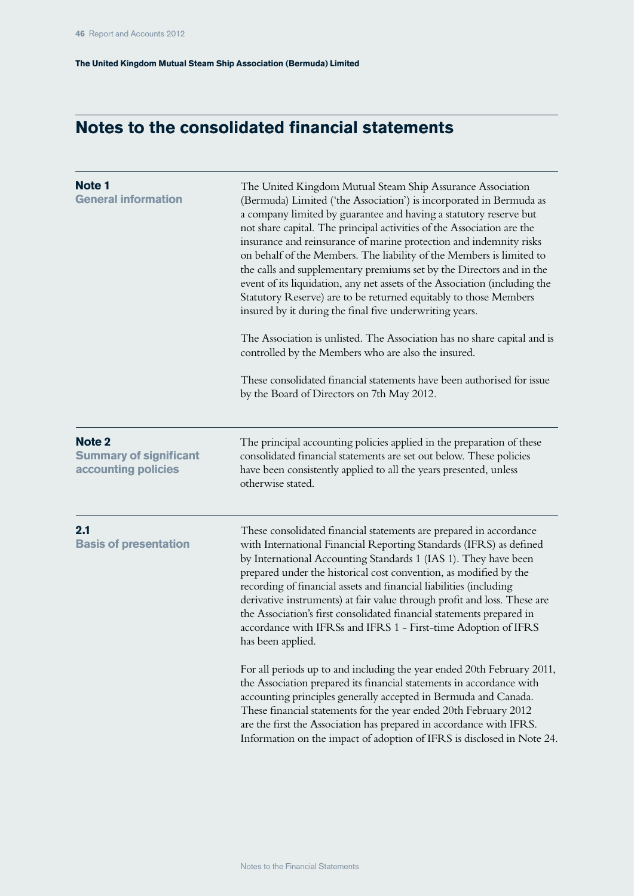# Notes to the consolidated financial statements

## Note 1
### General information

The United Kingdom Mutual Steam Ship Assurance Association (Bermuda) Limited ('the Association') is incorporated in Bermuda as a company limited by guarantee and having a statutory reserve but not share capital. The principal activities of the Association are the insurance and reinsurance of marine protection and indemnity risks on behalf of the Members. The liability of the Members is limited to the calls and supplementary premiums set by the Directors and in the event of its liquidation, any net assets of the Association (including the Statutory Reserve) are to be returned equitably to those Members insured by it during the final five underwriting years.

The Association is unlisted. The Association has no share capital and is controlled by the Members who are also the insured.

These consolidated financial statements have been authorised for issue by the Board of Directors on 7th May 2012.

## Note 2
### Summary of significant accounting policies

The principal accounting policies applied in the preparation of these consolidated financial statements are set out below. These policies have been consistently applied to all the years presented, unless otherwise stated.

### 2.1
### Basis of presentation

These consolidated financial statements are prepared in accordance with International Financial Reporting Standards (IFRS) as defined by International Accounting Standards 1 (IAS 1). They have been prepared under the historical cost convention, as modified by the recording of financial assets and financial liabilities (including derivative instruments) at fair value through profit and loss. These are the Association's first consolidated financial statements prepared in accordance with IFRSs and IFRS 1 - First-time Adoption of IFRS has been applied.

For all periods up to and including the year ended 20th February 2011, the Association prepared its financial statements in accordance with accounting principles generally accepted in Bermuda and Canada. These financial statements for the year ended 20th February 2012 are the first the Association has prepared in accordance with IFRS. Information on the impact of adoption of IFRS is disclosed in Note 24.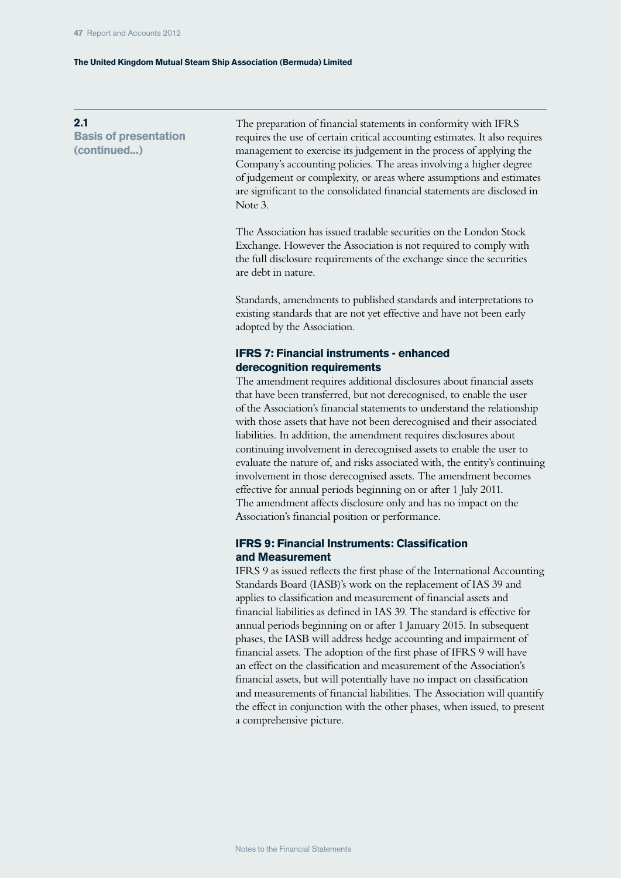## 2.1 Basis of presentation (continued...)

The preparation of financial statements in conformity with IFRS requires the use of certain critical accounting estimates. It also requires management to exercise its judgement in the process of applying the Company's accounting policies. The areas involving a higher degree of judgement or complexity, or areas where assumptions and estimates are significant to the consolidated financial statements are disclosed in Note 3.

The Association has issued tradable securities on the London Stock Exchange. However the Association is not required to comply with the full disclosure requirements of the exchange since the securities are debt in nature.

Standards, amendments to published standards and interpretations to existing standards that are not yet effective and have not been early adopted by the Association.

### IFRS 7: Financial instruments - enhanced derecognition requirements

The amendment requires additional disclosures about financial assets that have been transferred, but not derecognised, to enable the user of the Association's financial statements to understand the relationship with those assets that have not been derecognised and their associated liabilities. In addition, the amendment requires disclosures about continuing involvement in derecognised assets to enable the user to evaluate the nature of, and risks associated with, the entity's continuing involvement in those derecognised assets. The amendment becomes effective for annual periods beginning on or after 1 July 2011. The amendment affects disclosure only and has no impact on the Association's financial position or performance.

### IFRS 9: Financial Instruments: Classification and Measurement

IFRS 9 as issued reflects the first phase of the International Accounting Standards Board (IASB)'s work on the replacement of IAS 39 and applies to classification and measurement of financial assets and financial liabilities as defined in IAS 39. The standard is effective for annual periods beginning on or after 1 January 2015. In subsequent phases, the IASB will address hedge accounting and impairment of financial assets. The adoption of the first phase of IFRS 9 will have an effect on the classification and measurement of the Association's financial assets, but will potentially have no impact on classification and measurements of financial liabilities. The Association will quantify the effect in conjunction with the other phases, when issued, to present a comprehensive picture.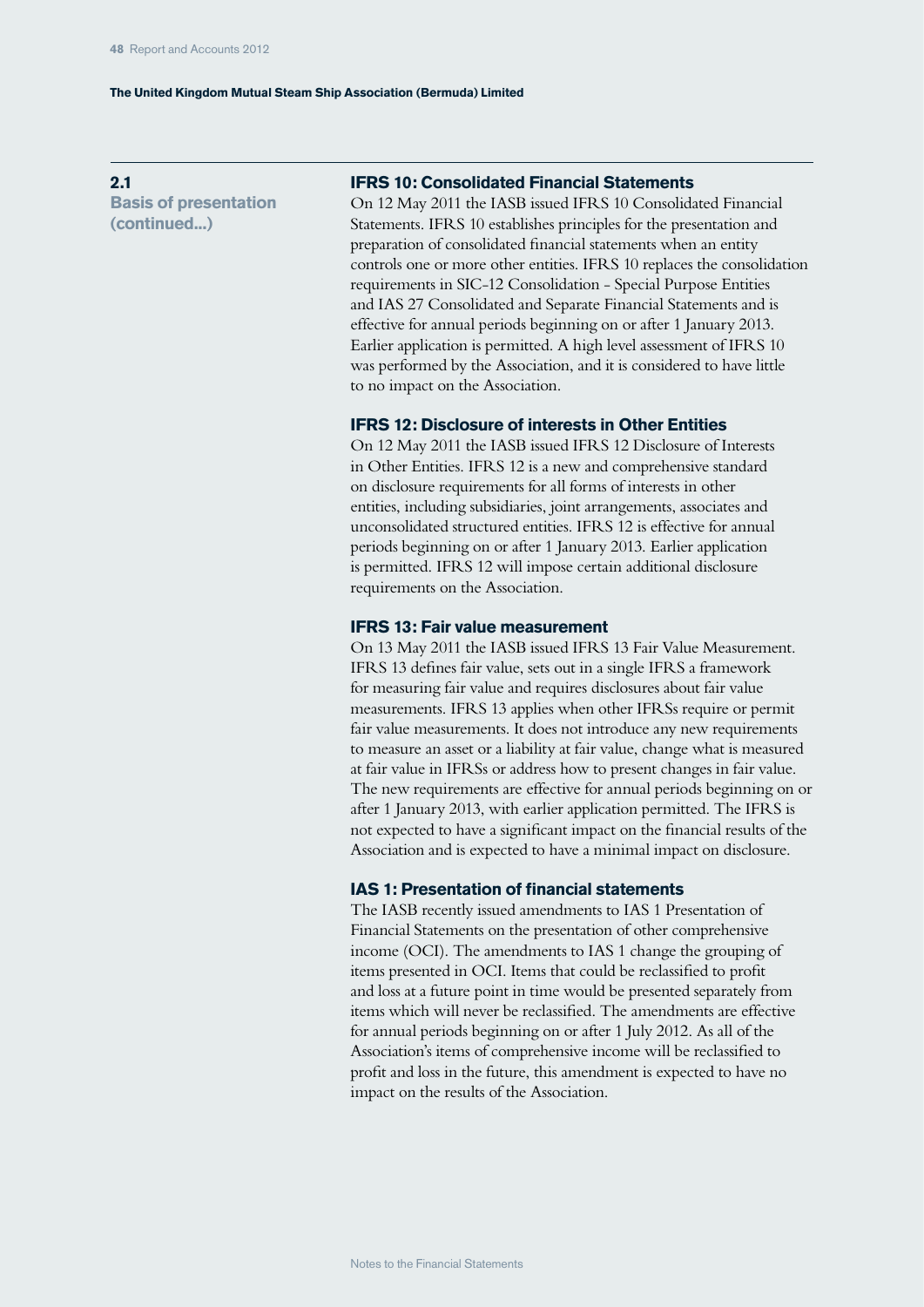## 2.1 Basis of presentation (continued...)

### IFRS 10: Consolidated Financial Statements

On 12 May 2011 the IASB issued IFRS 10 Consolidated Financial Statements. IFRS 10 establishes principles for the presentation and preparation of consolidated financial statements when an entity controls one or more other entities. IFRS 10 replaces the consolidation requirements in SIC-12 Consolidation - Special Purpose Entities and IAS 27 Consolidated and Separate Financial Statements and is effective for annual periods beginning on or after 1 January 2013. Earlier application is permitted. A high level assessment of IFRS 10 was performed by the Association, and it is considered to have little to no impact on the Association.

### IFRS 12: Disclosure of interests in Other Entities

On 12 May 2011 the IASB issued IFRS 12 Disclosure of Interests in Other Entities. IFRS 12 is a new and comprehensive standard on disclosure requirements for all forms of interests in other entities, including subsidiaries, joint arrangements, associates and unconsolidated structured entities. IFRS 12 is effective for annual periods beginning on or after 1 January 2013. Earlier application is permitted. IFRS 12 will impose certain additional disclosure requirements on the Association.

### IFRS 13: Fair value measurement

On 13 May 2011 the IASB issued IFRS 13 Fair Value Measurement. IFRS 13 defines fair value, sets out in a single IFRS a framework for measuring fair value and requires disclosures about fair value measurements. IFRS 13 applies when other IFRSs require or permit fair value measurements. It does not introduce any new requirements to measure an asset or a liability at fair value, change what is measured at fair value in IFRSs or address how to present changes in fair value. The new requirements are effective for annual periods beginning on or after 1 January 2013, with earlier application permitted. The IFRS is not expected to have a significant impact on the financial results of the Association and is expected to have a minimal impact on disclosure.

### IAS 1: Presentation of financial statements

The IASB recently issued amendments to IAS 1 Presentation of Financial Statements on the presentation of other comprehensive income (OCI). The amendments to IAS 1 change the grouping of items presented in OCI. Items that could be reclassified to profit and loss at a future point in time would be presented separately from items which will never be reclassified. The amendments are effective for annual periods beginning on or after 1 July 2012. As all of the Association's items of comprehensive income will be reclassified to profit and loss in the future, this amendment is expected to have no impact on the results of the Association.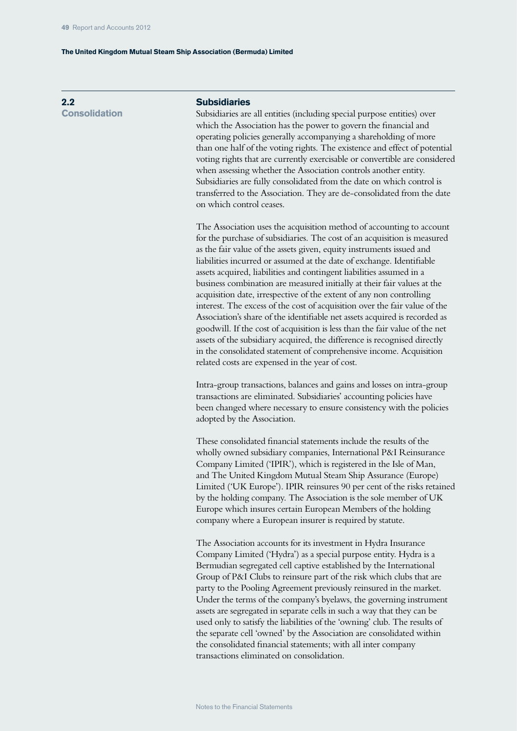## 2.2 Consolidation

### Subsidiaries

Subsidiaries are all entities (including special purpose entities) over which the Association has the power to govern the financial and operating policies generally accompanying a shareholding of more than one half of the voting rights. The existence and effect of potential voting rights that are currently exercisable or convertible are considered when assessing whether the Association controls another entity. Subsidiaries are fully consolidated from the date on which control is transferred to the Association. They are de-consolidated from the date on which control ceases.

The Association uses the acquisition method of accounting to account for the purchase of subsidiaries. The cost of an acquisition is measured as the fair value of the assets given, equity instruments issued and liabilities incurred or assumed at the date of exchange. Identifiable assets acquired, liabilities and contingent liabilities assumed in a business combination are measured initially at their fair values at the acquisition date, irrespective of the extent of any non controlling interest. The excess of the cost of acquisition over the fair value of the Association's share of the identifiable net assets acquired is recorded as goodwill. If the cost of acquisition is less than the fair value of the net assets of the subsidiary acquired, the difference is recognised directly in the consolidated statement of comprehensive income. Acquisition related costs are expensed in the year of cost.

Intra-group transactions, balances and gains and losses on intra-group transactions are eliminated. Subsidiaries' accounting policies have been changed where necessary to ensure consistency with the policies adopted by the Association.

These consolidated financial statements include the results of the wholly owned subsidiary companies, International P&I Reinsurance Company Limited ('IPIR'), which is registered in the Isle of Man, and The United Kingdom Mutual Steam Ship Assurance (Europe) Limited ('UK Europe'). IPIR reinsures 90 per cent of the risks retained by the holding company. The Association is the sole member of UK Europe which insures certain European Members of the holding company where a European insurer is required by statute.

The Association accounts for its investment in Hydra Insurance Company Limited ('Hydra') as a special purpose entity. Hydra is a Bermudian segregated cell captive established by the International Group of P&I Clubs to reinsure part of the risk which clubs that are party to the Pooling Agreement previously reinsured in the market. Under the terms of the company's byelaws, the governing instrument assets are segregated in separate cells in such a way that they can be used only to satisfy the liabilities of the 'owning' club. The results of the separate cell 'owned' by the Association are consolidated within the consolidated financial statements; with all inter company transactions eliminated on consolidation.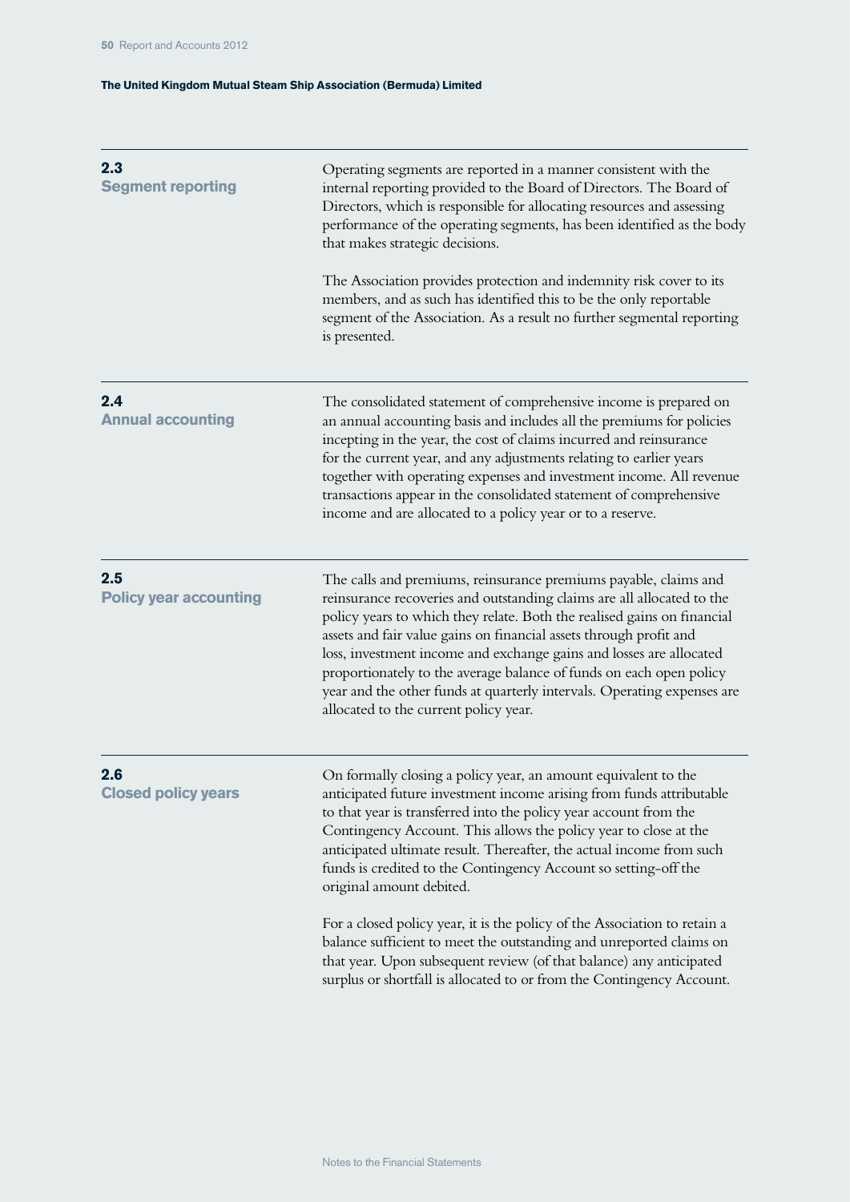## 2.3 Segment reporting

Operating segments are reported in a manner consistent with the internal reporting provided to the Board of Directors. The Board of Directors, which is responsible for allocating resources and assessing performance of the operating segments, has been identified as the body that makes strategic decisions.

The Association provides protection and indemnity risk cover to its members, and as such has identified this to be the only reportable segment of the Association. As a result no further segmental reporting is presented.

## 2.4 Annual accounting

The consolidated statement of comprehensive income is prepared on an annual accounting basis and includes all the premiums for policies incepting in the year, the cost of claims incurred and reinsurance for the current year, and any adjustments relating to earlier years together with operating expenses and investment income. All revenue transactions appear in the consolidated statement of comprehensive income and are allocated to a policy year or to a reserve.

## 2.5 Policy year accounting

The calls and premiums, reinsurance premiums payable, claims and reinsurance recoveries and outstanding claims are all allocated to the policy years to which they relate. Both the realised gains on financial assets and fair value gains on financial assets through profit and loss, investment income and exchange gains and losses are allocated proportionately to the average balance of funds on each open policy year and the other funds at quarterly intervals. Operating expenses are allocated to the current policy year.

## 2.6 Closed policy years

On formally closing a policy year, an amount equivalent to the anticipated future investment income arising from funds attributable to that year is transferred into the policy year account from the Contingency Account. This allows the policy year to close at the anticipated ultimate result. Thereafter, the actual income from such funds is credited to the Contingency Account so setting-off the original amount debited.

For a closed policy year, it is the policy of the Association to retain a balance sufficient to meet the outstanding and unreported claims on that year. Upon subsequent review (of that balance) any anticipated surplus or shortfall is allocated to or from the Contingency Account.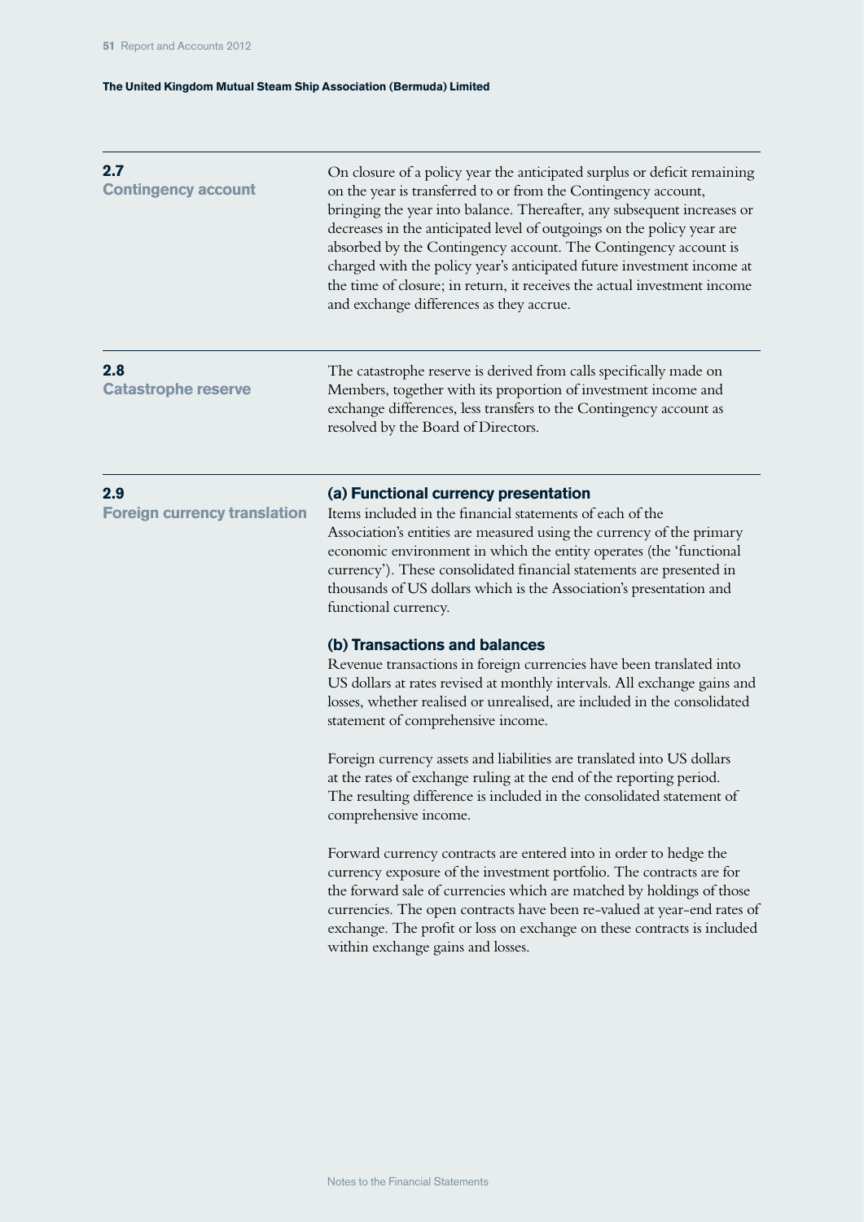## 2.7 Contingency account

On closure of a policy year the anticipated surplus or deficit remaining on the year is transferred to or from the Contingency account, bringing the year into balance. Thereafter, any subsequent increases or decreases in the anticipated level of outgoings on the policy year are absorbed by the Contingency account. The Contingency account is charged with the policy year's anticipated future investment income at the time of closure; in return, it receives the actual investment income and exchange differences as they accrue.

## 2.8 Catastrophe reserve

The catastrophe reserve is derived from calls specifically made on Members, together with its proportion of investment income and exchange differences, less transfers to the Contingency account as resolved by the Board of Directors.

## 2.9 Foreign currency translation

### (a) Functional currency presentation

Items included in the financial statements of each of the Association's entities are measured using the currency of the primary economic environment in which the entity operates (the 'functional currency'). These consolidated financial statements are presented in thousands of US dollars which is the Association's presentation and functional currency.

### (b) Transactions and balances

Revenue transactions in foreign currencies have been translated into US dollars at rates revised at monthly intervals. All exchange gains and losses, whether realised or unrealised, are included in the consolidated statement of comprehensive income.

Foreign currency assets and liabilities are translated into US dollars at the rates of exchange ruling at the end of the reporting period. The resulting difference is included in the consolidated statement of comprehensive income.

Forward currency contracts are entered into in order to hedge the currency exposure of the investment portfolio. The contracts are for the forward sale of currencies which are matched by holdings of those currencies. The open contracts have been re-valued at year-end rates of exchange. The profit or loss on exchange on these contracts is included within exchange gains and losses.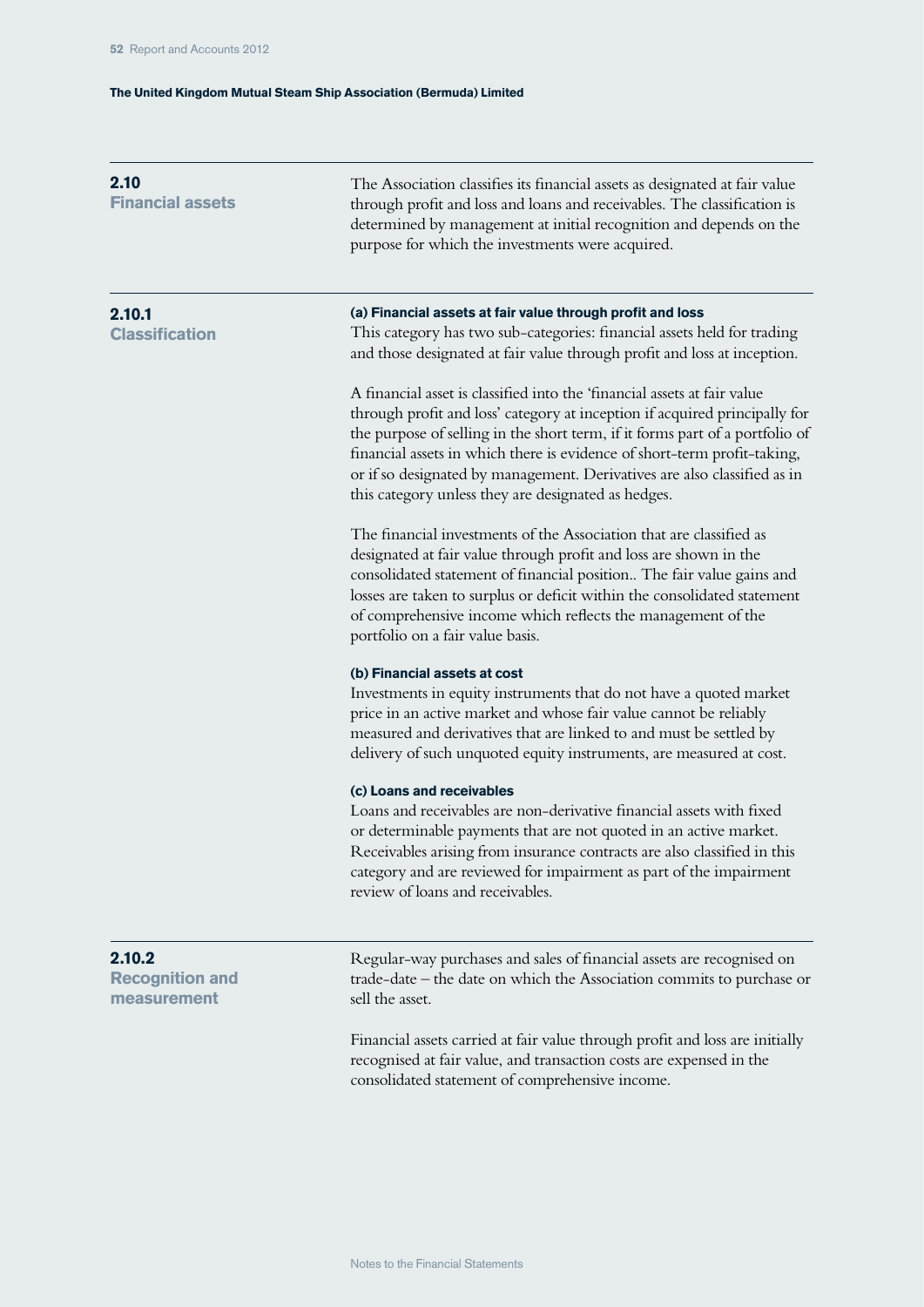## 2.10 Financial assets

The Association classifies its financial assets as designated at fair value through profit and loss and loans and receivables. The classification is determined by management at initial recognition and depends on the purpose for which the investments were acquired.

## 2.10.1 Classification

**(a) Financial assets at fair value through profit and loss**

This category has two sub-categories: financial assets held for trading and those designated at fair value through profit and loss at inception.

A financial asset is classified into the 'financial assets at fair value through profit and loss' category at inception if acquired principally for the purpose of selling in the short term, if it forms part of a portfolio of financial assets in which there is evidence of short-term profit-taking, or if so designated by management. Derivatives are also classified as in this category unless they are designated as hedges.

The financial investments of the Association that are classified as designated at fair value through profit and loss are shown in the consolidated statement of financial position.. The fair value gains and losses are taken to surplus or deficit within the consolidated statement of comprehensive income which reflects the management of the portfolio on a fair value basis.

**(b) Financial assets at cost**

Investments in equity instruments that do not have a quoted market price in an active market and whose fair value cannot be reliably measured and derivatives that are linked to and must be settled by delivery of such unquoted equity instruments, are measured at cost.

**(c) Loans and receivables**

Loans and receivables are non-derivative financial assets with fixed or determinable payments that are not quoted in an active market. Receivables arising from insurance contracts are also classified in this category and are reviewed for impairment as part of the impairment review of loans and receivables.

## 2.10.2 Recognition and measurement

Regular-way purchases and sales of financial assets are recognised on trade-date – the date on which the Association commits to purchase or sell the asset.

Financial assets carried at fair value through profit and loss are initially recognised at fair value, and transaction costs are expensed in the consolidated statement of comprehensive income.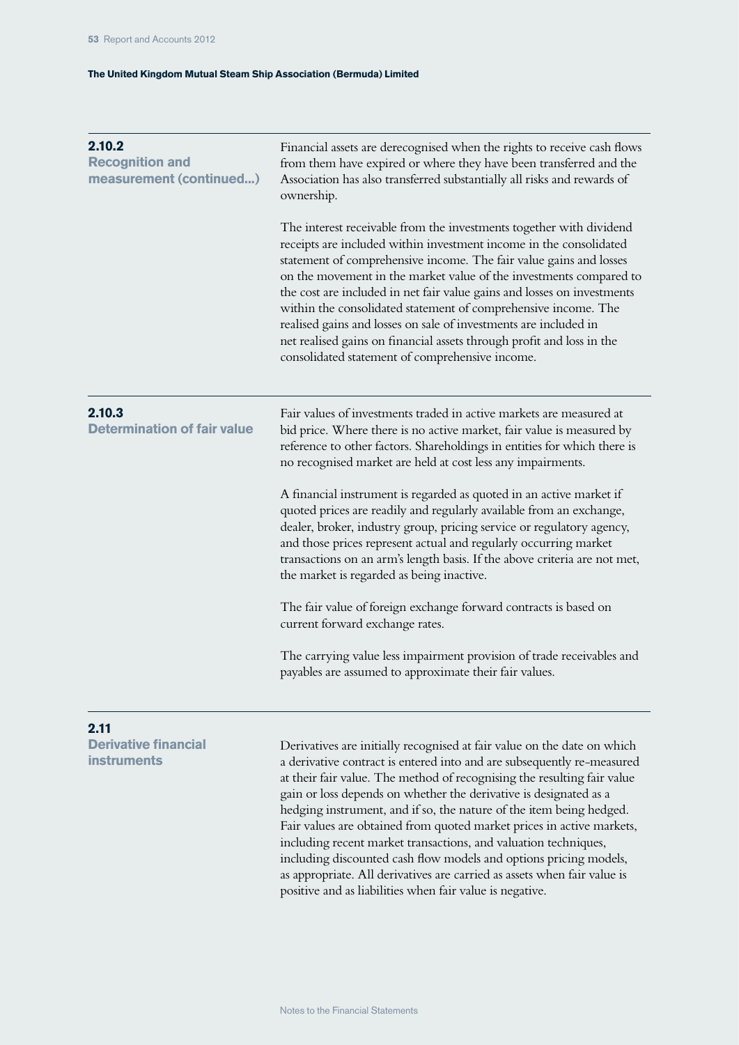### 2.10.2 Recognition and measurement (continued...)

Financial assets are derecognised when the rights to receive cash flows from them have expired or where they have been transferred and the Association has also transferred substantially all risks and rewards of ownership.

The interest receivable from the investments together with dividend receipts are included within investment income in the consolidated statement of comprehensive income. The fair value gains and losses on the movement in the market value of the investments compared to the cost are included in net fair value gains and losses on investments within the consolidated statement of comprehensive income. The realised gains and losses on sale of investments are included in net realised gains on financial assets through profit and loss in the consolidated statement of comprehensive income.

### 2.10.3 Determination of fair value

Fair values of investments traded in active markets are measured at bid price. Where there is no active market, fair value is measured by reference to other factors. Shareholdings in entities for which there is no recognised market are held at cost less any impairments.

A financial instrument is regarded as quoted in an active market if quoted prices are readily and regularly available from an exchange, dealer, broker, industry group, pricing service or regulatory agency, and those prices represent actual and regularly occurring market transactions on an arm's length basis. If the above criteria are not met, the market is regarded as being inactive.

The fair value of foreign exchange forward contracts is based on current forward exchange rates.

The carrying value less impairment provision of trade receivables and payables are assumed to approximate their fair values.

### 2.11 Derivative financial instruments

Derivatives are initially recognised at fair value on the date on which a derivative contract is entered into and are subsequently re-measured at their fair value. The method of recognising the resulting fair value gain or loss depends on whether the derivative is designated as a hedging instrument, and if so, the nature of the item being hedged. Fair values are obtained from quoted market prices in active markets, including recent market transactions, and valuation techniques, including discounted cash flow models and options pricing models, as appropriate. All derivatives are carried as assets when fair value is positive and as liabilities when fair value is negative.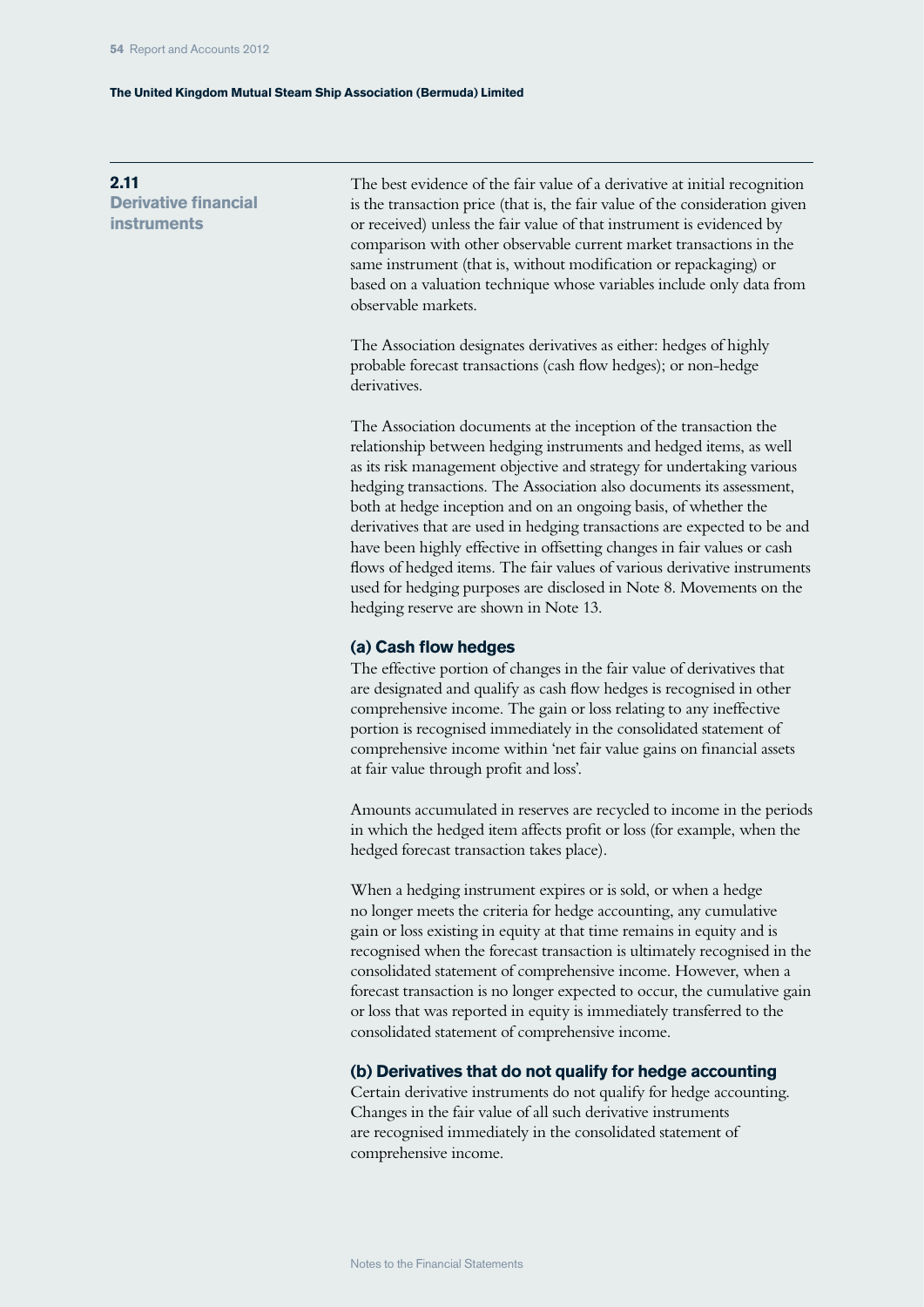## 2.11 Derivative financial instruments

The best evidence of the fair value of a derivative at initial recognition is the transaction price (that is, the fair value of the consideration given or received) unless the fair value of that instrument is evidenced by comparison with other observable current market transactions in the same instrument (that is, without modification or repackaging) or based on a valuation technique whose variables include only data from observable markets.

The Association designates derivatives as either: hedges of highly probable forecast transactions (cash flow hedges); or non-hedge derivatives.

The Association documents at the inception of the transaction the relationship between hedging instruments and hedged items, as well as its risk management objective and strategy for undertaking various hedging transactions. The Association also documents its assessment, both at hedge inception and on an ongoing basis, of whether the derivatives that are used in hedging transactions are expected to be and have been highly effective in offsetting changes in fair values or cash flows of hedged items. The fair values of various derivative instruments used for hedging purposes are disclosed in Note 8. Movements on the hedging reserve are shown in Note 13.

### (a) Cash flow hedges

The effective portion of changes in the fair value of derivatives that are designated and qualify as cash flow hedges is recognised in other comprehensive income. The gain or loss relating to any ineffective portion is recognised immediately in the consolidated statement of comprehensive income within 'net fair value gains on financial assets at fair value through profit and loss'.

Amounts accumulated in reserves are recycled to income in the periods in which the hedged item affects profit or loss (for example, when the hedged forecast transaction takes place).

When a hedging instrument expires or is sold, or when a hedge no longer meets the criteria for hedge accounting, any cumulative gain or loss existing in equity at that time remains in equity and is recognised when the forecast transaction is ultimately recognised in the consolidated statement of comprehensive income. However, when a forecast transaction is no longer expected to occur, the cumulative gain or loss that was reported in equity is immediately transferred to the consolidated statement of comprehensive income.

### (b) Derivatives that do not qualify for hedge accounting

Certain derivative instruments do not qualify for hedge accounting. Changes in the fair value of all such derivative instruments are recognised immediately in the consolidated statement of comprehensive income.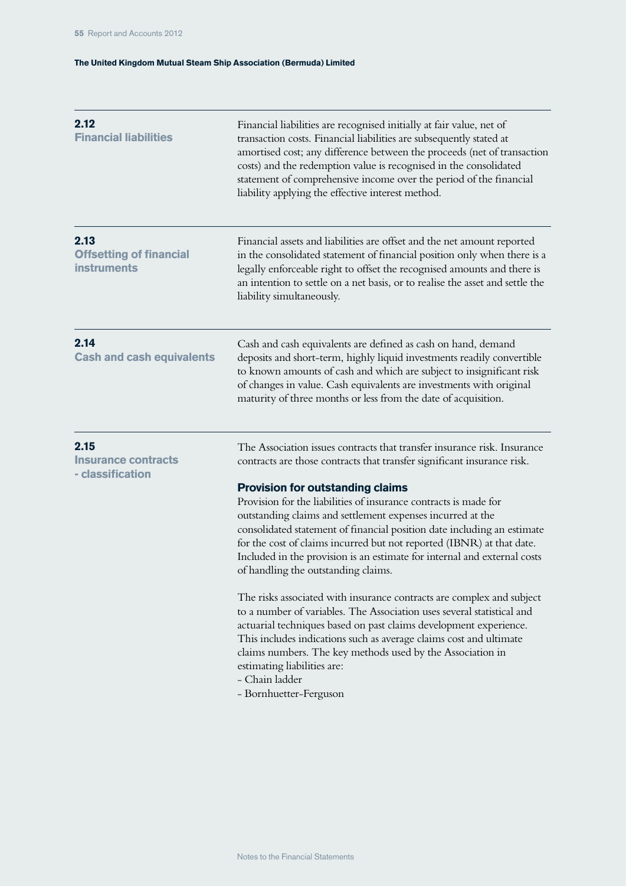## 2.12 Financial liabilities

Financial liabilities are recognised initially at fair value, net of transaction costs. Financial liabilities are subsequently stated at amortised cost; any difference between the proceeds (net of transaction costs) and the redemption value is recognised in the consolidated statement of comprehensive income over the period of the financial liability applying the effective interest method.

## 2.13 Offsetting of financial instruments

Financial assets and liabilities are offset and the net amount reported in the consolidated statement of financial position only when there is a legally enforceable right to offset the recognised amounts and there is an intention to settle on a net basis, or to realise the asset and settle the liability simultaneously.

## 2.14 Cash and cash equivalents

Cash and cash equivalents are defined as cash on hand, demand deposits and short-term, highly liquid investments readily convertible to known amounts of cash and which are subject to insignificant risk of changes in value. Cash equivalents are investments with original maturity of three months or less from the date of acquisition.

## 2.15 Insurance contracts - classification

The Association issues contracts that transfer insurance risk. Insurance contracts are those contracts that transfer significant insurance risk.

### Provision for outstanding claims

Provision for the liabilities of insurance contracts is made for outstanding claims and settlement expenses incurred at the consolidated statement of financial position date including an estimate for the cost of claims incurred but not reported (IBNR) at that date. Included in the provision is an estimate for internal and external costs of handling the outstanding claims.

The risks associated with insurance contracts are complex and subject to a number of variables. The Association uses several statistical and actuarial techniques based on past claims development experience. This includes indications such as average claims cost and ultimate claims numbers. The key methods used by the Association in estimating liabilities are:

- Chain ladder
- Bornhuetter-Ferguson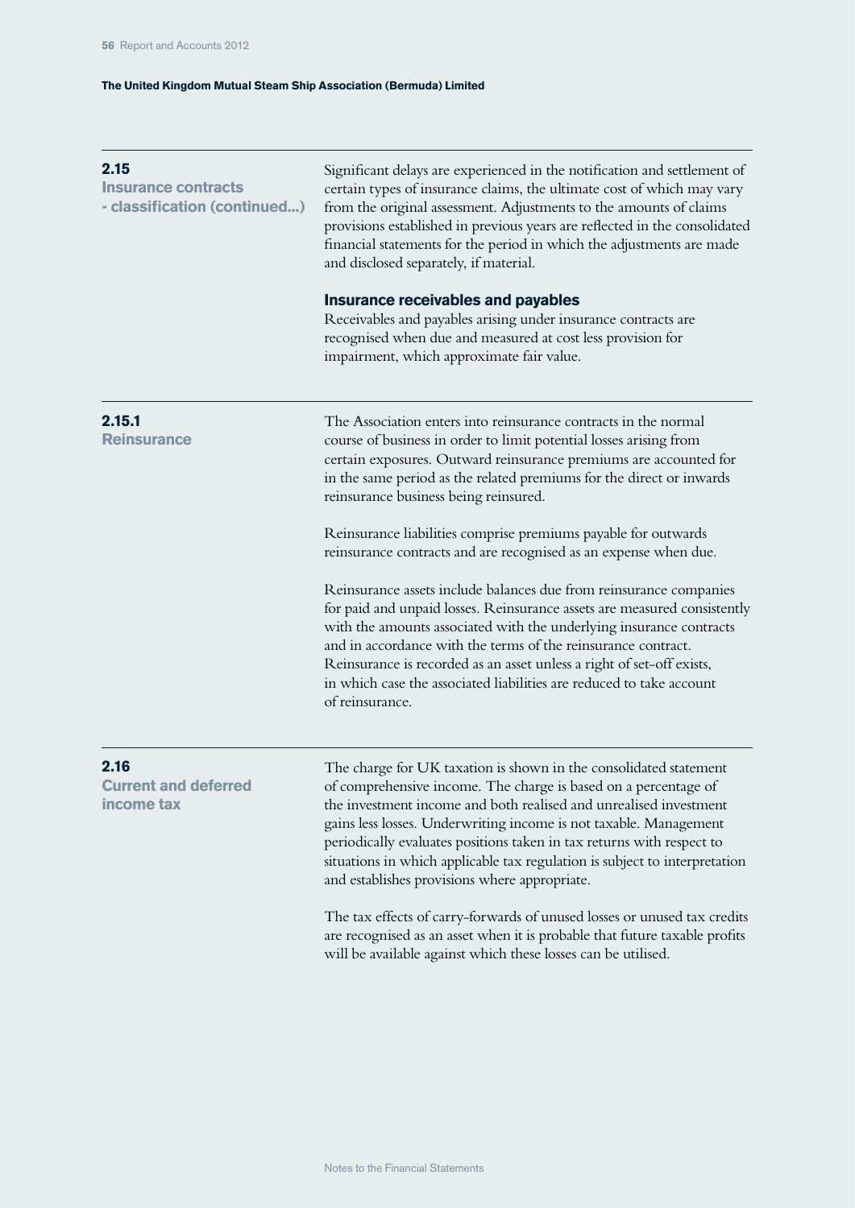## 2.15 Insurance contracts - classification (continued...)

Significant delays are experienced in the notification and settlement of certain types of insurance claims, the ultimate cost of which may vary from the original assessment. Adjustments to the amounts of claims provisions established in previous years are reflected in the consolidated financial statements for the period in which the adjustments are made and disclosed separately, if material.

### Insurance receivables and payables

Receivables and payables arising under insurance contracts are recognised when due and measured at cost less provision for impairment, which approximate fair value.

## 2.15.1 Reinsurance

The Association enters into reinsurance contracts in the normal course of business in order to limit potential losses arising from certain exposures. Outward reinsurance premiums are accounted for in the same period as the related premiums for the direct or inwards reinsurance business being reinsured.

Reinsurance liabilities comprise premiums payable for outwards reinsurance contracts and are recognised as an expense when due.

Reinsurance assets include balances due from reinsurance companies for paid and unpaid losses. Reinsurance assets are measured consistently with the amounts associated with the underlying insurance contracts and in accordance with the terms of the reinsurance contract. Reinsurance is recorded as an asset unless a right of set-off exists, in which case the associated liabilities are reduced to take account of reinsurance.

## 2.16 Current and deferred income tax

The charge for UK taxation is shown in the consolidated statement of comprehensive income. The charge is based on a percentage of the investment income and both realised and unrealised investment gains less losses. Underwriting income is not taxable. Management periodically evaluates positions taken in tax returns with respect to situations in which applicable tax regulation is subject to interpretation and establishes provisions where appropriate.

The tax effects of carry-forwards of unused losses or unused tax credits are recognised as an asset when it is probable that future taxable profits will be available against which these losses can be utilised.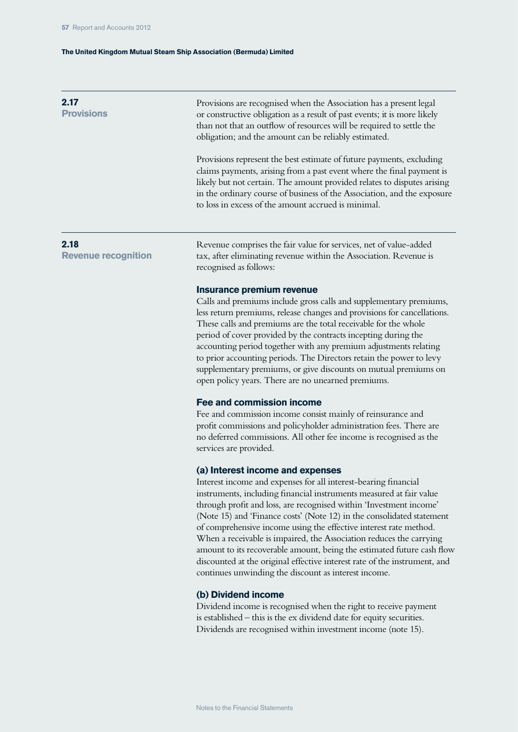## 2.17 Provisions

Provisions are recognised when the Association has a present legal or constructive obligation as a result of past events; it is more likely than not that an outflow of resources will be required to settle the obligation; and the amount can be reliably estimated.

Provisions represent the best estimate of future payments, excluding claims payments, arising from a past event where the final payment is likely but not certain. The amount provided relates to disputes arising in the ordinary course of business of the Association, and the exposure to loss in excess of the amount accrued is minimal.

## 2.18 Revenue recognition

Revenue comprises the fair value for services, net of value-added tax, after eliminating revenue within the Association. Revenue is recognised as follows:

### Insurance premium revenue

Calls and premiums include gross calls and supplementary premiums, less return premiums, release changes and provisions for cancellations. These calls and premiums are the total receivable for the whole period of cover provided by the contracts incepting during the accounting period together with any premium adjustments relating to prior accounting periods. The Directors retain the power to levy supplementary premiums, or give discounts on mutual premiums on open policy years. There are no unearned premiums.

### Fee and commission income

Fee and commission income consist mainly of reinsurance and profit commissions and policyholder administration fees. There are no deferred commissions. All other fee income is recognised as the services are provided.

### (a) Interest income and expenses

Interest income and expenses for all interest-bearing financial instruments, including financial instruments measured at fair value through profit and loss, are recognised within 'Investment income' (Note 15) and 'Finance costs' (Note 12) in the consolidated statement of comprehensive income using the effective interest rate method. When a receivable is impaired, the Association reduces the carrying amount to its recoverable amount, being the estimated future cash flow discounted at the original effective interest rate of the instrument, and continues unwinding the discount as interest income.

### (b) Dividend income

Dividend income is recognised when the right to receive payment is established – this is the ex dividend date for equity securities. Dividends are recognised within investment income (note 15).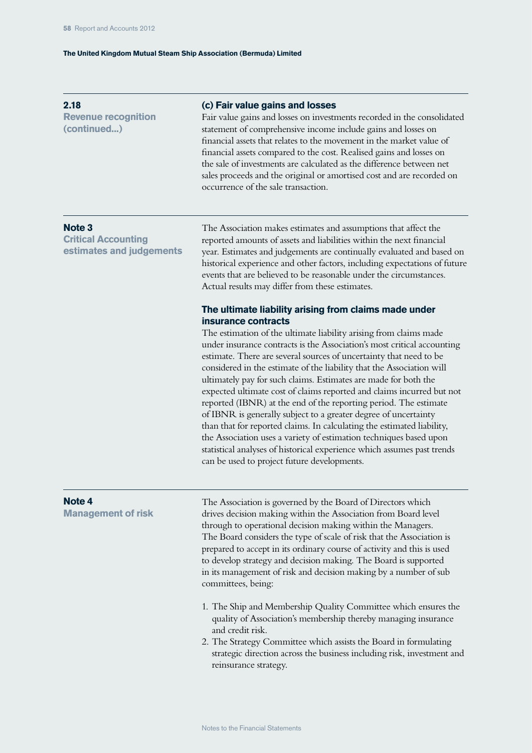## 2.18 Revenue recognition (continued...)

### (c) Fair value gains and losses

Fair value gains and losses on investments recorded in the consolidated statement of comprehensive income include gains and losses on financial assets that relates to the movement in the market value of financial assets compared to the cost. Realised gains and losses on the sale of investments are calculated as the difference between net sales proceeds and the original or amortised cost and are recorded on occurrence of the sale transaction.

## Note 3 Critical Accounting estimates and judgements

The Association makes estimates and assumptions that affect the reported amounts of assets and liabilities within the next financial year. Estimates and judgements are continually evaluated and based on historical experience and other factors, including expectations of future events that are believed to be reasonable under the circumstances. Actual results may differ from these estimates.

### The ultimate liability arising from claims made under insurance contracts

The estimation of the ultimate liability arising from claims made under insurance contracts is the Association's most critical accounting estimate. There are several sources of uncertainty that need to be considered in the estimate of the liability that the Association will ultimately pay for such claims. Estimates are made for both the expected ultimate cost of claims reported and claims incurred but not reported (IBNR) at the end of the reporting period. The estimate of IBNR is generally subject to a greater degree of uncertainty than that for reported claims. In calculating the estimated liability, the Association uses a variety of estimation techniques based upon statistical analyses of historical experience which assumes past trends can be used to project future developments.

## Note 4 Management of risk

The Association is governed by the Board of Directors which drives decision making within the Association from Board level through to operational decision making within the Managers. The Board considers the type of scale of risk that the Association is prepared to accept in its ordinary course of activity and this is used to develop strategy and decision making. The Board is supported in its management of risk and decision making by a number of sub committees, being:

1. The Ship and Membership Quality Committee which ensures the quality of Association's membership thereby managing insurance and credit risk.
2. The Strategy Committee which assists the Board in formulating strategic direction across the business including risk, investment and reinsurance strategy.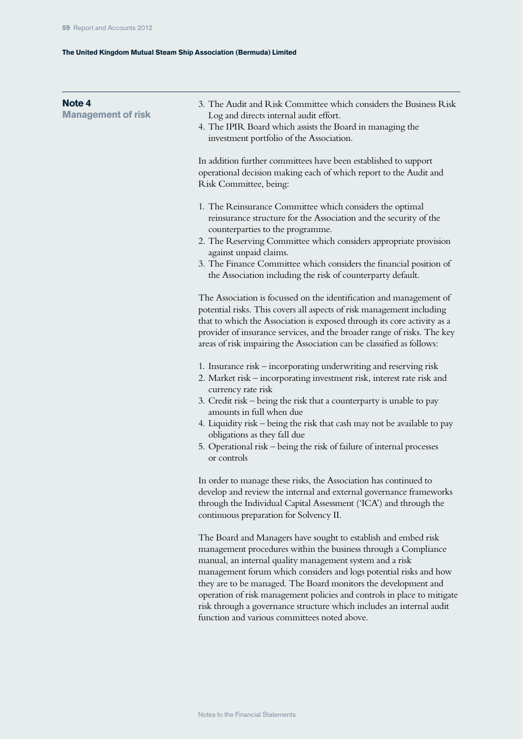## Note 4
### Management of risk

3. The Audit and Risk Committee which considers the Business Risk Log and directs internal audit effort.
4. The IPIR Board which assists the Board in managing the investment portfolio of the Association.

In addition further committees have been established to support operational decision making each of which report to the Audit and Risk Committee, being:

1. The Reinsurance Committee which considers the optimal reinsurance structure for the Association and the security of the counterparties to the programme.
2. The Reserving Committee which considers appropriate provision against unpaid claims.
3. The Finance Committee which considers the financial position of the Association including the risk of counterparty default.

The Association is focussed on the identification and management of potential risks. This covers all aspects of risk management including that to which the Association is exposed through its core activity as a provider of insurance services, and the broader range of risks. The key areas of risk impairing the Association can be classified as follows:

1. Insurance risk – incorporating underwriting and reserving risk
2. Market risk – incorporating investment risk, interest rate risk and currency rate risk
3. Credit risk – being the risk that a counterparty is unable to pay amounts in full when due
4. Liquidity risk – being the risk that cash may not be available to pay obligations as they fall due
5. Operational risk – being the risk of failure of internal processes or controls

In order to manage these risks, the Association has continued to develop and review the internal and external governance frameworks through the Individual Capital Assessment ('ICA') and through the continuous preparation for Solvency II.

The Board and Managers have sought to establish and embed risk management procedures within the business through a Compliance manual, an internal quality management system and a risk management forum which considers and logs potential risks and how they are to be managed. The Board monitors the development and operation of risk management policies and controls in place to mitigate risk through a governance structure which includes an internal audit function and various committees noted above.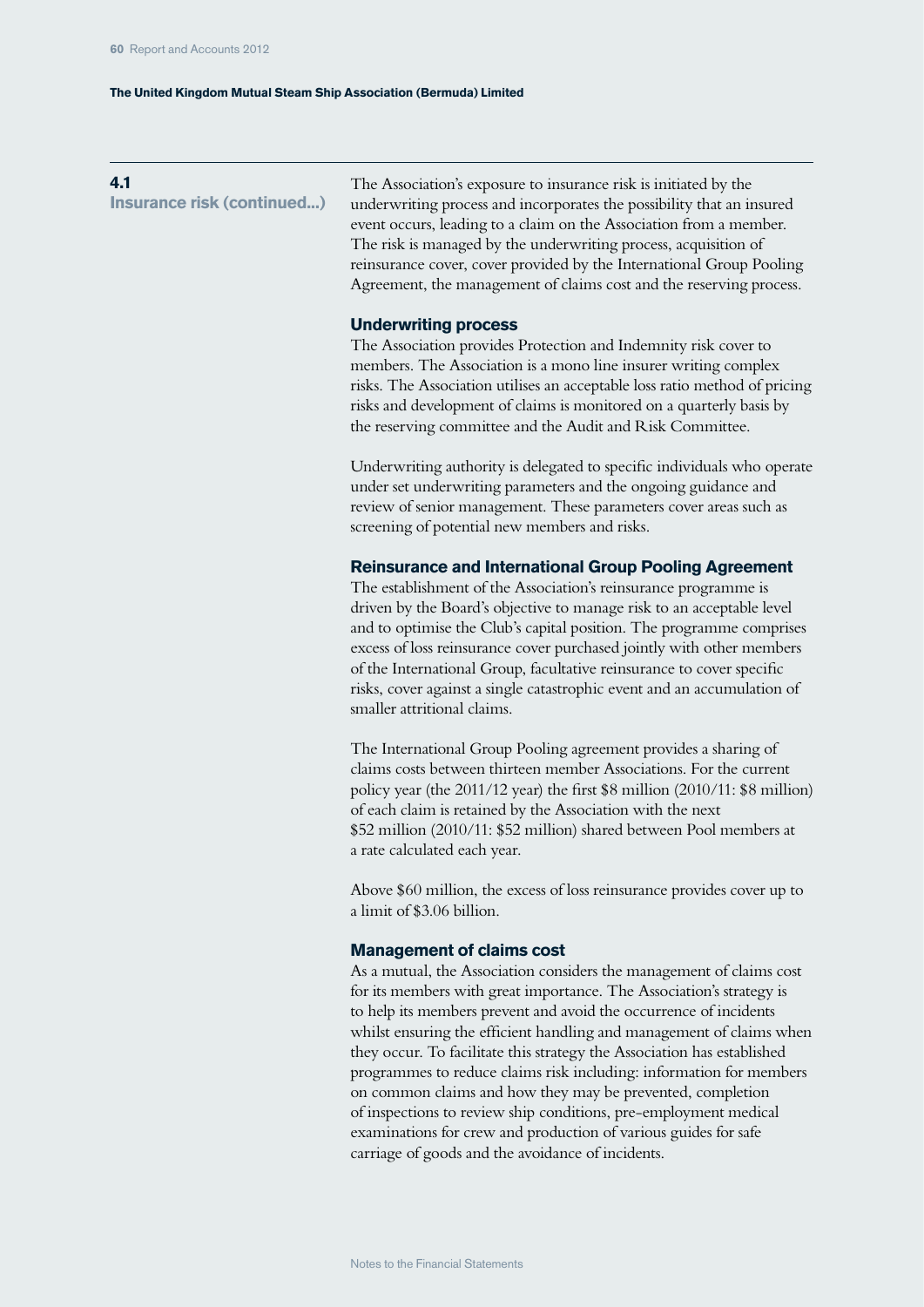## 4.1 Insurance risk (continued...)

The Association's exposure to insurance risk is initiated by the underwriting process and incorporates the possibility that an insured event occurs, leading to a claim on the Association from a member. The risk is managed by the underwriting process, acquisition of reinsurance cover, cover provided by the International Group Pooling Agreement, the management of claims cost and the reserving process.

### Underwriting process

The Association provides Protection and Indemnity risk cover to members. The Association is a mono line insurer writing complex risks. The Association utilises an acceptable loss ratio method of pricing risks and development of claims is monitored on a quarterly basis by the reserving committee and the Audit and Risk Committee.

Underwriting authority is delegated to specific individuals who operate under set underwriting parameters and the ongoing guidance and review of senior management. These parameters cover areas such as screening of potential new members and risks.

### Reinsurance and International Group Pooling Agreement

The establishment of the Association's reinsurance programme is driven by the Board's objective to manage risk to an acceptable level and to optimise the Club's capital position. The programme comprises excess of loss reinsurance cover purchased jointly with other members of the International Group, facultative reinsurance to cover specific risks, cover against a single catastrophic event and an accumulation of smaller attritional claims.

The International Group Pooling agreement provides a sharing of claims costs between thirteen member Associations. For the current policy year (the 2011/12 year) the first $8 million (2010/11: $8 million) of each claim is retained by the Association with the next $52 million (2010/11: $52 million) shared between Pool members at a rate calculated each year.

Above $60 million, the excess of loss reinsurance provides cover up to a limit of $3.06 billion.

### Management of claims cost

As a mutual, the Association considers the management of claims cost for its members with great importance. The Association's strategy is to help its members prevent and avoid the occurrence of incidents whilst ensuring the efficient handling and management of claims when they occur. To facilitate this strategy the Association has established programmes to reduce claims risk including: information for members on common claims and how they may be prevented, completion of inspections to review ship conditions, pre-employment medical examinations for crew and production of various guides for safe carriage of goods and the avoidance of incidents.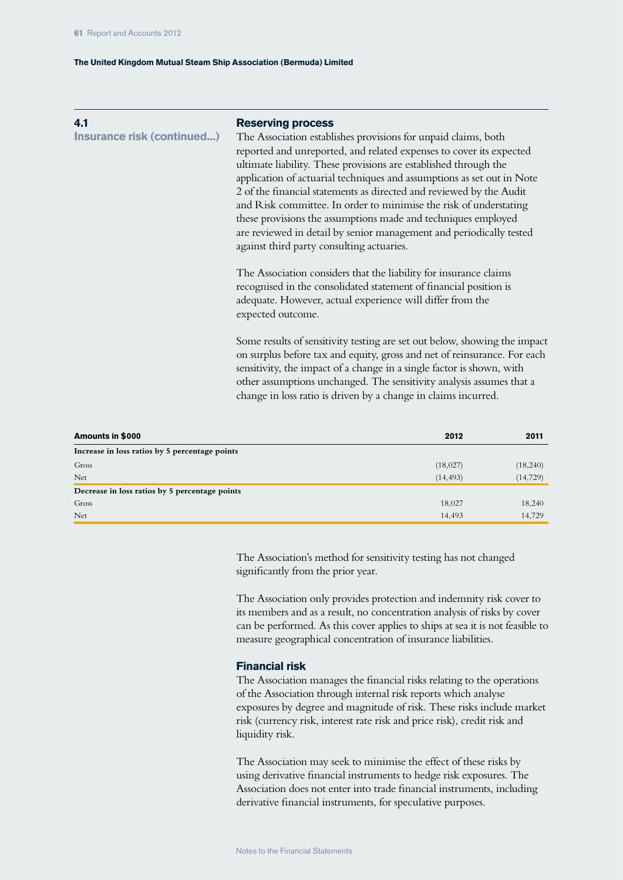## 4.1 Insurance risk (continued...)

### Reserving process

The Association establishes provisions for unpaid claims, both reported and unreported, and related expenses to cover its expected ultimate liability. These provisions are established through the application of actuarial techniques and assumptions as set out in Note 2 of the financial statements as directed and reviewed by the Audit and Risk committee. In order to minimise the risk of understating these provisions the assumptions made and techniques employed are reviewed in detail by senior management and periodically tested against third party consulting actuaries.

The Association considers that the liability for insurance claims recognised in the consolidated statement of financial position is adequate. However, actual experience will differ from the expected outcome.

Some results of sensitivity testing are set out below, showing the impact on surplus before tax and equity, gross and net of reinsurance. For each sensitivity, the impact of a change in a single factor is shown, with other assumptions unchanged. The sensitivity analysis assumes that a change in loss ratio is driven by a change in claims incurred.

| Amounts in $000 | 2012 | 2011 |
|---|---|---|
| **Increase in loss ratios by 5 percentage points** | | |
| Gross | (18,027) | (18,240) |
| Net | (14,493) | (14,729) |
| **Decrease in loss ratios by 5 percentage points** | | |
| Gross | 18,027 | 18,240 |
| Net | 14,493 | 14,729 |

The Association's method for sensitivity testing has not changed significantly from the prior year.

The Association only provides protection and indemnity risk cover to its members and as a result, no concentration analysis of risks by cover can be performed. As this cover applies to ships at sea it is not feasible to measure geographical concentration of insurance liabilities.

### Financial risk

The Association manages the financial risks relating to the operations of the Association through internal risk reports which analyse exposures by degree and magnitude of risk. These risks include market risk (currency risk, interest rate risk and price risk), credit risk and liquidity risk.

The Association may seek to minimise the effect of these risks by using derivative financial instruments to hedge risk exposures. The Association does not enter into trade financial instruments, including derivative financial instruments, for speculative purposes.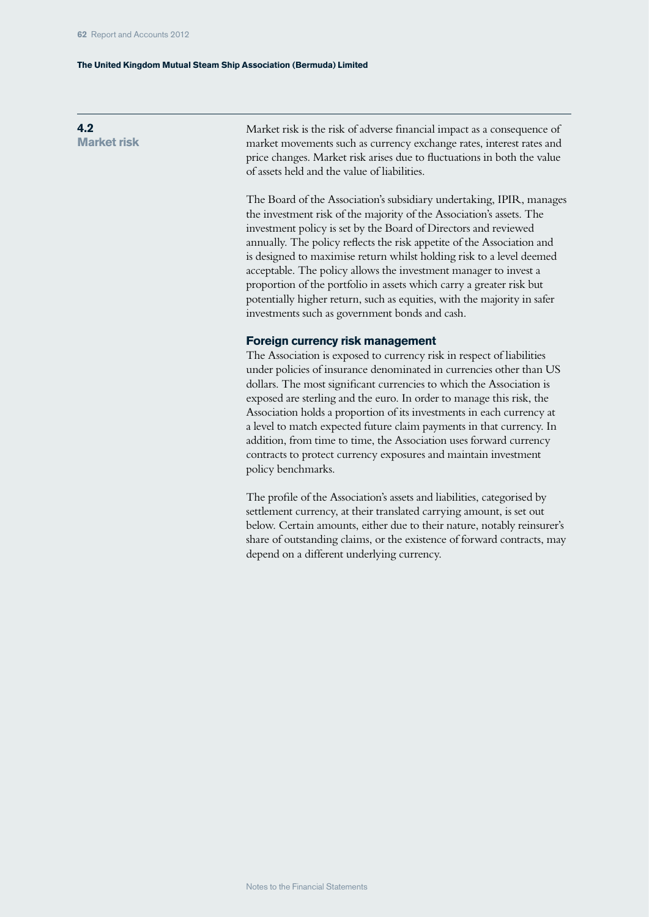## 4.2 Market risk

Market risk is the risk of adverse financial impact as a consequence of market movements such as currency exchange rates, interest rates and price changes. Market risk arises due to fluctuations in both the value of assets held and the value of liabilities.

The Board of the Association's subsidiary undertaking, IPIR, manages the investment risk of the majority of the Association's assets. The investment policy is set by the Board of Directors and reviewed annually. The policy reflects the risk appetite of the Association and is designed to maximise return whilst holding risk to a level deemed acceptable. The policy allows the investment manager to invest a proportion of the portfolio in assets which carry a greater risk but potentially higher return, such as equities, with the majority in safer investments such as government bonds and cash.

### Foreign currency risk management

The Association is exposed to currency risk in respect of liabilities under policies of insurance denominated in currencies other than US dollars. The most significant currencies to which the Association is exposed are sterling and the euro. In order to manage this risk, the Association holds a proportion of its investments in each currency at a level to match expected future claim payments in that currency. In addition, from time to time, the Association uses forward currency contracts to protect currency exposures and maintain investment policy benchmarks.

The profile of the Association's assets and liabilities, categorised by settlement currency, at their translated carrying amount, is set out below. Certain amounts, either due to their nature, notably reinsurer's share of outstanding claims, or the existence of forward contracts, may depend on a different underlying currency.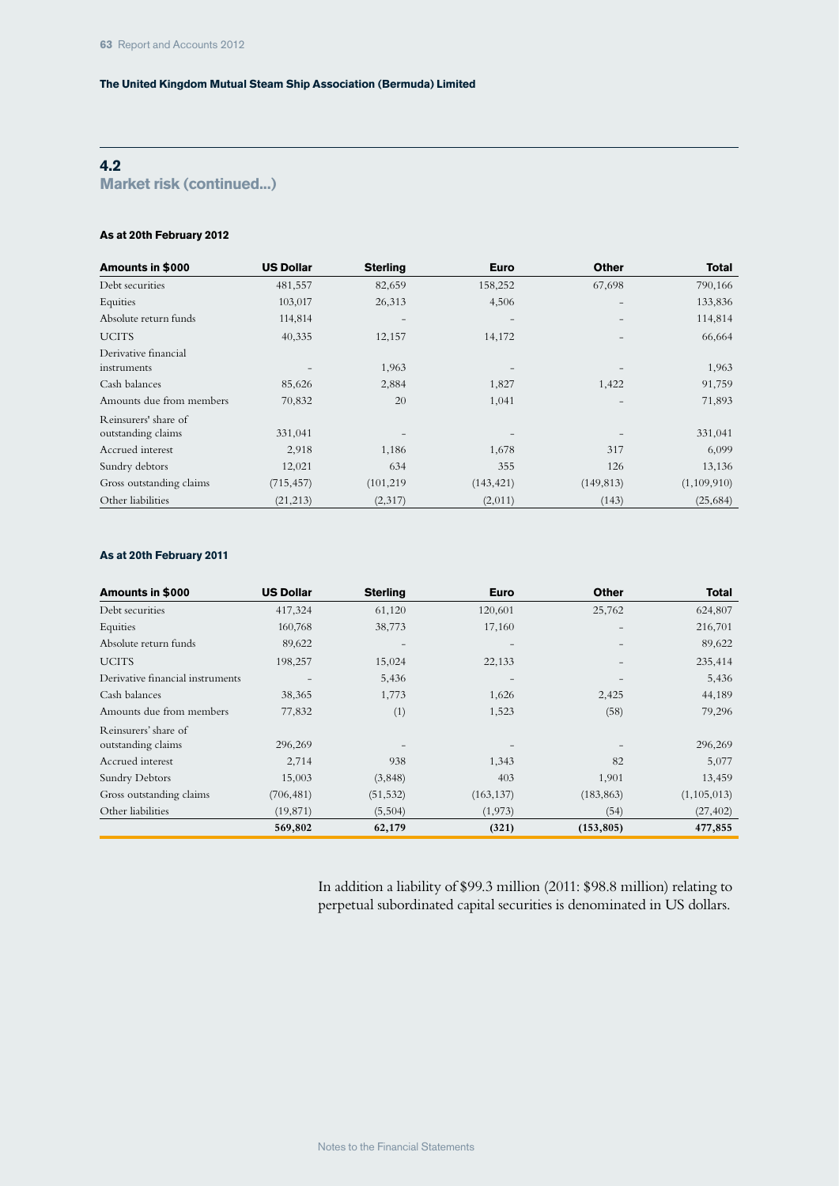The United Kingdom Mutual Steam Ship Association (Bermuda) Limited

## 4.2
## Market risk (continued...)

### As at 20th February 2012

| Amounts in $000 | US Dollar | Sterling | Euro | Other | Total |
|---|---|---|---|---|---|
| Debt securities | 481,557 | 82,659 | 158,252 | 67,698 | 790,166 |
| Equities | 103,017 | 26,313 | 4,506 | – | 133,836 |
| Absolute return funds | 114,814 | – | – | – | 114,814 |
| UCITS | 40,335 | 12,157 | 14,172 | – | 66,664 |
| Derivative financial instruments | – | 1,963 | – | – | 1,963 |
| Cash balances | 85,626 | 2,884 | 1,827 | 1,422 | 91,759 |
| Amounts due from members | 70,832 | 20 | 1,041 | – | 71,893 |
| Reinsurers' share of outstanding claims | 331,041 | – | – | – | 331,041 |
| Accrued interest | 2,918 | 1,186 | 1,678 | 317 | 6,099 |
| Sundry debtors | 12,021 | 634 | 355 | 126 | 13,136 |
| Gross outstanding claims | (715,457) | (101,219 | (143,421) | (149,813) | (1,109,910) |
| Other liabilities | (21,213) | (2,317) | (2,011) | (143) | (25,684) |

### As at 20th February 2011

| Amounts in $000 | US Dollar | Sterling | Euro | Other | Total |
|---|---|---|---|---|---|
| Debt securities | 417,324 | 61,120 | 120,601 | 25,762 | 624,807 |
| Equities | 160,768 | 38,773 | 17,160 | – | 216,701 |
| Absolute return funds | 89,622 | – | – | – | 89,622 |
| UCITS | 198,257 | 15,024 | 22,133 | – | 235,414 |
| Derivative financial instruments | – | 5,436 | – | – | 5,436 |
| Cash balances | 38,365 | 1,773 | 1,626 | 2,425 | 44,189 |
| Amounts due from members | 77,832 | (1) | 1,523 | (58) | 79,296 |
| Reinsurers' share of outstanding claims | 296,269 | – | – | – | 296,269 |
| Accrued interest | 2,714 | 938 | 1,343 | 82 | 5,077 |
| Sundry Debtors | 15,003 | (3,848) | 403 | 1,901 | 13,459 |
| Gross outstanding claims | (706,481) | (51,532) | (163,137) | (183,863) | (1,105,013) |
| Other liabilities | (19,871) | (5,504) | (1,973) | (54) | (27,402) |
| | **569,802** | **62,179** | **(321)** | **(153,805)** | **477,855** |

In addition a liability of $99.3 million (2011: $98.8 million) relating to perpetual subordinated capital securities is denominated in US dollars.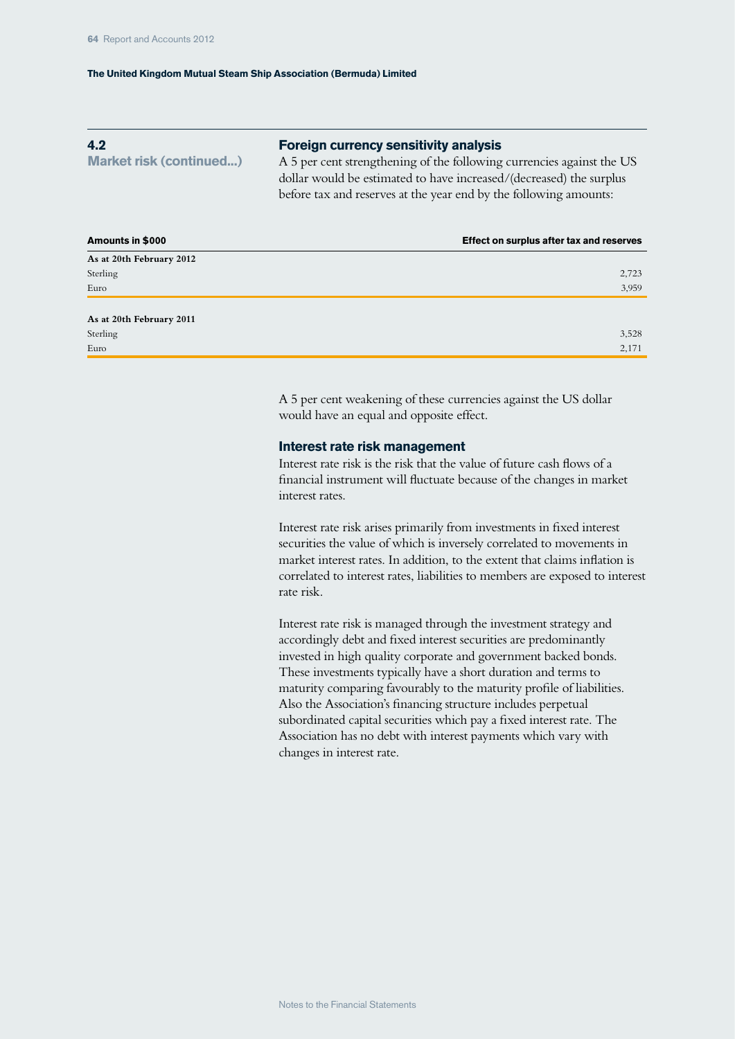## 4.2 Market risk (continued...)

### Foreign currency sensitivity analysis

A 5 per cent strengthening of the following currencies against the US dollar would be estimated to have increased/(decreased) the surplus before tax and reserves at the year end by the following amounts:

| Amounts in $000 | Effect on surplus after tax and reserves |
|---|---|
| **As at 20th February 2012** | |
| Sterling | 2,723 |
| Euro | 3,959 |
| **As at 20th February 2011** | |
| Sterling | 3,528 |
| Euro | 2,171 |

A 5 per cent weakening of these currencies against the US dollar would have an equal and opposite effect.

### Interest rate risk management

Interest rate risk is the risk that the value of future cash flows of a financial instrument will fluctuate because of the changes in market interest rates.

Interest rate risk arises primarily from investments in fixed interest securities the value of which is inversely correlated to movements in market interest rates. In addition, to the extent that claims inflation is correlated to interest rates, liabilities to members are exposed to interest rate risk.

Interest rate risk is managed through the investment strategy and accordingly debt and fixed interest securities are predominantly invested in high quality corporate and government backed bonds. These investments typically have a short duration and terms to maturity comparing favourably to the maturity profile of liabilities. Also the Association's financing structure includes perpetual subordinated capital securities which pay a fixed interest rate. The Association has no debt with interest payments which vary with changes in interest rate.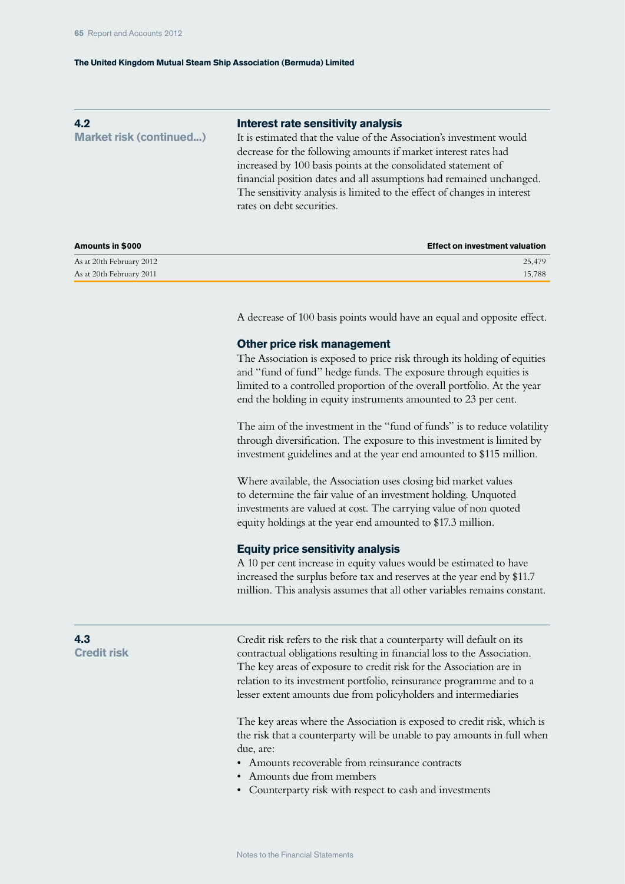## 4.2 Market risk (continued...)

### Interest rate sensitivity analysis

It is estimated that the value of the Association's investment would decrease for the following amounts if market interest rates had increased by 100 basis points at the consolidated statement of financial position dates and all assumptions had remained unchanged. The sensitivity analysis is limited to the effect of changes in interest rates on debt securities.

| Amounts in $000 | Effect on investment valuation |
|---|---|
| As at 20th February 2012 | 25,479 |
| As at 20th February 2011 | 15,788 |

A decrease of 100 basis points would have an equal and opposite effect.

### Other price risk management

The Association is exposed to price risk through its holding of equities and "fund of fund" hedge funds. The exposure through equities is limited to a controlled proportion of the overall portfolio. At the year end the holding in equity instruments amounted to 23 per cent.

The aim of the investment in the "fund of funds" is to reduce volatility through diversification. The exposure to this investment is limited by investment guidelines and at the year end amounted to $115 million.

Where available, the Association uses closing bid market values to determine the fair value of an investment holding. Unquoted investments are valued at cost. The carrying value of non quoted equity holdings at the year end amounted to $17.3 million.

### Equity price sensitivity analysis

A 10 per cent increase in equity values would be estimated to have increased the surplus before tax and reserves at the year end by $11.7 million. This analysis assumes that all other variables remains constant.

## 4.3 Credit risk

Credit risk refers to the risk that a counterparty will default on its contractual obligations resulting in financial loss to the Association. The key areas of exposure to credit risk for the Association are in relation to its investment portfolio, reinsurance programme and to a lesser extent amounts due from policyholders and intermediaries

The key areas where the Association is exposed to credit risk, which is the risk that a counterparty will be unable to pay amounts in full when due, are:

- Amounts recoverable from reinsurance contracts
- Amounts due from members
- Counterparty risk with respect to cash and investments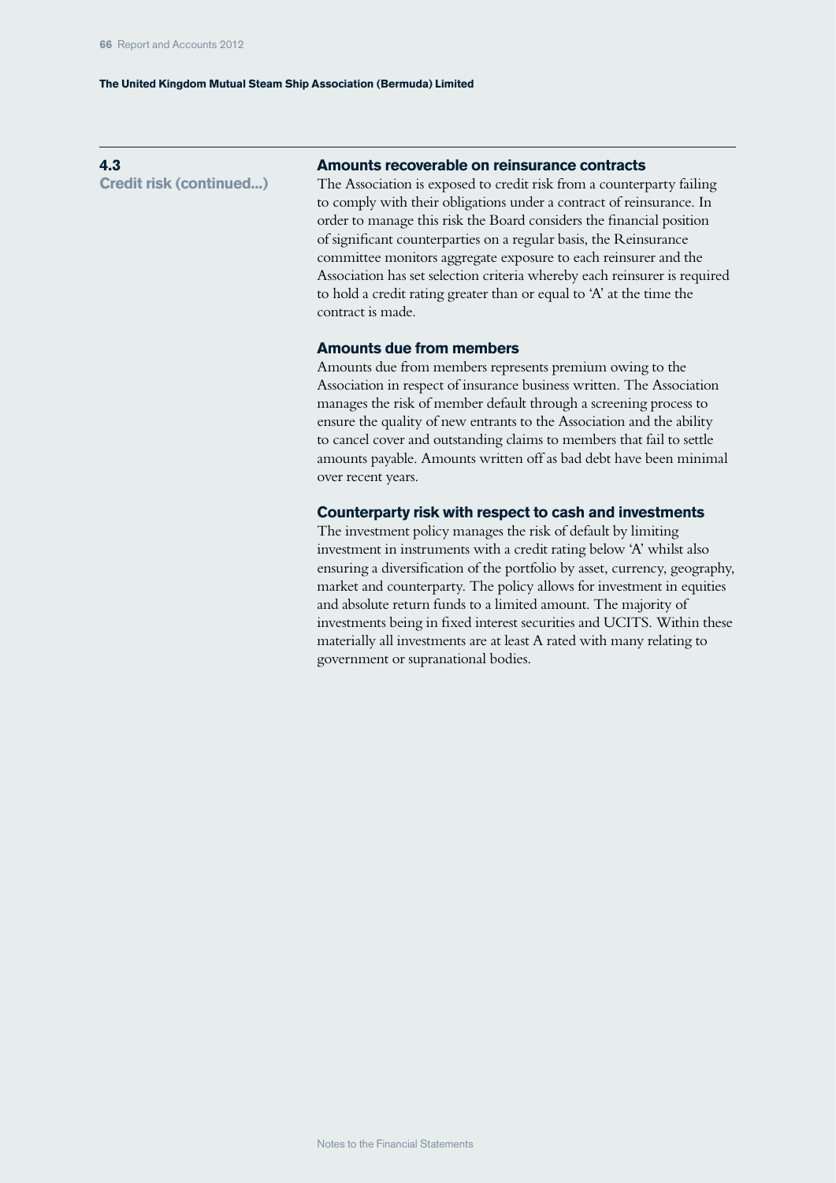## 4.3 Credit risk (continued...)

### Amounts recoverable on reinsurance contracts

The Association is exposed to credit risk from a counterparty failing to comply with their obligations under a contract of reinsurance. In order to manage this risk the Board considers the financial position of significant counterparties on a regular basis, the Reinsurance committee monitors aggregate exposure to each reinsurer and the Association has set selection criteria whereby each reinsurer is required to hold a credit rating greater than or equal to 'A' at the time the contract is made.

### Amounts due from members

Amounts due from members represents premium owing to the Association in respect of insurance business written. The Association manages the risk of member default through a screening process to ensure the quality of new entrants to the Association and the ability to cancel cover and outstanding claims to members that fail to settle amounts payable. Amounts written off as bad debt have been minimal over recent years.

### Counterparty risk with respect to cash and investments

The investment policy manages the risk of default by limiting investment in instruments with a credit rating below 'A' whilst also ensuring a diversification of the portfolio by asset, currency, geography, market and counterparty. The policy allows for investment in equities and absolute return funds to a limited amount. The majority of investments being in fixed interest securities and UCITS. Within these materially all investments are at least A rated with many relating to government or supranational bodies.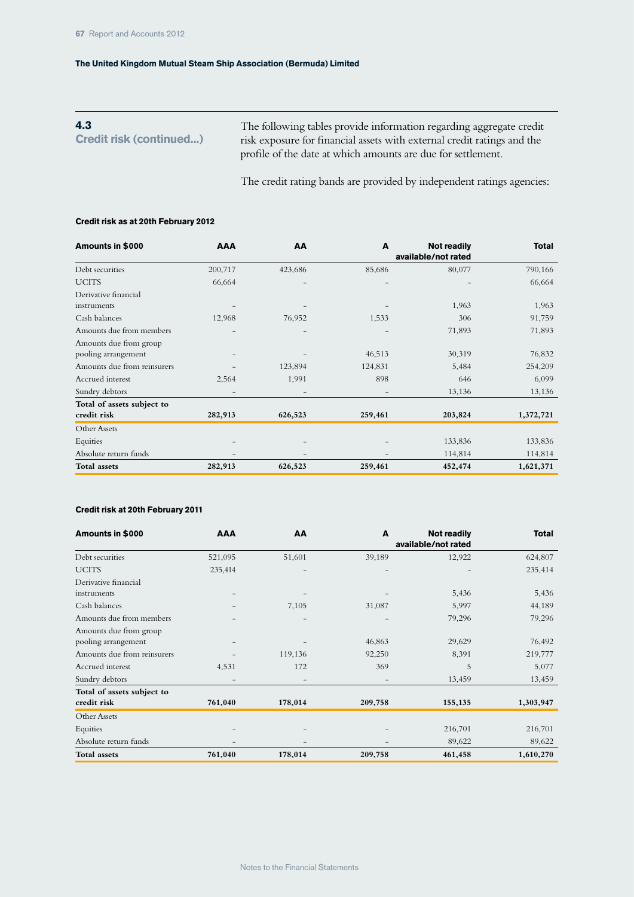## 4.3 Credit risk (continued...)

The following tables provide information regarding aggregate credit risk exposure for financial assets with external credit ratings and the profile of the date at which amounts are due for settlement.

The credit rating bands are provided by independent ratings agencies:

**Credit risk as at 20th February 2012**

| Amounts in $000 | AAA | AA | A | Not readily available/not rated | Total |
|---|---|---|---|---|---|
| Debt securities | 200,717 | 423,686 | 85,686 | 80,077 | 790,166 |
| UCITS | 66,664 | – | – | – | 66,664 |
| Derivative financial instruments | – | – | – | 1,963 | 1,963 |
| Cash balances | 12,968 | 76,952 | 1,533 | 306 | 91,759 |
| Amounts due from members | – | – | – | 71,893 | 71,893 |
| Amounts due from group pooling arrangement | – | – | 46,513 | 30,319 | 76,832 |
| Amounts due from reinsurers | – | 123,894 | 124,831 | 5,484 | 254,209 |
| Accrued interest | 2,564 | 1,991 | 898 | 646 | 6,099 |
| Sundry debtors | – | – | – | 13,136 | 13,136 |
| **Total of assets subject to credit risk** | **282,913** | **626,523** | **259,461** | **203,824** | **1,372,721** |
| Other Assets | | | | | |
| Equities | – | – | – | 133,836 | 133,836 |
| Absolute return funds | – | – | – | 114,814 | 114,814 |
| **Total assets** | **282,913** | **626,523** | **259,461** | **452,474** | **1,621,371** |

**Credit risk at 20th February 2011**

| Amounts in $000 | AAA | AA | A | Not readily available/not rated | Total |
|---|---|---|---|---|---|
| Debt securities | 521,095 | 51,601 | 39,189 | 12,922 | 624,807 |
| UCITS | 235,414 | – | – | – | 235,414 |
| Derivative financial instruments | – | – | – | 5,436 | 5,436 |
| Cash balances | – | 7,105 | 31,087 | 5,997 | 44,189 |
| Amounts due from members | – | – | – | 79,296 | 79,296 |
| Amounts due from group pooling arrangement | – | – | 46,863 | 29,629 | 76,492 |
| Amounts due from reinsurers | – | 119,136 | 92,250 | 8,391 | 219,777 |
| Accrued interest | 4,531 | 172 | 369 | 5 | 5,077 |
| Sundry debtors | – | – | – | 13,459 | 13,459 |
| **Total of assets subject to credit risk** | **761,040** | **178,014** | **209,758** | **155,135** | **1,303,947** |
| Other Assets | | | | | |
| Equities | – | – | – | 216,701 | 216,701 |
| Absolute return funds | – | – | – | 89,622 | 89,622 |
| **Total assets** | **761,040** | **178,014** | **209,758** | **461,458** | **1,610,270** |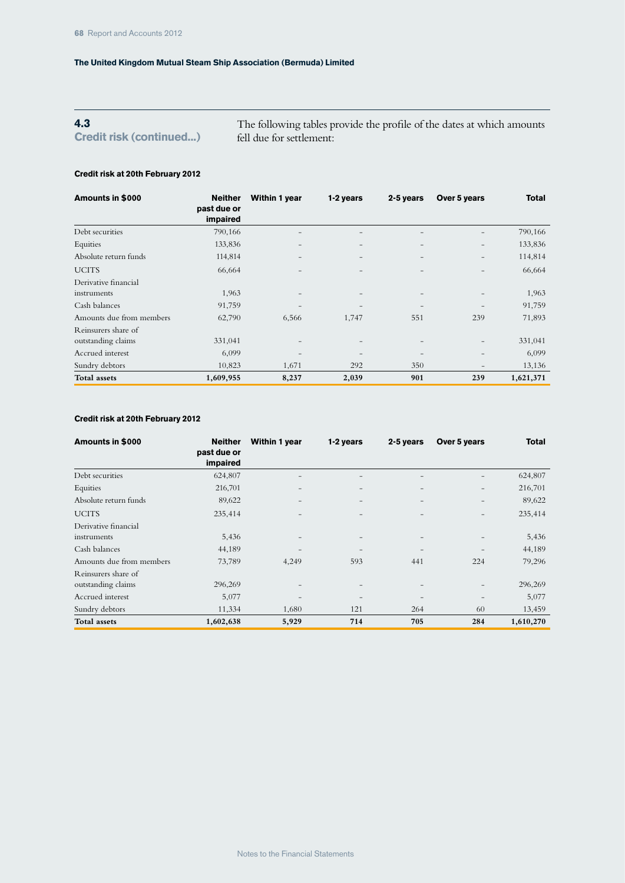## 4.3 Credit risk (continued...)

The following tables provide the profile of the dates at which amounts fell due for settlement:

**Credit risk at 20th February 2012**

| Amounts in $000 | Neither past due or impaired | Within 1 year | 1-2 years | 2-5 years | Over 5 years | Total |
|---|---|---|---|---|---|---|
| Debt securities | 790,166 | – | – | – | – | 790,166 |
| Equities | 133,836 | – | – | – | – | 133,836 |
| Absolute return funds | 114,814 | – | – | – | – | 114,814 |
| UCITS | 66,664 | – | – | – | – | 66,664 |
| Derivative financial instruments | 1,963 | – | – | – | – | 1,963 |
| Cash balances | 91,759 | – | – | – | – | 91,759 |
| Amounts due from members | 62,790 | 6,566 | 1,747 | 551 | 239 | 71,893 |
| Reinsurers share of outstanding claims | 331,041 | – | – | – | – | 331,041 |
| Accrued interest | 6,099 | – | – | – | – | 6,099 |
| Sundry debtors | 10,823 | 1,671 | 292 | 350 | – | 13,136 |
| **Total assets** | **1,609,955** | **8,237** | **2,039** | **901** | **239** | **1,621,371** |

**Credit risk at 20th February 2012**

| Amounts in $000 | Neither past due or impaired | Within 1 year | 1-2 years | 2-5 years | Over 5 years | Total |
|---|---|---|---|---|---|---|
| Debt securities | 624,807 | – | – | – | – | 624,807 |
| Equities | 216,701 | – | – | – | – | 216,701 |
| Absolute return funds | 89,622 | – | – | – | – | 89,622 |
| UCITS | 235,414 | – | – | – | – | 235,414 |
| Derivative financial instruments | 5,436 | – | – | – | – | 5,436 |
| Cash balances | 44,189 | – | – | – | – | 44,189 |
| Amounts due from members | 73,789 | 4,249 | 593 | 441 | 224 | 79,296 |
| Reinsurers share of outstanding claims | 296,269 | – | – | – | – | 296,269 |
| Accrued interest | 5,077 | – | – | – | – | 5,077 |
| Sundry debtors | 11,334 | 1,680 | 121 | 264 | 60 | 13,459 |
| **Total assets** | **1,602,638** | **5,929** | **714** | **705** | **284** | **1,610,270** |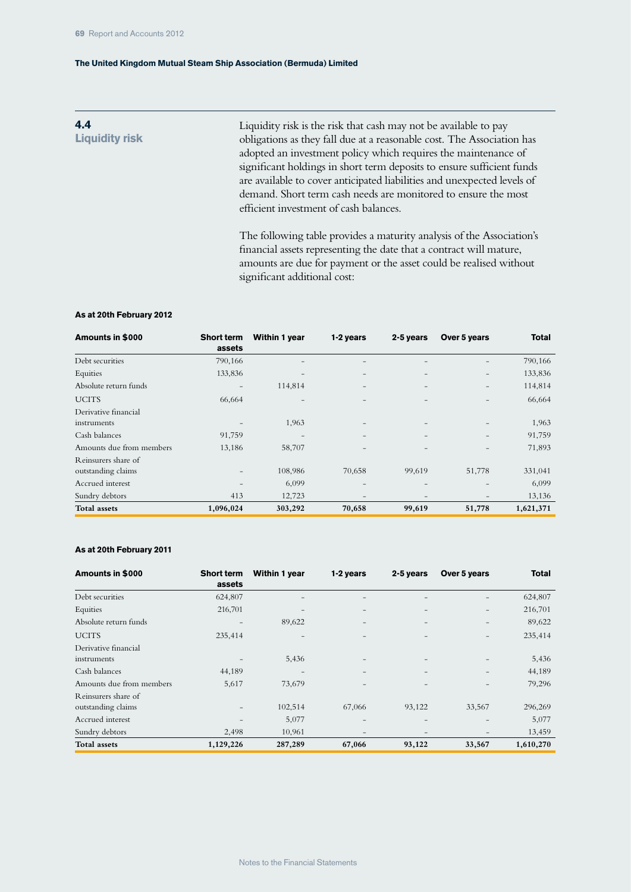## 4.4 Liquidity risk

Liquidity risk is the risk that cash may not be available to pay obligations as they fall due at a reasonable cost. The Association has adopted an investment policy which requires the maintenance of significant holdings in short term deposits to ensure sufficient funds are available to cover anticipated liabilities and unexpected levels of demand. Short term cash needs are monitored to ensure the most efficient investment of cash balances.

The following table provides a maturity analysis of the Association's financial assets representing the date that a contract will mature, amounts are due for payment or the asset could be realised without significant additional cost:

**As at 20th February 2012**

| Amounts in $000 | Short term assets | Within 1 year | 1-2 years | 2-5 years | Over 5 years | Total |
|---|---|---|---|---|---|---|
| Debt securities | 790,166 | – | – | – | – | 790,166 |
| Equities | 133,836 | – | – | – | – | 133,836 |
| Absolute return funds | – | 114,814 | – | – | – | 114,814 |
| UCITS | 66,664 | – | – | – | – | 66,664 |
| Derivative financial instruments | – | 1,963 | – | – | – | 1,963 |
| Cash balances | 91,759 | – | – | – | – | 91,759 |
| Amounts due from members | 13,186 | 58,707 | – | – | – | 71,893 |
| Reinsurers share of outstanding claims | – | 108,986 | 70,658 | 99,619 | 51,778 | 331,041 |
| Accrued interest | – | 6,099 | – | – | – | 6,099 |
| Sundry debtors | 413 | 12,723 | – | – | – | 13,136 |
| **Total assets** | **1,096,024** | **303,292** | **70,658** | **99,619** | **51,778** | **1,621,371** |

**As at 20th February 2011**

| Amounts in $000 | Short term assets | Within 1 year | 1-2 years | 2-5 years | Over 5 years | Total |
|---|---|---|---|---|---|---|
| Debt securities | 624,807 | – | – | – | – | 624,807 |
| Equities | 216,701 | – | – | – | – | 216,701 |
| Absolute return funds | – | 89,622 | – | – | – | 89,622 |
| UCITS | 235,414 | – | – | – | – | 235,414 |
| Derivative financial instruments | – | 5,436 | – | – | – | 5,436 |
| Cash balances | 44,189 | – | – | – | – | 44,189 |
| Amounts due from members | 5,617 | 73,679 | – | – | – | 79,296 |
| Reinsurers share of outstanding claims | – | 102,514 | 67,066 | 93,122 | 33,567 | 296,269 |
| Accrued interest | – | 5,077 | – | – | – | 5,077 |
| Sundry debtors | 2,498 | 10,961 | – | – | – | 13,459 |
| **Total assets** | **1,129,226** | **287,289** | **67,066** | **93,122** | **33,567** | **1,610,270** |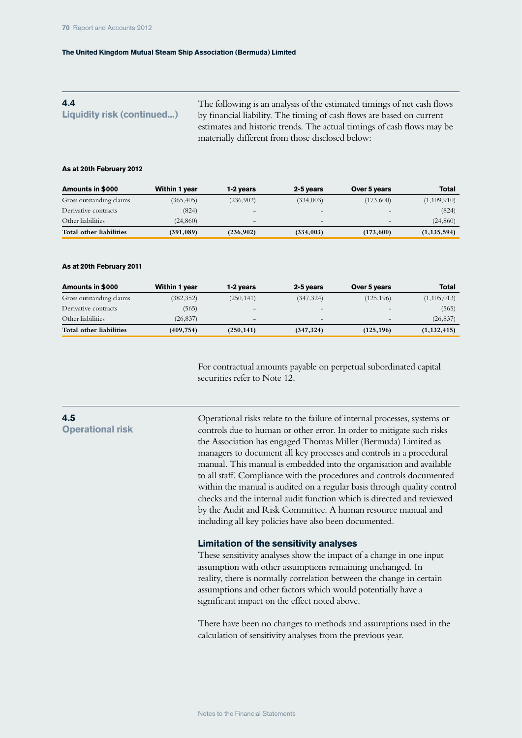## 4.4 Liquidity risk (continued...)

The following is an analysis of the estimated timings of net cash flows by financial liability. The timing of cash flows are based on current estimates and historic trends. The actual timings of cash flows may be materially different from those disclosed below:

**As at 20th February 2012**

| Amounts in $000 | Within 1 year | 1-2 years | 2-5 years | Over 5 years | Total |
|---|---|---|---|---|---|
| Gross outstanding claims | (365,405) | (236,902) | (334,003) | (173,600) | (1,109,910) |
| Derivative contracts | (824) | – | – | – | (824) |
| Other liabilities | (24,860) | – | – | – | (24,860) |
| **Total other liabilities** | **(391,089)** | **(236,902)** | **(334,003)** | **(173,600)** | **(1,135,594)** |

**As at 20th February 2011**

| Amounts in $000 | Within 1 year | 1-2 years | 2-5 years | Over 5 years | Total |
|---|---|---|---|---|---|
| Gross outstanding claims | (382,352) | (250,141) | (347,324) | (125,196) | (1,105,013) |
| Derivative contracts | (565) | – | – | – | (565) |
| Other liabilities | (26,837) | – | – | – | (26,837) |
| **Total other liabilities** | **(409,754)** | **(250,141)** | **(347,324)** | **(125,196)** | **(1,132,415)** |

For contractual amounts payable on perpetual subordinated capital securities refer to Note 12.

## 4.5 Operational risk

Operational risks relate to the failure of internal processes, systems or controls due to human or other error. In order to mitigate such risks the Association has engaged Thomas Miller (Bermuda) Limited as managers to document all key processes and controls in a procedural manual. This manual is embedded into the organisation and available to all staff. Compliance with the procedures and controls documented within the manual is audited on a regular basis through quality control checks and the internal audit function which is directed and reviewed by the Audit and Risk Committee. A human resource manual and including all key policies have also been documented.

### Limitation of the sensitivity analyses

These sensitivity analyses show the impact of a change in one input assumption with other assumptions remaining unchanged. In reality, there is normally correlation between the change in certain assumptions and other factors which would potentially have a significant impact on the effect noted above.

There have been no changes to methods and assumptions used in the calculation of sensitivity analyses from the previous year.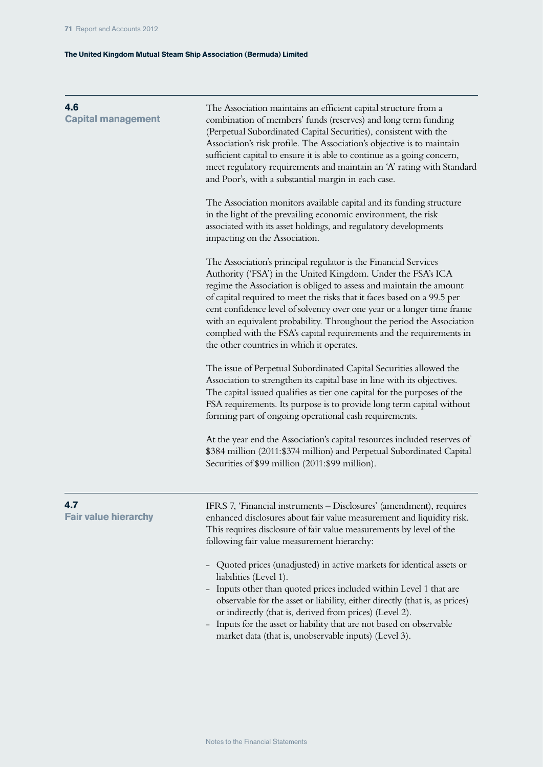## 4.6 Capital management

The Association maintains an efficient capital structure from a combination of members' funds (reserves) and long term funding (Perpetual Subordinated Capital Securities), consistent with the Association's risk profile. The Association's objective is to maintain sufficient capital to ensure it is able to continue as a going concern, meet regulatory requirements and maintain an 'A' rating with Standard and Poor's, with a substantial margin in each case.

The Association monitors available capital and its funding structure in the light of the prevailing economic environment, the risk associated with its asset holdings, and regulatory developments impacting on the Association.

The Association's principal regulator is the Financial Services Authority ('FSA') in the United Kingdom. Under the FSA's ICA regime the Association is obliged to assess and maintain the amount of capital required to meet the risks that it faces based on a 99.5 per cent confidence level of solvency over one year or a longer time frame with an equivalent probability. Throughout the period the Association complied with the FSA's capital requirements and the requirements in the other countries in which it operates.

The issue of Perpetual Subordinated Capital Securities allowed the Association to strengthen its capital base in line with its objectives. The capital issued qualifies as tier one capital for the purposes of the FSA requirements. Its purpose is to provide long term capital without forming part of ongoing operational cash requirements.

At the year end the Association's capital resources included reserves of $384 million (2011:$374 million) and Perpetual Subordinated Capital Securities of $99 million (2011:$99 million).

## 4.7 Fair value hierarchy

IFRS 7, 'Financial instruments – Disclosures' (amendment), requires enhanced disclosures about fair value measurement and liquidity risk. This requires disclosure of fair value measurements by level of the following fair value measurement hierarchy:

- Quoted prices (unadjusted) in active markets for identical assets or liabilities (Level 1).
- Inputs other than quoted prices included within Level 1 that are observable for the asset or liability, either directly (that is, as prices) or indirectly (that is, derived from prices) (Level 2).
- Inputs for the asset or liability that are not based on observable market data (that is, unobservable inputs) (Level 3).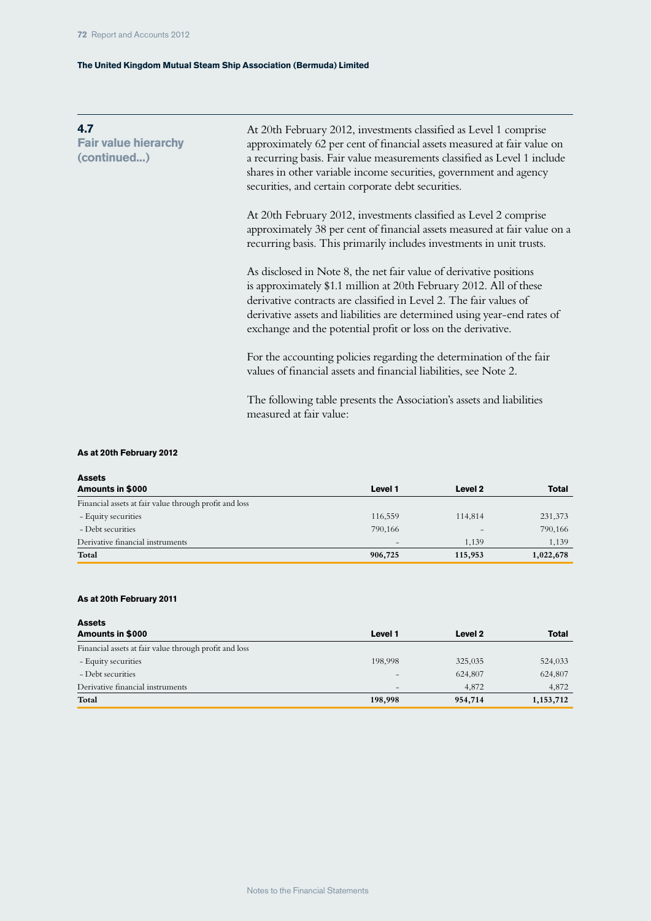## 4.7 Fair value hierarchy (continued...)

At 20th February 2012, investments classified as Level 1 comprise approximately 62 per cent of financial assets measured at fair value on a recurring basis. Fair value measurements classified as Level 1 include shares in other variable income securities, government and agency securities, and certain corporate debt securities.

At 20th February 2012, investments classified as Level 2 comprise approximately 38 per cent of financial assets measured at fair value on a recurring basis. This primarily includes investments in unit trusts.

As disclosed in Note 8, the net fair value of derivative positions is approximately $1.1 million at 20th February 2012. All of these derivative contracts are classified in Level 2. The fair values of derivative assets and liabilities are determined using year-end rates of exchange and the potential profit or loss on the derivative.

For the accounting policies regarding the determination of the fair values of financial assets and financial liabilities, see Note 2.

The following table presents the Association's assets and liabilities measured at fair value:

**As at 20th February 2012**

| **Assets**<br>**Amounts in $000** | **Level 1** | **Level 2** | **Total** |
|---|---|---|---|
| Financial assets at fair value through profit and loss | | | |
| - Equity securities | 116,559 | 114,814 | 231,373 |
| - Debt securities | 790,166 | – | 790,166 |
| Derivative financial instruments | – | 1,139 | 1,139 |
| **Total** | **906,725** | **115,953** | **1,022,678** |

**As at 20th February 2011**

| **Assets**<br>**Amounts in $000** | **Level 1** | **Level 2** | **Total** |
|---|---|---|---|
| Financial assets at fair value through profit and loss | | | |
| - Equity securities | 198,998 | 325,035 | 524,033 |
| - Debt securities | – | 624,807 | 624,807 |
| Derivative financial instruments | – | 4,872 | 4,872 |
| **Total** | **198,998** | **954,714** | **1,153,712** |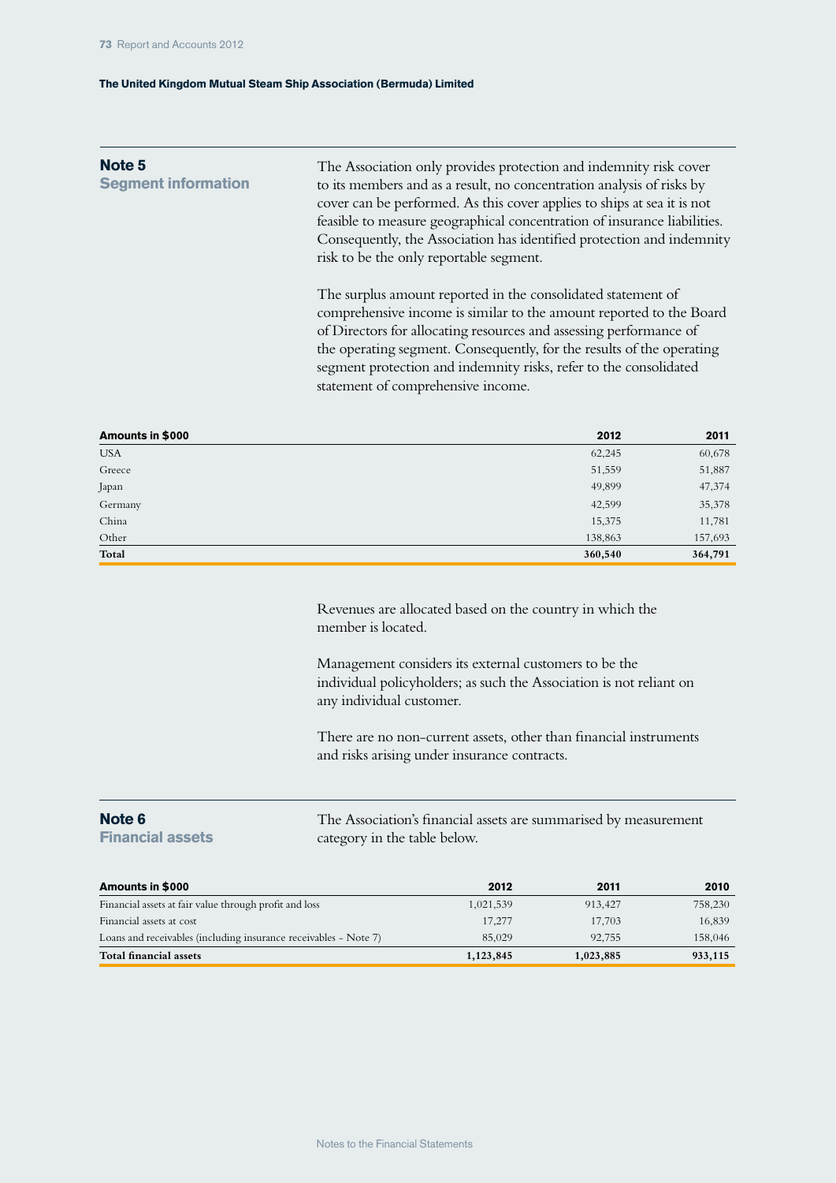## Note 5
### Segment information

The Association only provides protection and indemnity risk cover to its members and as a result, no concentration analysis of risks by cover can be performed. As this cover applies to ships at sea it is not feasible to measure geographical concentration of insurance liabilities. Consequently, the Association has identified protection and indemnity risk to be the only reportable segment.

The surplus amount reported in the consolidated statement of comprehensive income is similar to the amount reported to the Board of Directors for allocating resources and assessing performance of the operating segment. Consequently, for the results of the operating segment protection and indemnity risks, refer to the consolidated statement of comprehensive income.

| Amounts in $000 | 2012 | 2011 |
|---|---|---|
| USA | 62,245 | 60,678 |
| Greece | 51,559 | 51,887 |
| Japan | 49,899 | 47,374 |
| Germany | 42,599 | 35,378 |
| China | 15,375 | 11,781 |
| Other | 138,863 | 157,693 |
| **Total** | **360,540** | **364,791** |

Revenues are allocated based on the country in which the member is located.

Management considers its external customers to be the individual policyholders; as such the Association is not reliant on any individual customer.

There are no non-current assets, other than financial instruments and risks arising under insurance contracts.

## Note 6
### Financial assets

The Association's financial assets are summarised by measurement category in the table below.

| Amounts in $000 | 2012 | 2011 | 2010 |
|---|---|---|---|
| Financial assets at fair value through profit and loss | 1,021,539 | 913,427 | 758,230 |
| Financial assets at cost | 17,277 | 17,703 | 16,839 |
| Loans and receivables (including insurance receivables - Note 7) | 85,029 | 92,755 | 158,046 |
| **Total financial assets** | **1,123,845** | **1,023,885** | **933,115** |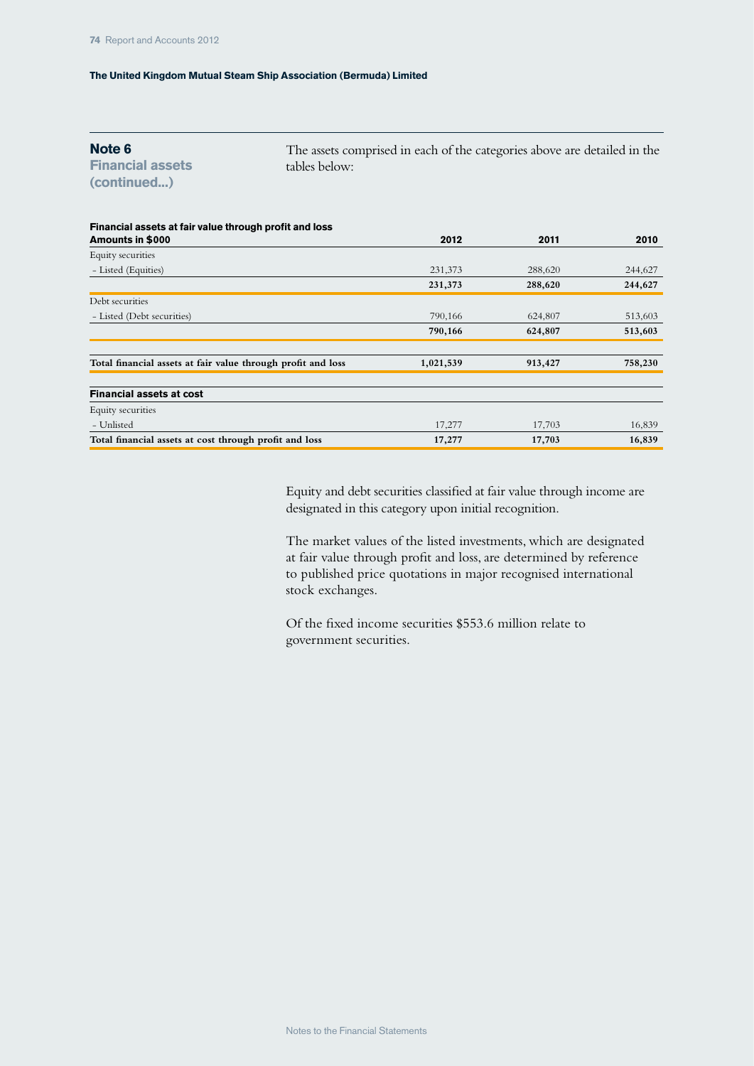## Note 6
### Financial assets (continued...)

The assets comprised in each of the categories above are detailed in the tables below:

**Financial assets at fair value through profit and loss**

| Amounts in $000 | 2012 | 2011 | 2010 |
|---|---|---|---|
| Equity securities | | | |
| - Listed (Equities) | 231,373 | 288,620 | 244,627 |
| | **231,373** | **288,620** | **244,627** |
| Debt securities | | | |
| - Listed (Debt securities) | 790,166 | 624,807 | 513,603 |
| | **790,166** | **624,807** | **513,603** |
| **Total financial assets at fair value through profit and loss** | **1,021,539** | **913,427** | **758,230** |

**Financial assets at cost**

| | 2012 | 2011 | 2010 |
|---|---|---|---|
| Equity securities | | | |
| - Unlisted | 17,277 | 17,703 | 16,839 |
| **Total financial assets at cost through profit and loss** | **17,277** | **17,703** | **16,839** |

Equity and debt securities classified at fair value through income are designated in this category upon initial recognition.

The market values of the listed investments, which are designated at fair value through profit and loss, are determined by reference to published price quotations in major recognised international stock exchanges.

Of the fixed income securities $553.6 million relate to government securities.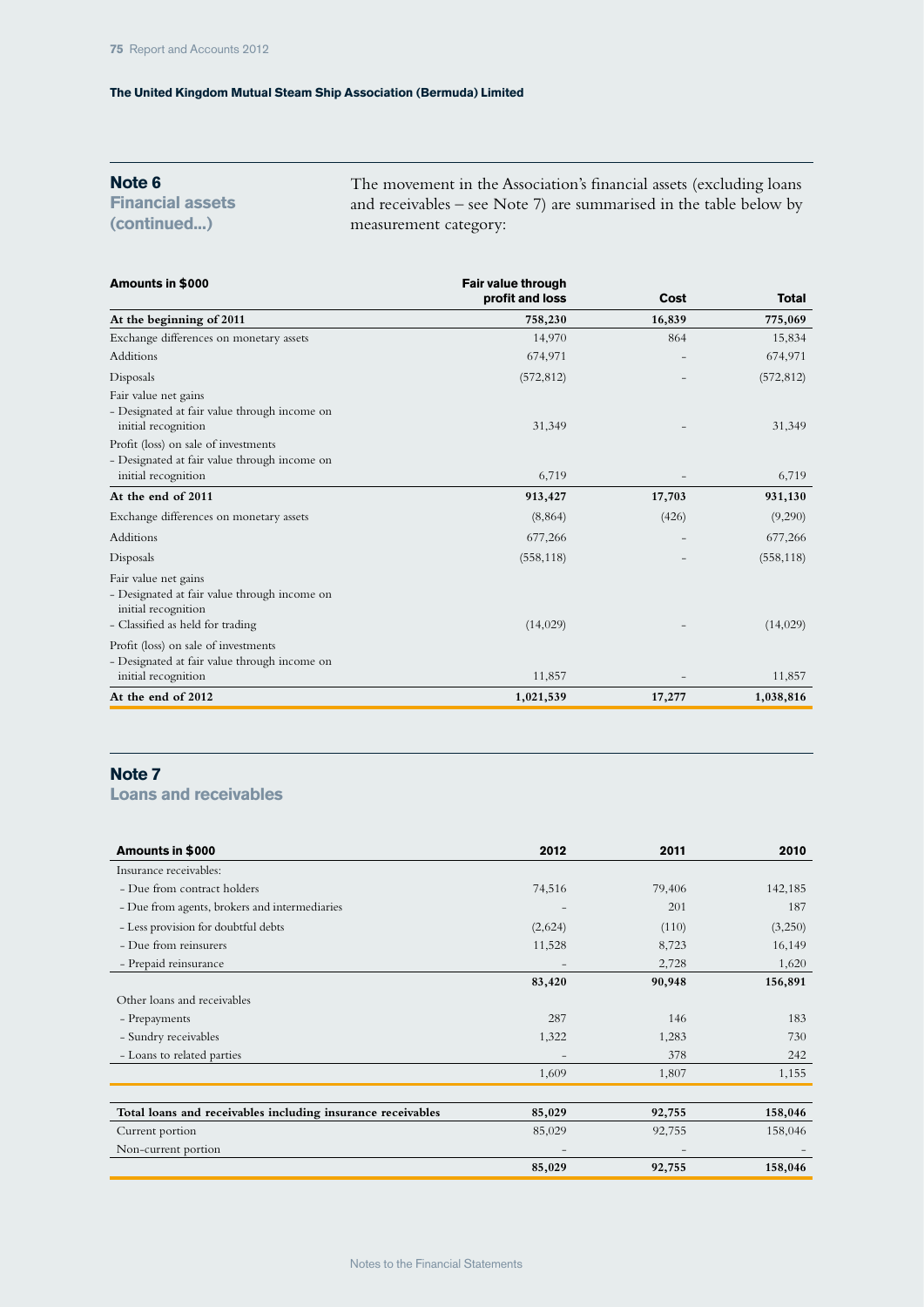## Note 6
### Financial assets (continued...)

The movement in the Association's financial assets (excluding loans and receivables – see Note 7) are summarised in the table below by measurement category:

| Amounts in $000 | Fair value through profit and loss | Cost | Total |
|---|---|---|---|
| **At the beginning of 2011** | **758,230** | **16,839** | **775,069** |
| Exchange differences on monetary assets | 14,970 | 864 | 15,834 |
| Additions | 674,971 | – | 674,971 |
| Disposals | (572,812) | – | (572,812) |
| Fair value net gains<br>- Designated at fair value through income on initial recognition | 31,349 | – | 31,349 |
| Profit (loss) on sale of investments<br>- Designated at fair value through income on initial recognition | 6,719 | – | 6,719 |
| **At the end of 2011** | **913,427** | **17,703** | **931,130** |
| Exchange differences on monetary assets | (8,864) | (426) | (9,290) |
| Additions | 677,266 | – | 677,266 |
| Disposals | (558,118) | – | (558,118) |
| Fair value net gains<br>- Designated at fair value through income on initial recognition<br>- Classified as held for trading | (14,029) | – | (14,029) |
| Profit (loss) on sale of investments<br>- Designated at fair value through income on initial recognition | 11,857 | – | 11,857 |
| **At the end of 2012** | **1,021,539** | **17,277** | **1,038,816** |

## Note 7
### Loans and receivables

| Amounts in $000 | 2012 | 2011 | 2010 |
|---|---|---|---|
| Insurance receivables: | | | |
| - Due from contract holders | 74,516 | 79,406 | 142,185 |
| - Due from agents, brokers and intermediaries | – | 201 | 187 |
| - Less provision for doubtful debts | (2,624) | (110) | (3,250) |
| - Due from reinsurers | 11,528 | 8,723 | 16,149 |
| - Prepaid reinsurance | – | 2,728 | 1,620 |
| | **83,420** | **90,948** | **156,891** |
| Other loans and receivables | | | |
| - Prepayments | 287 | 146 | 183 |
| - Sundry receivables | 1,322 | 1,283 | 730 |
| - Loans to related parties | – | 378 | 242 |
| | 1,609 | 1,807 | 1,155 |
| **Total loans and receivables including insurance receivables** | **85,029** | **92,755** | **158,046** |
| Current portion | 85,029 | 92,755 | 158,046 |
| Non-current portion | – | – | – |
| | **85,029** | **92,755** | **158,046** |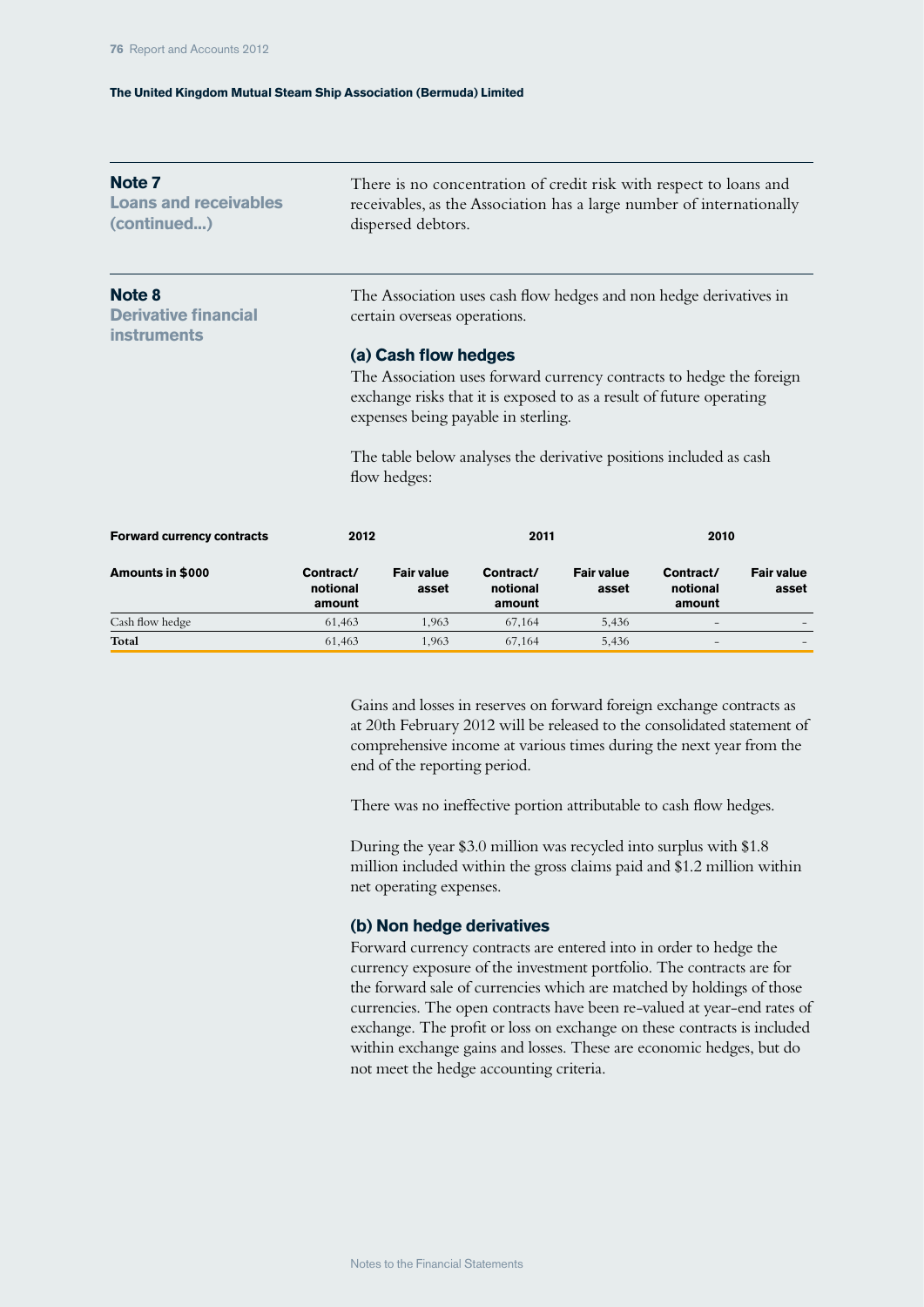## Note 7
**Loans and receivables (continued...)**

There is no concentration of credit risk with respect to loans and receivables, as the Association has a large number of internationally dispersed debtors.

## Note 8
**Derivative financial instruments**

The Association uses cash flow hedges and non hedge derivatives in certain overseas operations.

### (a) Cash flow hedges

The Association uses forward currency contracts to hedge the foreign exchange risks that it is exposed to as a result of future operating expenses being payable in sterling.

The table below analyses the derivative positions included as cash flow hedges:

| Forward currency contracts | 2012 | | 2011 | | 2010 | |
|---|---|---|---|---|---|---|
| Amounts in $000 | Contract/ notional amount | Fair value asset | Contract/ notional amount | Fair value asset | Contract/ notional amount | Fair value asset |
| Cash flow hedge | 61,463 | 1,963 | 67,164 | 5,436 | – | – |
| **Total** | 61,463 | 1,963 | 67,164 | 5,436 | – | – |

Gains and losses in reserves on forward foreign exchange contracts as at 20th February 2012 will be released to the consolidated statement of comprehensive income at various times during the next year from the end of the reporting period.

There was no ineffective portion attributable to cash flow hedges.

During the year $3.0 million was recycled into surplus with $1.8 million included within the gross claims paid and $1.2 million within net operating expenses.

### (b) Non hedge derivatives

Forward currency contracts are entered into in order to hedge the currency exposure of the investment portfolio. The contracts are for the forward sale of currencies which are matched by holdings of those currencies. The open contracts have been re-valued at year-end rates of exchange. The profit or loss on exchange on these contracts is included within exchange gains and losses. These are economic hedges, but do not meet the hedge accounting criteria.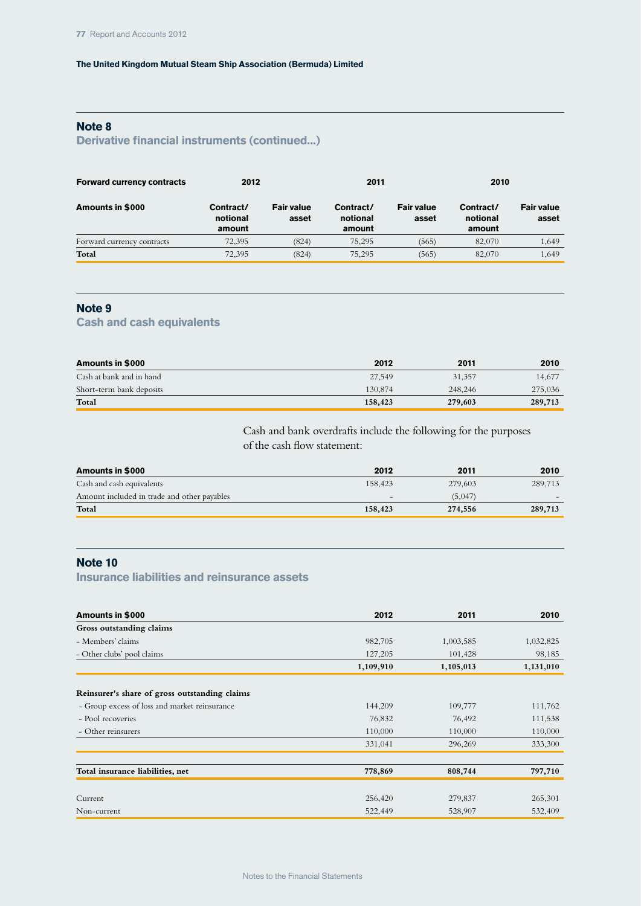## Note 8

### Derivative financial instruments (continued...)

| Forward currency contracts | 2012 | | 2011 | | 2010 | |
|---|---|---|---|---|---|---|
| **Amounts in $000** | **Contract/ notional amount** | **Fair value asset** | **Contract/ notional amount** | **Fair value asset** | **Contract/ notional amount** | **Fair value asset** |
| Forward currency contracts | 72,395 | (824) | 75,295 | (565) | 82,070 | 1,649 |
| **Total** | 72,395 | (824) | 75,295 | (565) | 82,070 | 1,649 |

## Note 9

### Cash and cash equivalents

| Amounts in $000 | 2012 | 2011 | 2010 |
|---|---|---|---|
| Cash at bank and in hand | 27,549 | 31,357 | 14,677 |
| Short-term bank deposits | 130,874 | 248,246 | 275,036 |
| **Total** | **158,423** | **279,603** | **289,713** |

Cash and bank overdrafts include the following for the purposes of the cash flow statement:

| Amounts in $000 | 2012 | 2011 | 2010 |
|---|---|---|---|
| Cash and cash equivalents | 158,423 | 279,603 | 289,713 |
| Amount included in trade and other payables | – | (5,047) | – |
| **Total** | **158,423** | **274,556** | **289,713** |

## Note 10

### Insurance liabilities and reinsurance assets

| Amounts in $000 | 2012 | 2011 | 2010 |
|---|---|---|---|
| **Gross outstanding claims** | | | |
| - Members' claims | 982,705 | 1,003,585 | 1,032,825 |
| - Other clubs' pool claims | 127,205 | 101,428 | 98,185 |
| | **1,109,910** | **1,105,013** | **1,131,010** |
| **Reinsurer's share of gross outstanding claims** | | | |
| - Group excess of loss and market reinsurance | 144,209 | 109,777 | 111,762 |
| - Pool recoveries | 76,832 | 76,492 | 111,538 |
| - Other reinsurers | 110,000 | 110,000 | 110,000 |
| | 331,041 | 296,269 | 333,300 |
| **Total insurance liabilities, net** | **778,869** | **808,744** | **797,710** |
| Current | 256,420 | 279,837 | 265,301 |
| Non-current | 522,449 | 528,907 | 532,409 |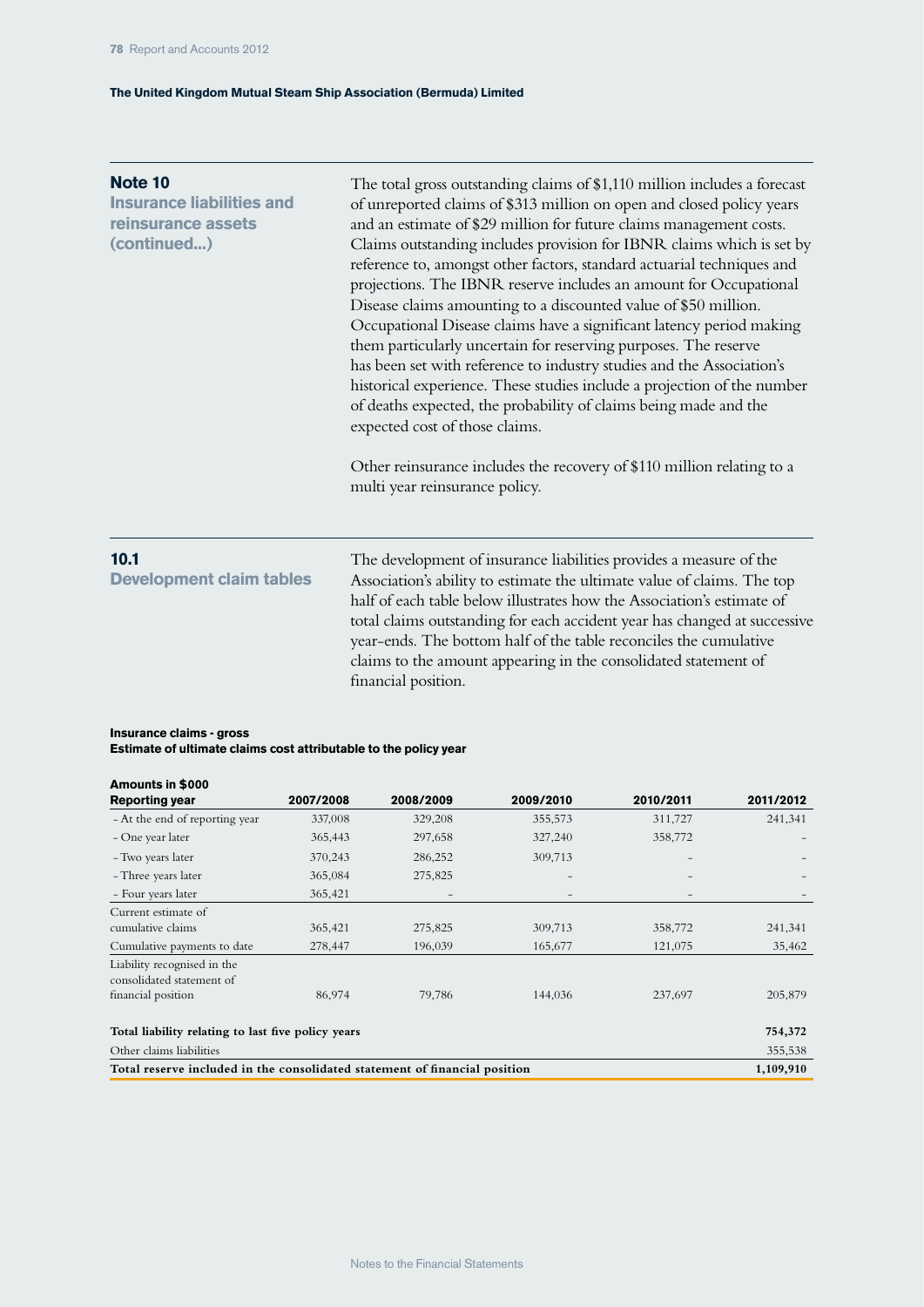## Note 10
### Insurance liabilities and reinsurance assets (continued...)

The total gross outstanding claims of $1,110 million includes a forecast of unreported claims of $313 million on open and closed policy years and an estimate of $29 million for future claims management costs. Claims outstanding includes provision for IBNR claims which is set by reference to, amongst other factors, standard actuarial techniques and projections. The IBNR reserve includes an amount for Occupational Disease claims amounting to a discounted value of $50 million. Occupational Disease claims have a significant latency period making them particularly uncertain for reserving purposes. The reserve has been set with reference to industry studies and the Association's historical experience. These studies include a projection of the number of deaths expected, the probability of claims being made and the expected cost of those claims.

Other reinsurance includes the recovery of $110 million relating to a multi year reinsurance policy.

## 10.1
### Development claim tables

The development of insurance liabilities provides a measure of the Association's ability to estimate the ultimate value of claims. The top half of each table below illustrates how the Association's estimate of total claims outstanding for each accident year has changed at successive year-ends. The bottom half of the table reconciles the cumulative claims to the amount appearing in the consolidated statement of financial position.

**Insurance claims - gross**
**Estimate of ultimate claims cost attributable to the policy year**

**Amounts in $000**

| Reporting year | 2007/2008 | 2008/2009 | 2009/2010 | 2010/2011 | 2011/2012 |
|---|---|---|---|---|---|
| - At the end of reporting year | 337,008 | 329,208 | 355,573 | 311,727 | 241,341 |
| - One year later | 365,443 | 297,658 | 327,240 | 358,772 | - |
| - Two years later | 370,243 | 286,252 | 309,713 | - | - |
| - Three years later | 365,084 | 275,825 | - | - | - |
| - Four years later | 365,421 | - | - | - | - |
| Current estimate of cumulative claims | 365,421 | 275,825 | 309,713 | 358,772 | 241,341 |
| Cumulative payments to date | 278,447 | 196,039 | 165,677 | 121,075 | 35,462 |
| Liability recognised in the consolidated statement of financial position | 86,974 | 79,786 | 144,036 | 237,697 | 205,879 |
| **Total liability relating to last five policy years** | | | | | **754,372** |
| Other claims liabilities | | | | | 355,538 |
| **Total reserve included in the consolidated statement of financial position** | | | | | **1,109,910** |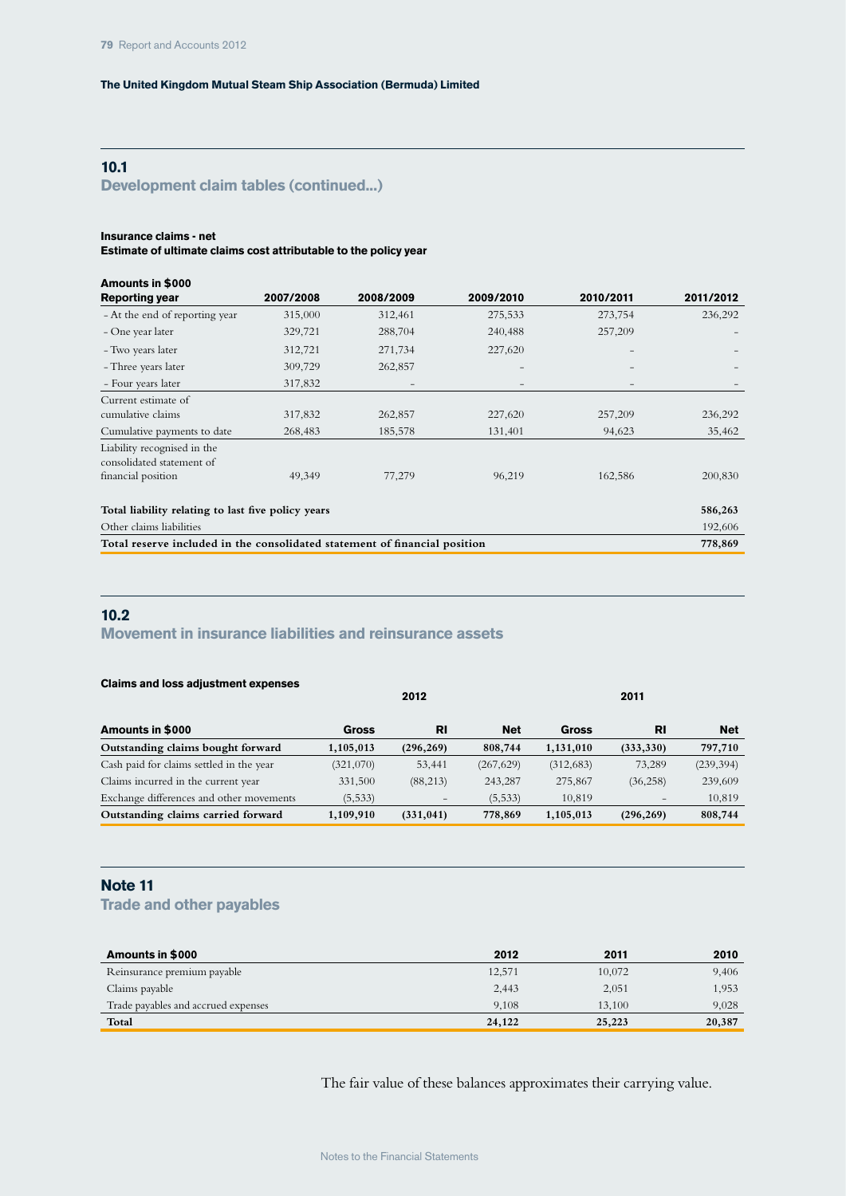## 10.1

### Development claim tables (continued...)

**Insurance claims - net**
**Estimate of ultimate claims cost attributable to the policy year**

| Amounts in $000<br>Reporting year | 2007/2008 | 2008/2009 | 2009/2010 | 2010/2011 | 2011/2012 |
|---|---|---|---|---|---|
| - At the end of reporting year | 315,000 | 312,461 | 275,533 | 273,754 | 236,292 |
| - One year later | 329,721 | 288,704 | 240,488 | 257,209 | – |
| - Two years later | 312,721 | 271,734 | 227,620 | – | – |
| - Three years later | 309,729 | 262,857 | – | – | – |
| - Four years later | 317,832 | – | – | – | – |
| Current estimate of cumulative claims | 317,832 | 262,857 | 227,620 | 257,209 | 236,292 |
| Cumulative payments to date | 268,483 | 185,578 | 131,401 | 94,623 | 35,462 |
| Liability recognised in the consolidated statement of financial position | 49,349 | 77,279 | 96,219 | 162,586 | 200,830 |
| **Total liability relating to last five policy years** | | | | | **586,263** |
| Other claims liabilities | | | | | 192,606 |
| **Total reserve included in the consolidated statement of financial position** | | | | | **778,869** |

## 10.2

### Movement in insurance liabilities and reinsurance assets

**Claims and loss adjustment expenses**

| | 2012 | | | 2011 | | |
|---|---|---|---|---|---|---|
| **Amounts in $000** | **Gross** | **RI** | **Net** | **Gross** | **RI** | **Net** |
| **Outstanding claims bought forward** | **1,105,013** | **(296,269)** | **808,744** | **1,131,010** | **(333,330)** | **797,710** |
| Cash paid for claims settled in the year | (321,070) | 53,441 | (267,629) | (312,683) | 73,289 | (239,394) |
| Claims incurred in the current year | 331,500 | (88,213) | 243,287 | 275,867 | (36,258) | 239,609 |
| Exchange differences and other movements | (5,533) | – | (5,533) | 10,819 | – | 10,819 |
| **Outstanding claims carried forward** | **1,109,910** | **(331,041)** | **778,869** | **1,105,013** | **(296,269)** | **808,744** |

## Note 11

### Trade and other payables

| Amounts in $000 | 2012 | 2011 | 2010 |
|---|---|---|---|
| Reinsurance premium payable | 12,571 | 10,072 | 9,406 |
| Claims payable | 2,443 | 2,051 | 1,953 |
| Trade payables and accrued expenses | 9,108 | 13,100 | 9,028 |
| **Total** | **24,122** | **25,223** | **20,387** |

The fair value of these balances approximates their carrying value.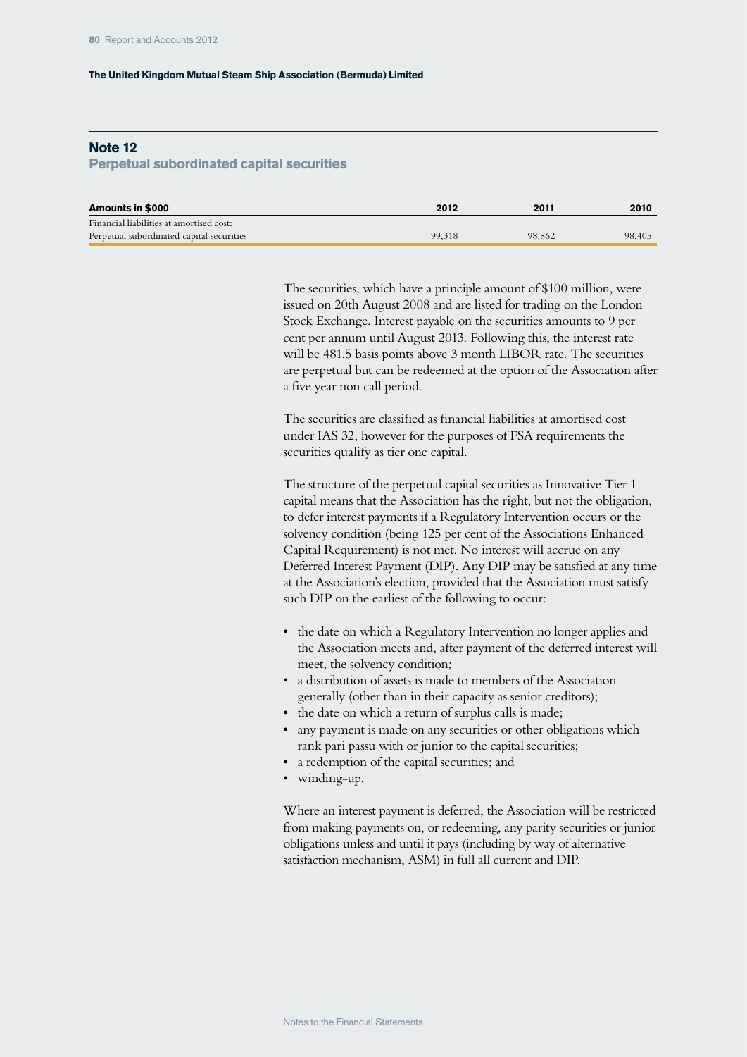## Note 12
### Perpetual subordinated capital securities

| Amounts in $000 | 2012 | 2011 | 2010 |
|---|---|---|---|
| Financial liabilities at amortised cost: | | | |
| Perpetual subordinated capital securities | 99,318 | 98,862 | 98,405 |

The securities, which have a principle amount of $100 million, were issued on 20th August 2008 and are listed for trading on the London Stock Exchange. Interest payable on the securities amounts to 9 per cent per annum until August 2013. Following this, the interest rate will be 481.5 basis points above 3 month LIBOR rate. The securities are perpetual but can be redeemed at the option of the Association after a five year non call period.

The securities are classified as financial liabilities at amortised cost under IAS 32, however for the purposes of FSA requirements the securities qualify as tier one capital.

The structure of the perpetual capital securities as Innovative Tier 1 capital means that the Association has the right, but not the obligation, to defer interest payments if a Regulatory Intervention occurs or the solvency condition (being 125 per cent of the Associations Enhanced Capital Requirement) is not met. No interest will accrue on any Deferred Interest Payment (DIP). Any DIP may be satisfied at any time at the Association's election, provided that the Association must satisfy such DIP on the earliest of the following to occur:

- the date on which a Regulatory Intervention no longer applies and the Association meets and, after payment of the deferred interest will meet, the solvency condition;
- a distribution of assets is made to members of the Association generally (other than in their capacity as senior creditors);
- the date on which a return of surplus calls is made;
- any payment is made on any securities or other obligations which rank pari passu with or junior to the capital securities;
- a redemption of the capital securities; and
- winding-up.

Where an interest payment is deferred, the Association will be restricted from making payments on, or redeeming, any parity securities or junior obligations unless and until it pays (including by way of alternative satisfaction mechanism, ASM) in full all current and DIP.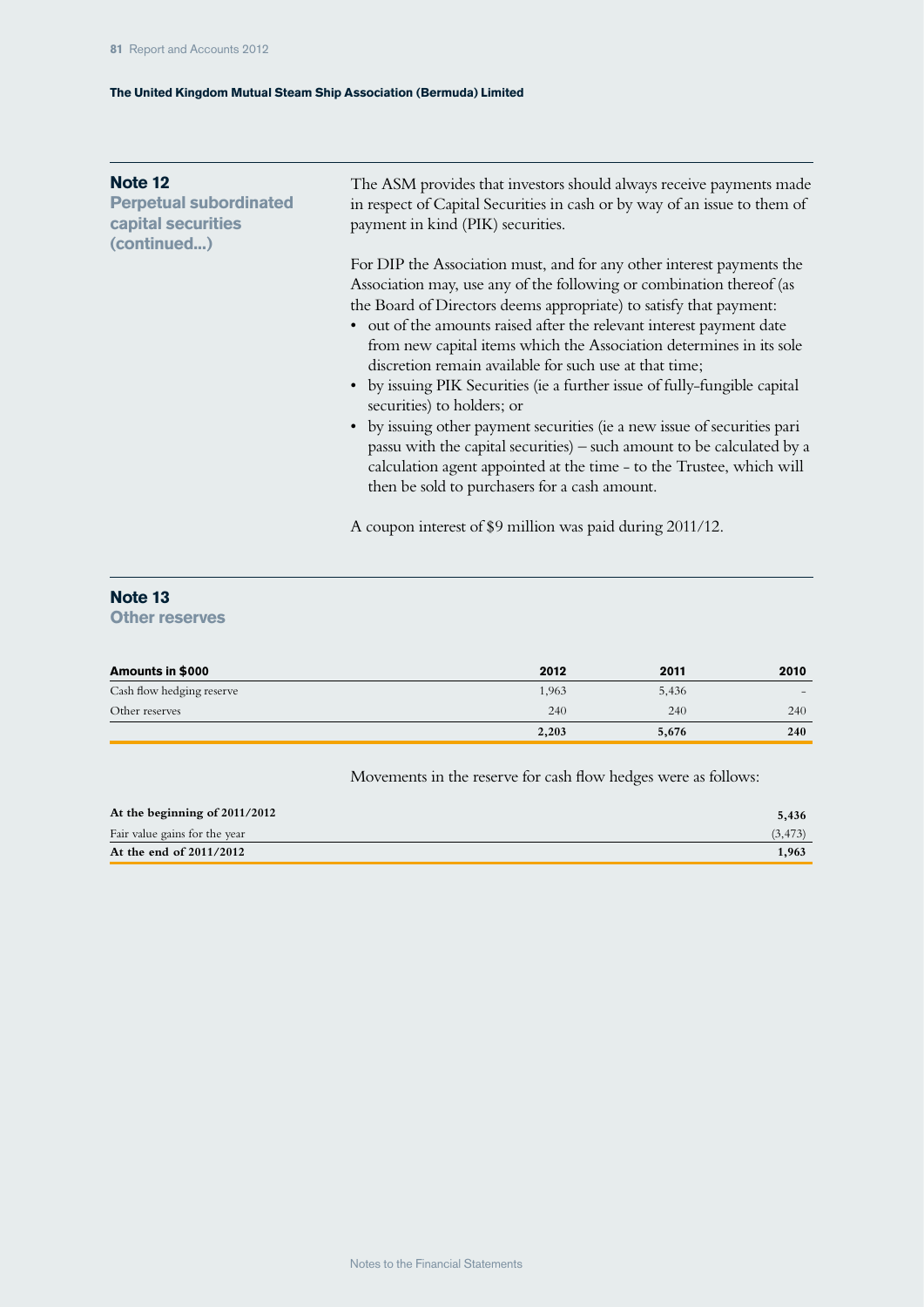## Note 12
### Perpetual subordinated capital securities (continued...)

The ASM provides that investors should always receive payments made in respect of Capital Securities in cash or by way of an issue to them of payment in kind (PIK) securities.

For DIP the Association must, and for any other interest payments the Association may, use any of the following or combination thereof (as the Board of Directors deems appropriate) to satisfy that payment:

- out of the amounts raised after the relevant interest payment date from new capital items which the Association determines in its sole discretion remain available for such use at that time;
- by issuing PIK Securities (ie a further issue of fully-fungible capital securities) to holders; or
- by issuing other payment securities (ie a new issue of securities pari passu with the capital securities) – such amount to be calculated by a calculation agent appointed at the time - to the Trustee, which will then be sold to purchasers for a cash amount.

A coupon interest of $9 million was paid during 2011/12.

## Note 13
### Other reserves

| Amounts in $000 | 2012 | 2011 | 2010 |
|---|---|---|---|
| Cash flow hedging reserve | 1,963 | 5,436 | – |
| Other reserves | 240 | 240 | 240 |
| | **2,203** | **5,676** | **240** |

Movements in the reserve for cash flow hedges were as follows:

| | |
|---|---|
| **At the beginning of 2011/2012** | **5,436** |
| Fair value gains for the year | (3,473) |
| **At the end of 2011/2012** | **1,963** |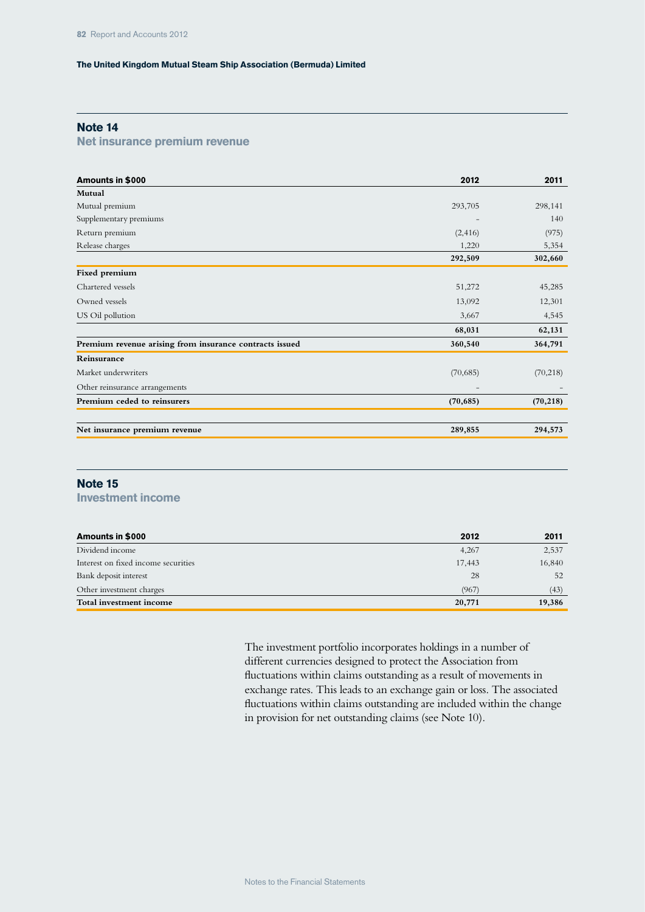## Note 14
### Net insurance premium revenue

| Amounts in $000 | 2012 | 2011 |
|---|---|---|
| **Mutual** | | |
| Mutual premium | 293,705 | 298,141 |
| Supplementary premiums | – | 140 |
| Return premium | (2,416) | (975) |
| Release charges | 1,220 | 5,354 |
| | **292,509** | **302,660** |
| **Fixed premium** | | |
| Chartered vessels | 51,272 | 45,285 |
| Owned vessels | 13,092 | 12,301 |
| US Oil pollution | 3,667 | 4,545 |
| | **68,031** | **62,131** |
| **Premium revenue arising from insurance contracts issued** | **360,540** | **364,791** |
| **Reinsurance** | | |
| Market underwriters | (70,685) | (70,218) |
| Other reinsurance arrangements | – | – |
| **Premium ceded to reinsurers** | **(70,685)** | **(70,218)** |
| **Net insurance premium revenue** | **289,855** | **294,573** |

## Note 15
### Investment income

| Amounts in $000 | 2012 | 2011 |
|---|---|---|
| Dividend income | 4,267 | 2,537 |
| Interest on fixed income securities | 17,443 | 16,840 |
| Bank deposit interest | 28 | 52 |
| Other investment charges | (967) | (43) |
| **Total investment income** | **20,771** | **19,386** |

The investment portfolio incorporates holdings in a number of different currencies designed to protect the Association from fluctuations within claims outstanding as a result of movements in exchange rates. This leads to an exchange gain or loss. The associated fluctuations within claims outstanding are included within the change in provision for net outstanding claims (see Note 10).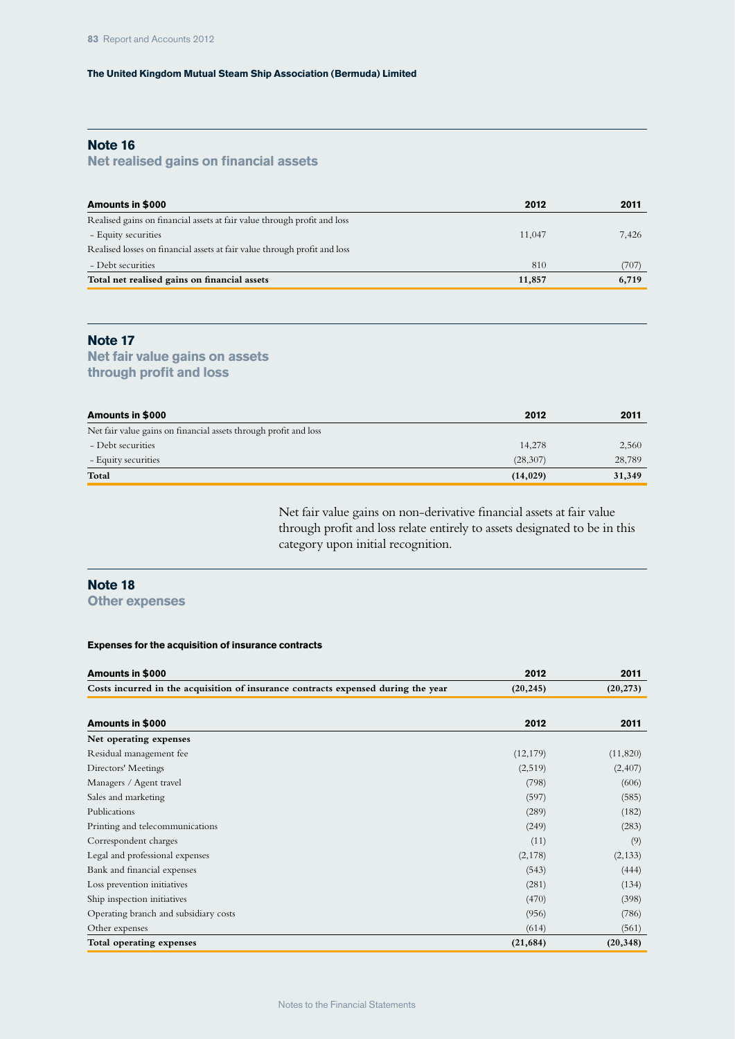The United Kingdom Mutual Steam Ship Association (Bermuda) Limited

## Note 16
### Net realised gains on financial assets

| Amounts in $000 | 2012 | 2011 |
|---|---|---|
| Realised gains on financial assets at fair value through profit and loss | | |
| - Equity securities | 11,047 | 7,426 |
| Realised losses on financial assets at fair value through profit and loss | | |
| - Debt securities | 810 | (707) |
| **Total net realised gains on financial assets** | **11,857** | **6,719** |

## Note 17
### Net fair value gains on assets through profit and loss

| Amounts in $000 | 2012 | 2011 |
|---|---|---|
| Net fair value gains on financial assets through profit and loss | | |
| - Debt securities | 14,278 | 2,560 |
| - Equity securities | (28,307) | 28,789 |
| **Total** | **(14,029)** | **31,349** |

Net fair value gains on non-derivative financial assets at fair value through profit and loss relate entirely to assets designated to be in this category upon initial recognition.

## Note 18
### Other expenses

**Expenses for the acquisition of insurance contracts**

| Amounts in $000 | 2012 | 2011 |
|---|---|---|
| **Costs incurred in the acquisition of insurance contracts expensed during the year** | **(20,245)** | **(20,273)** |

| Amounts in $000 | 2012 | 2011 |
|---|---|---|
| **Net operating expenses** | | |
| Residual management fee | (12,179) | (11,820) |
| Directors' Meetings | (2,519) | (2,407) |
| Managers / Agent travel | (798) | (606) |
| Sales and marketing | (597) | (585) |
| Publications | (289) | (182) |
| Printing and telecommunications | (249) | (283) |
| Correspondent charges | (11) | (9) |
| Legal and professional expenses | (2,178) | (2,133) |
| Bank and financial expenses | (543) | (444) |
| Loss prevention initiatives | (281) | (134) |
| Ship inspection initiatives | (470) | (398) |
| Operating branch and subsidiary costs | (956) | (786) |
| Other expenses | (614) | (561) |
| **Total operating expenses** | **(21,684)** | **(20,348)** |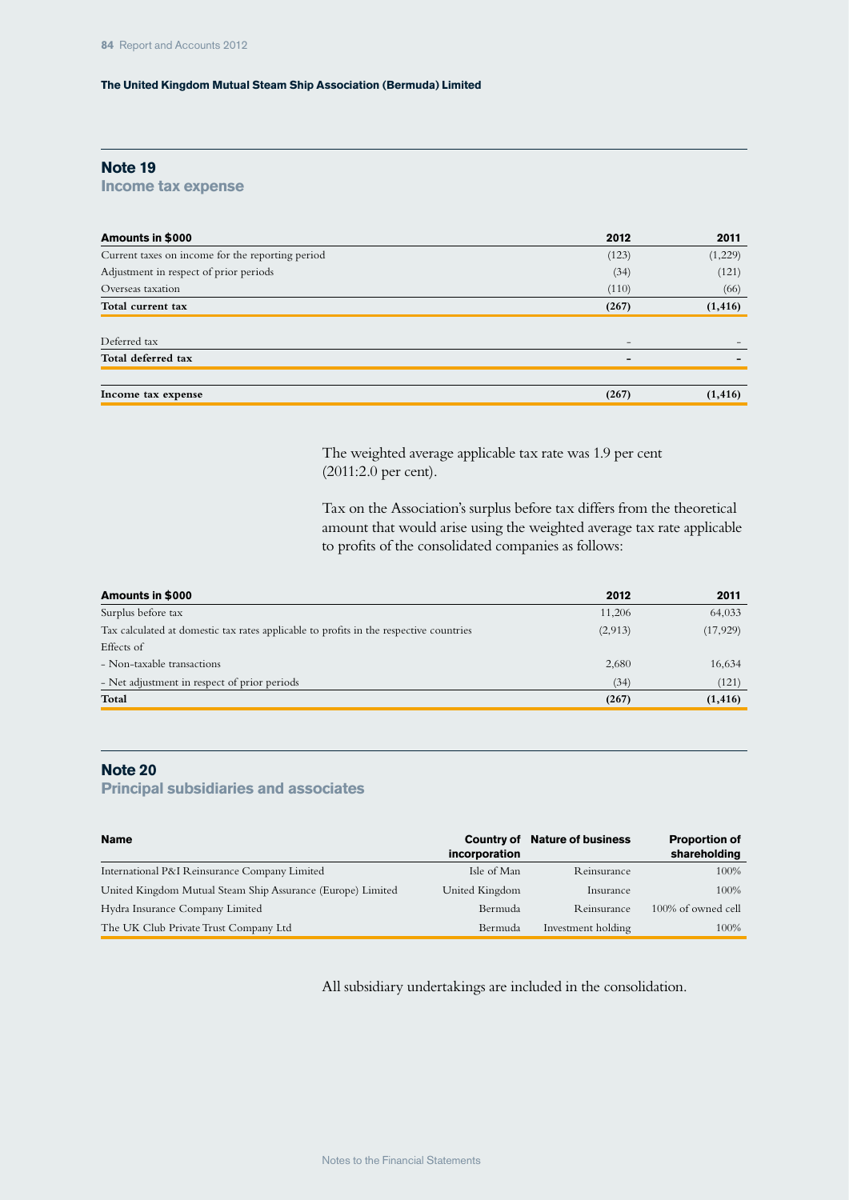## Note 19

### Income tax expense

| Amounts in $000 | 2012 | 2011 |
|---|---|---|
| Current taxes on income for the reporting period | (123) | (1,229) |
| Adjustment in respect of prior periods | (34) | (121) |
| Overseas taxation | (110) | (66) |
| **Total current tax** | **(267)** | **(1,416)** |
| | | |
| Deferred tax | – | – |
| **Total deferred tax** | **–** | **–** |
| | | |
| **Income tax expense** | **(267)** | **(1,416)** |

The weighted average applicable tax rate was 1.9 per cent (2011:2.0 per cent).

Tax on the Association's surplus before tax differs from the theoretical amount that would arise using the weighted average tax rate applicable to profits of the consolidated companies as follows:

| Amounts in $000 | 2012 | 2011 |
|---|---|---|
| Surplus before tax | 11,206 | 64,033 |
| Tax calculated at domestic tax rates applicable to profits in the respective countries | (2,913) | (17,929) |
| Effects of | | |
| - Non-taxable transactions | 2,680 | 16,634 |
| - Net adjustment in respect of prior periods | (34) | (121) |
| **Total** | **(267)** | **(1,416)** |

## Note 20

### Principal subsidiaries and associates

| Name | Country of incorporation | Nature of business | Proportion of shareholding |
|---|---|---|---|
| International P&I Reinsurance Company Limited | Isle of Man | Reinsurance | 100% |
| United Kingdom Mutual Steam Ship Assurance (Europe) Limited | United Kingdom | Insurance | 100% |
| Hydra Insurance Company Limited | Bermuda | Reinsurance | 100% of owned cell |
| The UK Club Private Trust Company Ltd | Bermuda | Investment holding | 100% |

All subsidiary undertakings are included in the consolidation.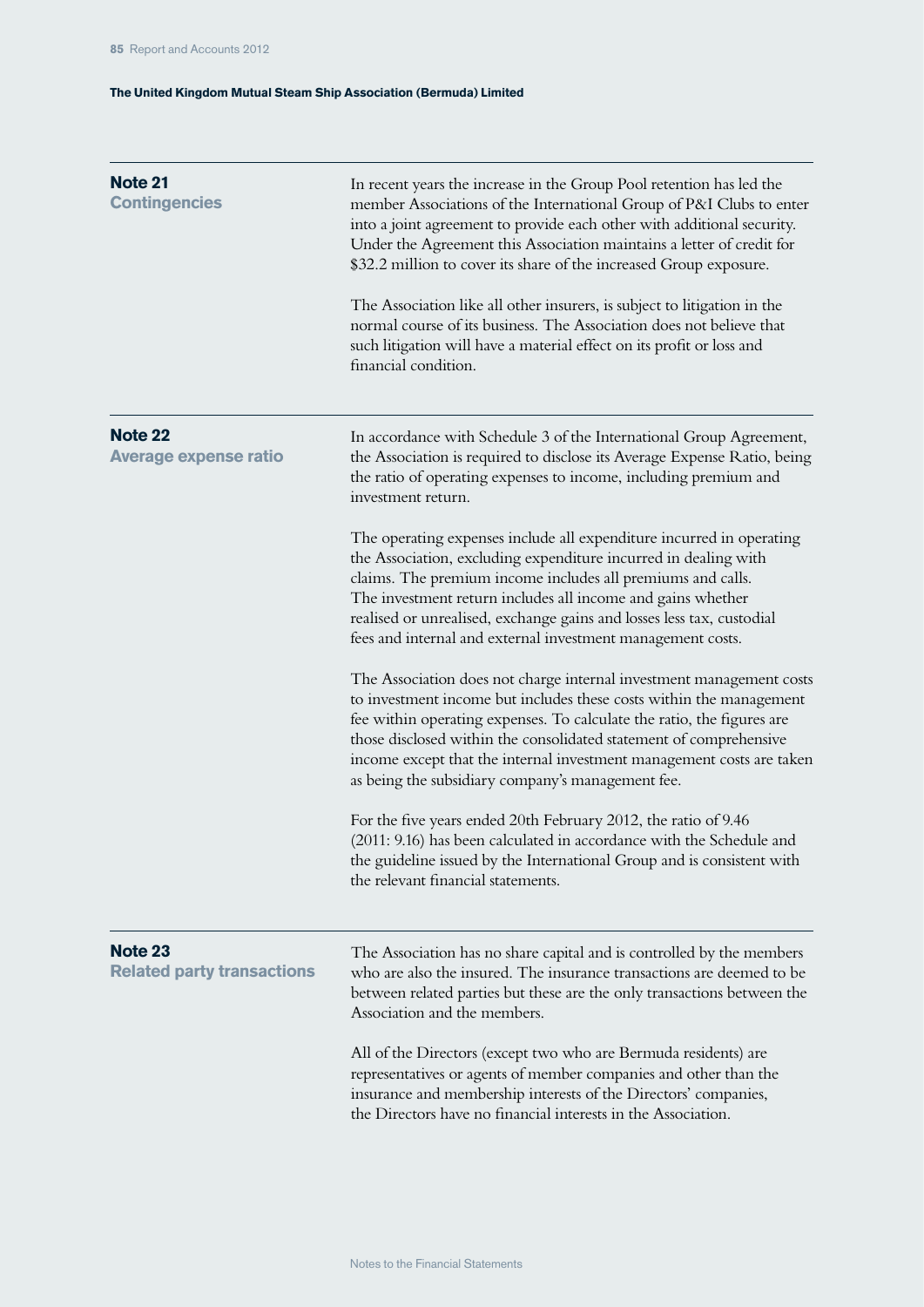## Note 21
### Contingencies

In recent years the increase in the Group Pool retention has led the member Associations of the International Group of P&I Clubs to enter into a joint agreement to provide each other with additional security. Under the Agreement this Association maintains a letter of credit for $32.2 million to cover its share of the increased Group exposure.

The Association like all other insurers, is subject to litigation in the normal course of its business. The Association does not believe that such litigation will have a material effect on its profit or loss and financial condition.

## Note 22
### Average expense ratio

In accordance with Schedule 3 of the International Group Agreement, the Association is required to disclose its Average Expense Ratio, being the ratio of operating expenses to income, including premium and investment return.

The operating expenses include all expenditure incurred in operating the Association, excluding expenditure incurred in dealing with claims. The premium income includes all premiums and calls. The investment return includes all income and gains whether realised or unrealised, exchange gains and losses less tax, custodial fees and internal and external investment management costs.

The Association does not charge internal investment management costs to investment income but includes these costs within the management fee within operating expenses. To calculate the ratio, the figures are those disclosed within the consolidated statement of comprehensive income except that the internal investment management costs are taken as being the subsidiary company's management fee.

For the five years ended 20th February 2012, the ratio of 9.46 (2011: 9.16) has been calculated in accordance with the Schedule and the guideline issued by the International Group and is consistent with the relevant financial statements.

## Note 23
### Related party transactions

The Association has no share capital and is controlled by the members who are also the insured. The insurance transactions are deemed to be between related parties but these are the only transactions between the Association and the members.

All of the Directors (except two who are Bermuda residents) are representatives or agents of member companies and other than the insurance and membership interests of the Directors' companies, the Directors have no financial interests in the Association.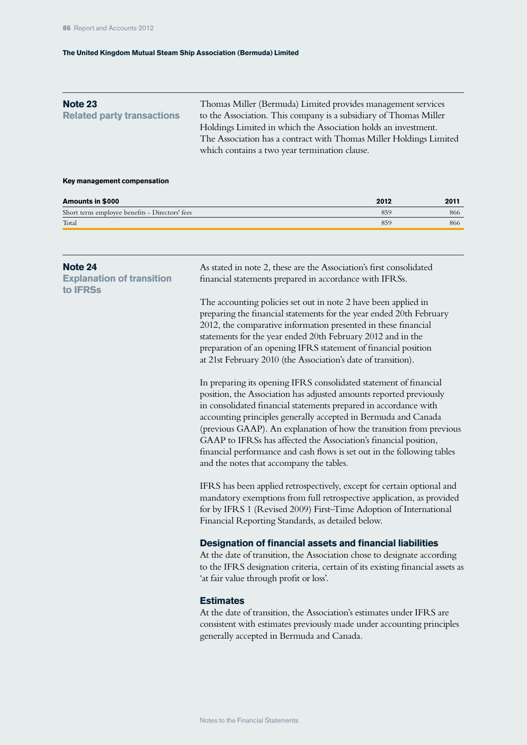**The United Kingdom Mutual Steam Ship Association (Bermuda) Limited**

## Note 23
### Related party transactions

Thomas Miller (Bermuda) Limited provides management services to the Association. This company is a subsidiary of Thomas Miller Holdings Limited in which the Association holds an investment. The Association has a contract with Thomas Miller Holdings Limited which contains a two year termination clause.

**Key management compensation**

| Amounts in $000 | 2012 | 2011 |
|---|---|---|
| Short term employee benefits - Directors' fees | 859 | 866 |
| Total | 859 | 866 |

## Note 24
### Explanation of transition to IFRSs

As stated in note 2, these are the Association's first consolidated financial statements prepared in accordance with IFRSs.

The accounting policies set out in note 2 have been applied in preparing the financial statements for the year ended 20th February 2012, the comparative information presented in these financial statements for the year ended 20th February 2012 and in the preparation of an opening IFRS statement of financial position at 21st February 2010 (the Association's date of transition).

In preparing its opening IFRS consolidated statement of financial position, the Association has adjusted amounts reported previously in consolidated financial statements prepared in accordance with accounting principles generally accepted in Bermuda and Canada (previous GAAP). An explanation of how the transition from previous GAAP to IFRSs has affected the Association's financial position, financial performance and cash flows is set out in the following tables and the notes that accompany the tables.

IFRS has been applied retrospectively, except for certain optional and mandatory exemptions from full retrospective application, as provided for by IFRS 1 (Revised 2009) First–Time Adoption of International Financial Reporting Standards, as detailed below.

#### Designation of financial assets and financial liabilities

At the date of transition, the Association chose to designate according to the IFRS designation criteria, certain of its existing financial assets as 'at fair value through profit or loss'.

#### Estimates

At the date of transition, the Association's estimates under IFRS are consistent with estimates previously made under accounting principles generally accepted in Bermuda and Canada.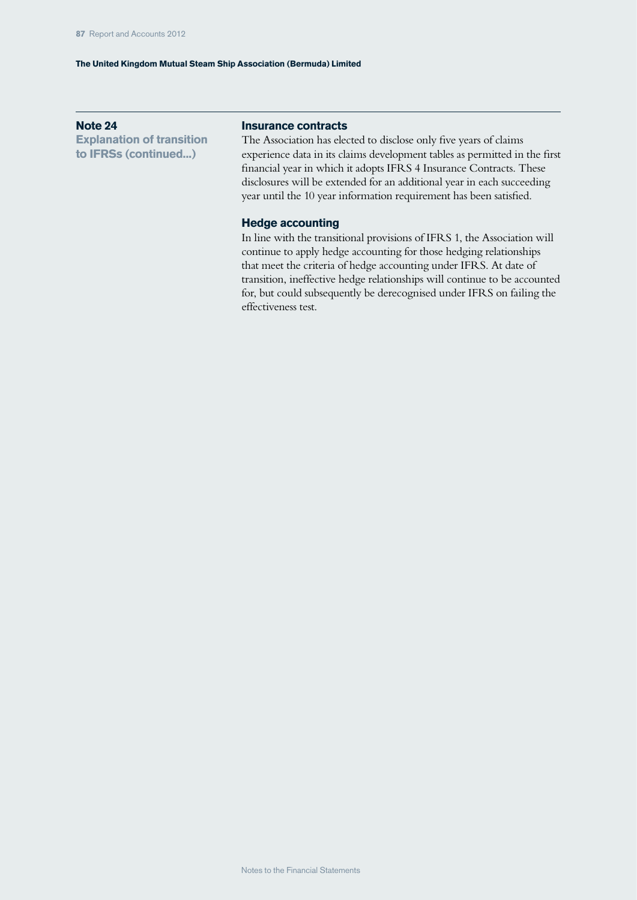## Note 24

**Explanation of transition to IFRSs (continued...)**

### Insurance contracts

The Association has elected to disclose only five years of claims experience data in its claims development tables as permitted in the first financial year in which it adopts IFRS 4 Insurance Contracts. These disclosures will be extended for an additional year in each succeeding year until the 10 year information requirement has been satisfied.

### Hedge accounting

In line with the transitional provisions of IFRS 1, the Association will continue to apply hedge accounting for those hedging relationships that meet the criteria of hedge accounting under IFRS. At date of transition, ineffective hedge relationships will continue to be accounted for, but could subsequently be derecognised under IFRS on failing the effectiveness test.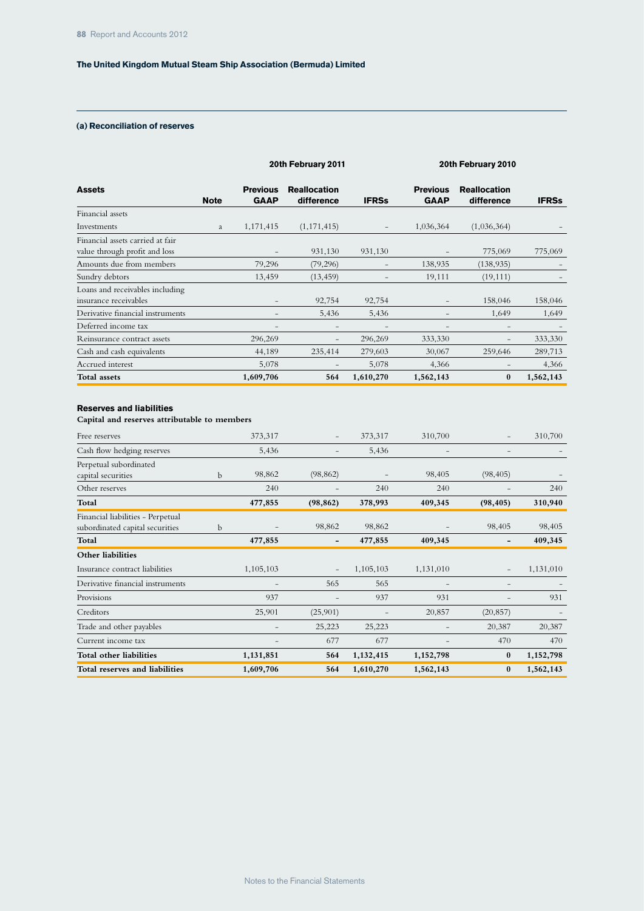**The United Kingdom Mutual Steam Ship Association (Bermuda) Limited**

### (a) Reconciliation of reserves

| Assets | Note | 20th February 2011 Previous GAAP | Reallocation difference | IFRSs | 20th February 2010 Previous GAAP | Reallocation difference | IFRSs |
|---|---|---|---|---|---|---|---|
| Financial assets | | | | | | | |
| Investments | a | 1,171,415 | (1,171,415) | – | 1,036,364 | (1,036,364) | – |
| Financial assets carried at fair value through profit and loss | | – | 931,130 | 931,130 | – | 775,069 | 775,069 |
| Amounts due from members | | 79,296 | (79,296) | – | 138,935 | (138,935) | – |
| Sundry debtors | | 13,459 | (13,459) | – | 19,111 | (19,111) | – |
| Loans and receivables including insurance receivables | | – | 92,754 | 92,754 | – | 158,046 | 158,046 |
| Derivative financial instruments | | – | 5,436 | 5,436 | – | 1,649 | 1,649 |
| Deferred income tax | | – | – | – | – | – | – |
| Reinsurance contract assets | | 296,269 | – | 296,269 | 333,330 | – | 333,330 |
| Cash and cash equivalents | | 44,189 | 235,414 | 279,603 | 30,067 | 259,646 | 289,713 |
| Accrued interest | | 5,078 | – | 5,078 | 4,366 | – | 4,366 |
| **Total assets** | | **1,609,706** | **564** | **1,610,270** | **1,562,143** | **0** | **1,562,143** |

#### Reserves and liabilities

**Capital and reserves attributable to members**

| | Note | 20th February 2011 Previous GAAP | Reallocation difference | IFRSs | 20th February 2010 Previous GAAP | Reallocation difference | IFRSs |
|---|---|---|---|---|---|---|---|
| Free reserves | | 373,317 | – | 373,317 | 310,700 | – | 310,700 |
| Cash flow hedging reserves | | 5,436 | – | 5,436 | – | – | – |
| Perpetual subordinated capital securities | b | 98,862 | (98,862) | – | 98,405 | (98,405) | – |
| Other reserves | | 240 | – | 240 | 240 | – | 240 |
| **Total** | | **477,855** | **(98,862)** | **378,993** | **409,345** | **(98,405)** | **310,940** |
| Financial liabilities - Perpetual subordinated capital securities | b | – | 98,862 | 98,862 | – | 98,405 | 98,405 |
| **Total** | | **477,855** | **–** | **477,855** | **409,345** | **–** | **409,345** |
| **Other liabilities** | | | | | | | |
| Insurance contract liabilities | | 1,105,103 | – | 1,105,103 | 1,131,010 | – | 1,131,010 |
| Derivative financial instruments | | – | 565 | 565 | – | – | – |
| Provisions | | 937 | – | 937 | 931 | – | 931 |
| Creditors | | 25,901 | (25,901) | – | 20,857 | (20,857) | – |
| Trade and other payables | | – | 25,223 | 25,223 | – | 20,387 | 20,387 |
| Current income tax | | – | 677 | 677 | – | 470 | 470 |
| **Total other liabilities** | | **1,131,851** | **564** | **1,132,415** | **1,152,798** | **0** | **1,152,798** |
| **Total reserves and liabilities** | | **1,609,706** | **564** | **1,610,270** | **1,562,143** | **0** | **1,562,143** |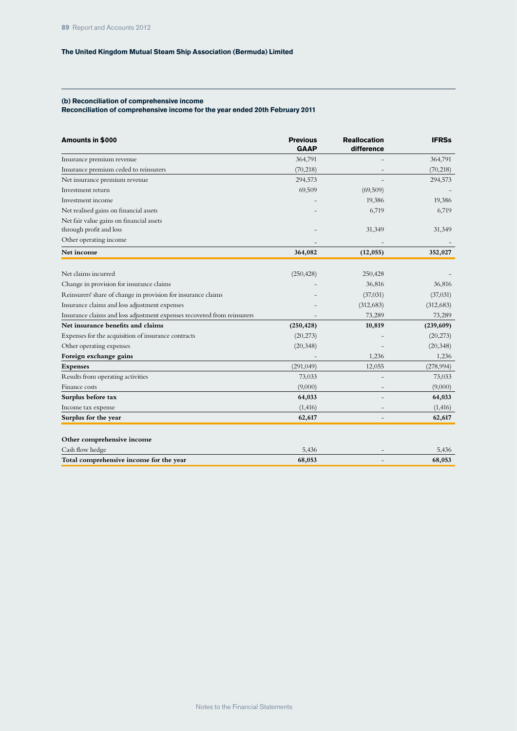The United Kingdom Mutual Steam Ship Association (Bermuda) Limited

### (b) Reconciliation of comprehensive income

**Reconciliation of comprehensive income for the year ended 20th February 2011**

| Amounts in $000 | Previous GAAP | Reallocation difference | IFRSs |
|---|---|---|---|
| Insurance premium revenue | 364,791 | – | 364,791 |
| Insurance premium ceded to reinsurers | (70,218) | – | (70,218) |
| Net insurance premium revenue | 294,573 | – | 294,573 |
| Investment return | 69,509 | (69,509) | – |
| Investment income | – | 19,386 | 19,386 |
| Net realised gains on financial assets | – | 6,719 | 6,719 |
| Net fair value gains on financial assets through profit and loss | – | 31,349 | 31,349 |
| Other operating income | – | – | – |
| **Net income** | **364,082** | **(12,055)** | **352,027** |
| | | | |
| Net claims incurred | (250,428) | 250,428 | – |
| Change in provision for insurance claims | – | 36,816 | 36,816 |
| Reinsurers' share of change in provision for insurance claims | – | (37,031) | (37,031) |
| Insurance claims and loss adjustment expenses | – | (312,683) | (312,683) |
| Insurance claims and loss adjustment expenses recovered from reinsurers | – | 73,289 | 73,289 |
| **Net insurance benefits and claims** | **(250,428)** | **10,819** | **(239,609)** |
| Expenses for the acquisition of insurance contracts | (20,273) | – | (20,273) |
| Other operating expenses | (20,348) | – | (20,348) |
| **Foreign exchange gains** | – | 1,236 | 1,236 |
| **Expenses** | (291,049) | 12,055 | (278,994) |
| Results from operating activities | 73,033 | – | 73,033 |
| Finance costs | (9,000) | – | (9,000) |
| **Surplus before tax** | **64,033** | – | **64,033** |
| Income tax expense | (1,416) | – | (1,416) |
| **Surplus for the year** | **62,617** | – | **62,617** |
| | | | |
| **Other comprehensive income** | | | |
| Cash flow hedge | 5,436 | – | 5,436 |
| **Total comprehensive income for the year** | **68,053** | – | **68,053** |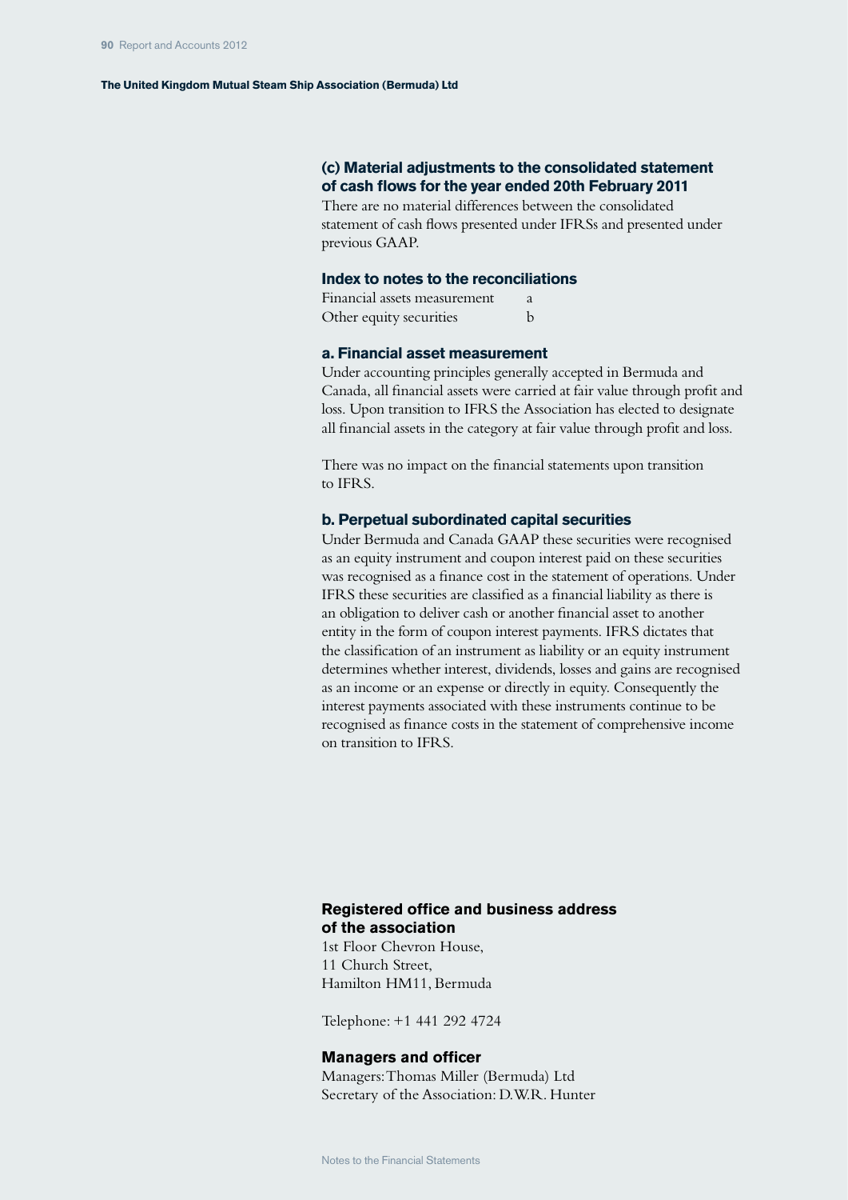### (c) Material adjustments to the consolidated statement of cash flows for the year ended 20th February 2011

There are no material differences between the consolidated statement of cash flows presented under IFRSs and presented under previous GAAP.

### Index to notes to the reconciliations

| | |
|---|---|
| Financial assets measurement | a |
| Other equity securities | b |

### a. Financial asset measurement

Under accounting principles generally accepted in Bermuda and Canada, all financial assets were carried at fair value through profit and loss. Upon transition to IFRS the Association has elected to designate all financial assets in the category at fair value through profit and loss.

There was no impact on the financial statements upon transition to IFRS.

### b. Perpetual subordinated capital securities

Under Bermuda and Canada GAAP these securities were recognised as an equity instrument and coupon interest paid on these securities was recognised as a finance cost in the statement of operations. Under IFRS these securities are classified as a financial liability as there is an obligation to deliver cash or another financial asset to another entity in the form of coupon interest payments. IFRS dictates that the classification of an instrument as liability or an equity instrument determines whether interest, dividends, losses and gains are recognised as an income or an expense or directly in equity. Consequently the interest payments associated with these instruments continue to be recognised as finance costs in the statement of comprehensive income on transition to IFRS.

### Registered office and business address of the association

1st Floor Chevron House,
11 Church Street,
Hamilton HM11, Bermuda

Telephone: +1 441 292 4724

### Managers and officer

Managers: Thomas Miller (Bermuda) Ltd
Secretary of the Association: D.W.R. Hunter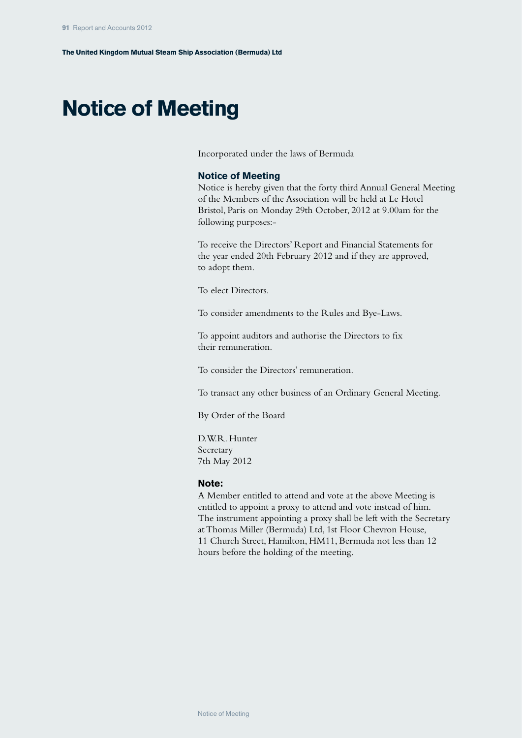# Notice of Meeting

Incorporated under the laws of Bermuda

## Notice of Meeting

Notice is hereby given that the forty third Annual General Meeting of the Members of the Association will be held at Le Hotel Bristol, Paris on Monday 29th October, 2012 at 9.00am for the following purposes:-

To receive the Directors' Report and Financial Statements for the year ended 20th February 2012 and if they are approved, to adopt them.

To elect Directors.

To consider amendments to the Rules and Bye-Laws.

To appoint auditors and authorise the Directors to fix their remuneration.

To consider the Directors' remuneration.

To transact any other business of an Ordinary General Meeting.

By Order of the Board

D.W.R. Hunter
Secretary
7th May 2012

## Note:

A Member entitled to attend and vote at the above Meeting is entitled to appoint a proxy to attend and vote instead of him. The instrument appointing a proxy shall be left with the Secretary at Thomas Miller (Bermuda) Ltd, 1st Floor Chevron House, 11 Church Street, Hamilton, HM11, Bermuda not less than 12 hours before the holding of the meeting.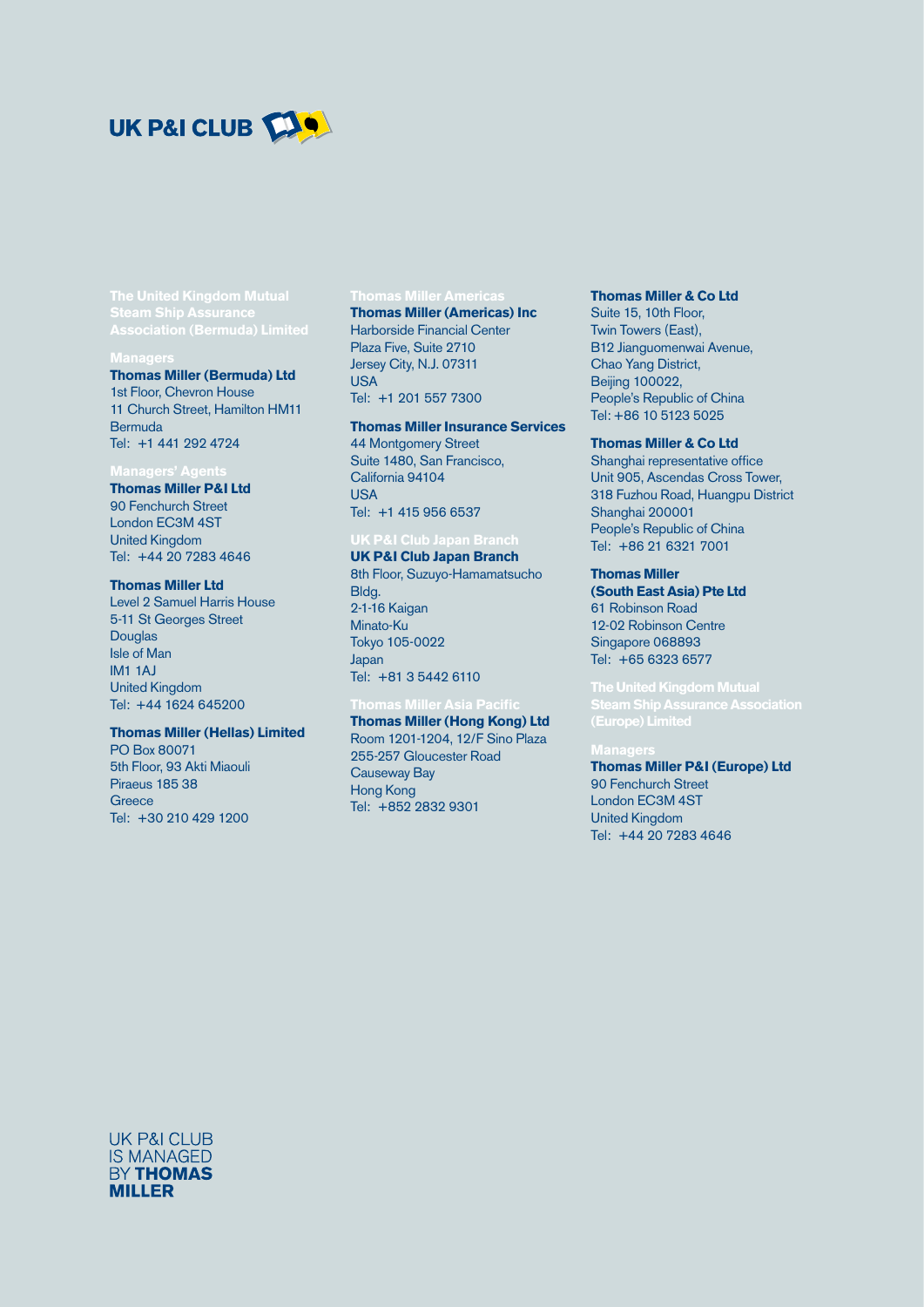# UK P&I CLUB

**The United Kingdom Mutual Steam Ship Assurance Association (Bermuda) Limited**

**Managers**

**Thomas Miller (Bermuda) Ltd**
1st Floor, Chevron House
11 Church Street, Hamilton HM11
Bermuda
Tel: +1 441 292 4724

**Managers' Agents**

**Thomas Miller P&I Ltd**
90 Fenchurch Street
London EC3M 4ST
United Kingdom
Tel: +44 20 7283 4646

**Thomas Miller Ltd**
Level 2 Samuel Harris House
5-11 St Georges Street
Douglas
Isle of Man
IM1 1AJ
United Kingdom
Tel: +44 1624 645200

**Thomas Miller (Hellas) Limited**
PO Box 80071
5th Floor, 93 Akti Miaouli
Piraeus 185 38
Greece
Tel: +30 210 429 1200

**Thomas Miller Americas**

**Thomas Miller (Americas) Inc**
Harborside Financial Center
Plaza Five, Suite 2710
Jersey City, N.J. 07311
USA
Tel: +1 201 557 7300

**Thomas Miller Insurance Services**
44 Montgomery Street
Suite 1480, San Francisco,
California 94104
USA
Tel: +1 415 956 6537

**UK P&I Club Japan Branch**

**UK P&I Club Japan Branch**
8th Floor, Suzuyo-Hamamatsucho
Bldg.
2-1-16 Kaigan
Minato-Ku
Tokyo 105-0022
Japan
Tel: +81 3 5442 6110

**Thomas Miller Asia Pacific**

**Thomas Miller (Hong Kong) Ltd**
Room 1201-1204, 12/F Sino Plaza
255-257 Gloucester Road
Causeway Bay
Hong Kong
Tel: +852 2832 9301

**Thomas Miller & Co Ltd**
Suite 15, 10th Floor,
Twin Towers (East),
B12 Jianguomenwai Avenue,
Chao Yang District,
Beijing 100022,
People's Republic of China
Tel: +86 10 5123 5025

**Thomas Miller & Co Ltd**
Shanghai representative office
Unit 905, Ascendas Cross Tower,
318 Fuzhou Road, Huangpu District
Shanghai 200001
People's Republic of China
Tel: +86 21 6321 7001

**Thomas Miller (South East Asia) Pte Ltd**
61 Robinson Road
12-02 Robinson Centre
Singapore 068893
Tel: +65 6323 6577

**The United Kingdom Mutual Steam Ship Assurance Association (Europe) Limited**

**Managers**

**Thomas Miller P&I (Europe) Ltd**
90 Fenchurch Street
London EC3M 4ST
United Kingdom
Tel: +44 20 7283 4646

UK P&I CLUB IS MANAGED BY **THOMAS MILLER**